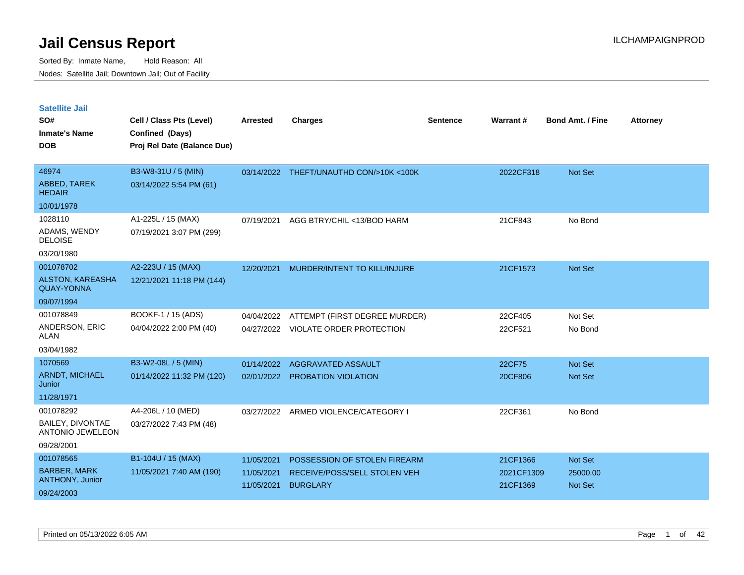# Jail Census Report

ILCHAMPAIGNPROD

Sorted By: Inmate Name, Hold Reason: All

Nodes: Satellite Jail; Downtown Jail; Out of Facility

## Satellite Jail

| SO# / Inmate's Name / DOB | Cell / Class Pts (Level) / Confined (Days) / Proj Rel Date (Balance Due) | Arrested | Charges | Sentence | Warrant # | Bond Amt. / Fine | Attorney |
|---|---|---|---|---|---|---|---|
| 46974<br>ABBED, TAREK HEDAIR<br>10/01/1978 | B3-W8-31U / 5 (MIN)<br>03/14/2022 5:54 PM (61) | 03/14/2022 | THEFT/UNAUTHD CON/>10K <100K | | 2022CF318 | Not Set | |
| 1028110<br>ADAMS, WENDY DELOISE<br>03/20/1980 | A1-225L / 15 (MAX)<br>07/19/2021 3:07 PM (299) | 07/19/2021 | AGG BTRY/CHIL <13/BOD HARM | | 21CF843 | No Bond | |
| 001078702<br>ALSTON, KAREASHA QUAY-YONNA<br>09/07/1994 | A2-223U / 15 (MAX)<br>12/21/2021 11:18 PM (144) | 12/20/2021 | MURDER/INTENT TO KILL/INJURE | | 21CF1573 | Not Set | |
| 001078849<br>ANDERSON, ERIC ALAN<br>03/04/1982 | BOOKF-1 / 15 (ADS)<br>04/04/2022 2:00 PM (40) | 04/04/2022<br>04/27/2022 | ATTEMPT (FIRST DEGREE MURDER)<br>VIOLATE ORDER PROTECTION | | 22CF405<br>22CF521 | Not Set<br>No Bond | |
| 1070569<br>ARNDT, MICHAEL Junior<br>11/28/1971 | B3-W2-08L / 5 (MIN)<br>01/14/2022 11:32 PM (120) | 01/14/2022<br>02/01/2022 | AGGRAVATED ASSAULT<br>PROBATION VIOLATION | | 22CF75<br>20CF806 | Not Set<br>Not Set | |
| 001078292<br>BAILEY, DIVONTAE ANTONIO JEWELEON<br>09/28/2001 | A4-206L / 10 (MED)<br>03/27/2022 7:43 PM (48) | 03/27/2022 | ARMED VIOLENCE/CATEGORY I | | 22CF361 | No Bond | |
| 001078565<br>BARBER, MARK ANTHONY, Junior<br>09/24/2003 | B1-104U / 15 (MAX)<br>11/05/2021 7:40 AM (190) | 11/05/2021<br>11/05/2021<br>11/05/2021 | POSSESSION OF STOLEN FIREARM<br>RECEIVE/POSS/SELL STOLEN VEH<br>BURGLARY | | 21CF1366<br>2021CF1309<br>21CF1369 | Not Set<br>25000.00<br>Not Set | |

Printed on 05/13/2022 6:05 AM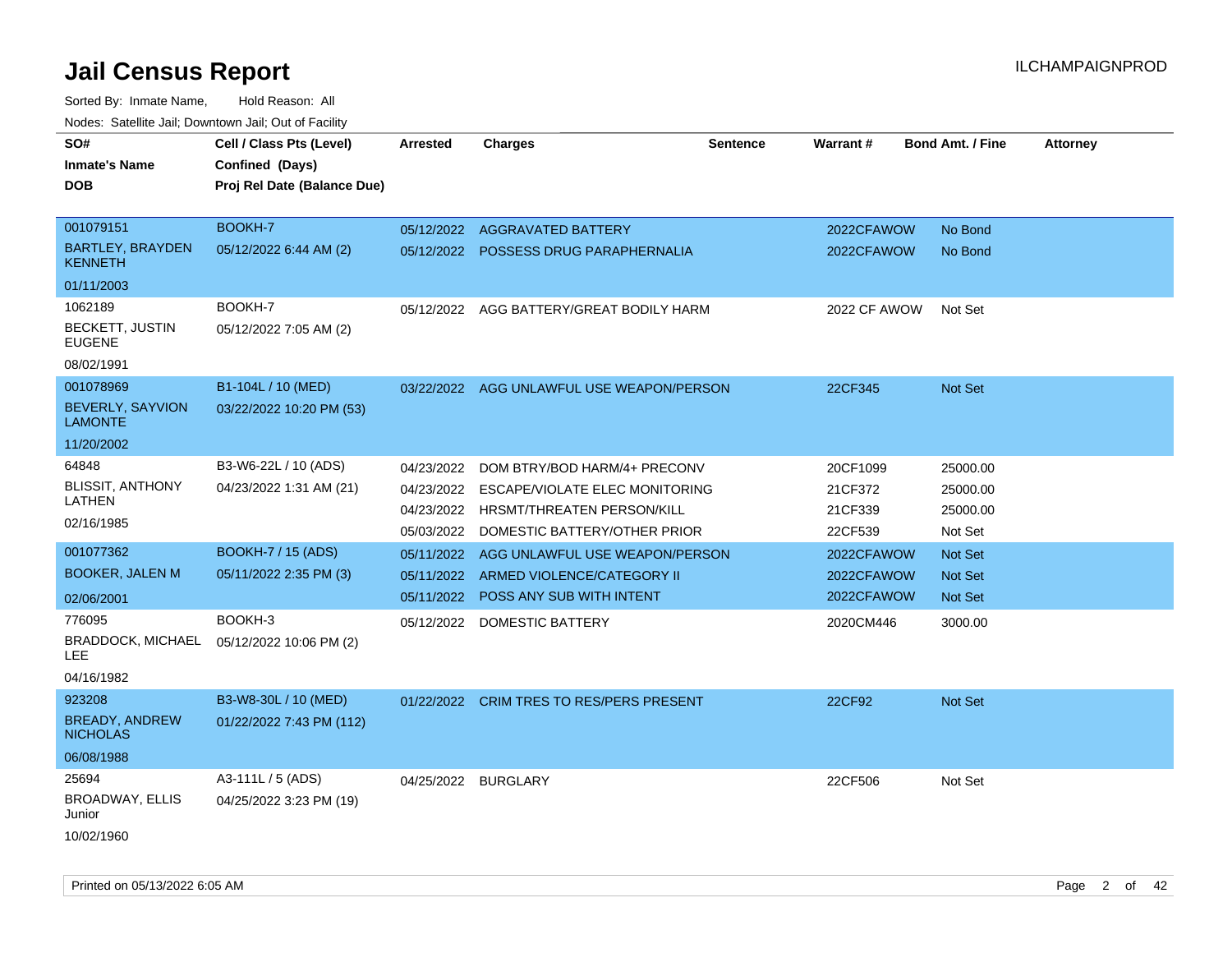# Jail Census Report

Sorted By: Inmate Name, Hold Reason: All

Nodes: Satellite Jail; Downtown Jail; Out of Facility

| SO# / Inmate's Name / DOB | Cell / Class Pts (Level) / Confined (Days) / Proj Rel Date (Balance Due) | Arrested | Charges | Sentence | Warrant # | Bond Amt. / Fine | Attorney |
|---|---|---|---|---|---|---|---|
| 001079151 BARTLEY, BRAYDEN KENNETH 01/11/2003 | BOOKH-7 05/12/2022 6:44 AM (2) | 05/12/2022 | AGGRAVATED BATTERY | | 2022CFAWOW | No Bond | |
| | | 05/12/2022 | POSSESS DRUG PARAPHERNALIA | | 2022CFAWOW | No Bond | |
| 1062189 BECKETT, JUSTIN EUGENE 08/02/1991 | BOOKH-7 05/12/2022 7:05 AM (2) | 05/12/2022 | AGG BATTERY/GREAT BODILY HARM | | 2022 CF AWOW | Not Set | |
| 001078969 BEVERLY, SAYVION LAMONTE 11/20/2002 | B1-104L / 10 (MED) 03/22/2022 10:20 PM (53) | 03/22/2022 | AGG UNLAWFUL USE WEAPON/PERSON | | 22CF345 | Not Set | |
| 64848 BLISSIT, ANTHONY LATHEN 02/16/1985 | B3-W6-22L / 10 (ADS) 04/23/2022 1:31 AM (21) | 04/23/2022 | DOM BTRY/BOD HARM/4+ PRECONV | | 20CF1099 | 25000.00 | |
| | | 04/23/2022 | ESCAPE/VIOLATE ELEC MONITORING | | 21CF372 | 25000.00 | |
| | | 04/23/2022 | HRSMT/THREATEN PERSON/KILL | | 21CF339 | 25000.00 | |
| | | 05/03/2022 | DOMESTIC BATTERY/OTHER PRIOR | | 22CF539 | Not Set | |
| 001077362 BOOKER, JALEN M 02/06/2001 | BOOKH-7 / 15 (ADS) 05/11/2022 2:35 PM (3) | 05/11/2022 | AGG UNLAWFUL USE WEAPON/PERSON | | 2022CFAWOW | Not Set | |
| | | 05/11/2022 | ARMED VIOLENCE/CATEGORY II | | 2022CFAWOW | Not Set | |
| | | 05/11/2022 | POSS ANY SUB WITH INTENT | | 2022CFAWOW | Not Set | |
| 776095 BRADDOCK, MICHAEL LEE 04/16/1982 | BOOKH-3 05/12/2022 10:06 PM (2) | 05/12/2022 | DOMESTIC BATTERY | | 2020CM446 | 3000.00 | |
| 923208 BREADY, ANDREW NICHOLAS 06/08/1988 | B3-W8-30L / 10 (MED) 01/22/2022 7:43 PM (112) | 01/22/2022 | CRIM TRES TO RES/PERS PRESENT | | 22CF92 | Not Set | |
| 25694 BROADWAY, ELLIS Junior 10/02/1960 | A3-111L / 5 (ADS) 04/25/2022 3:23 PM (19) | 04/25/2022 | BURGLARY | | 22CF506 | Not Set | |

Printed on 05/13/2022 6:05 AM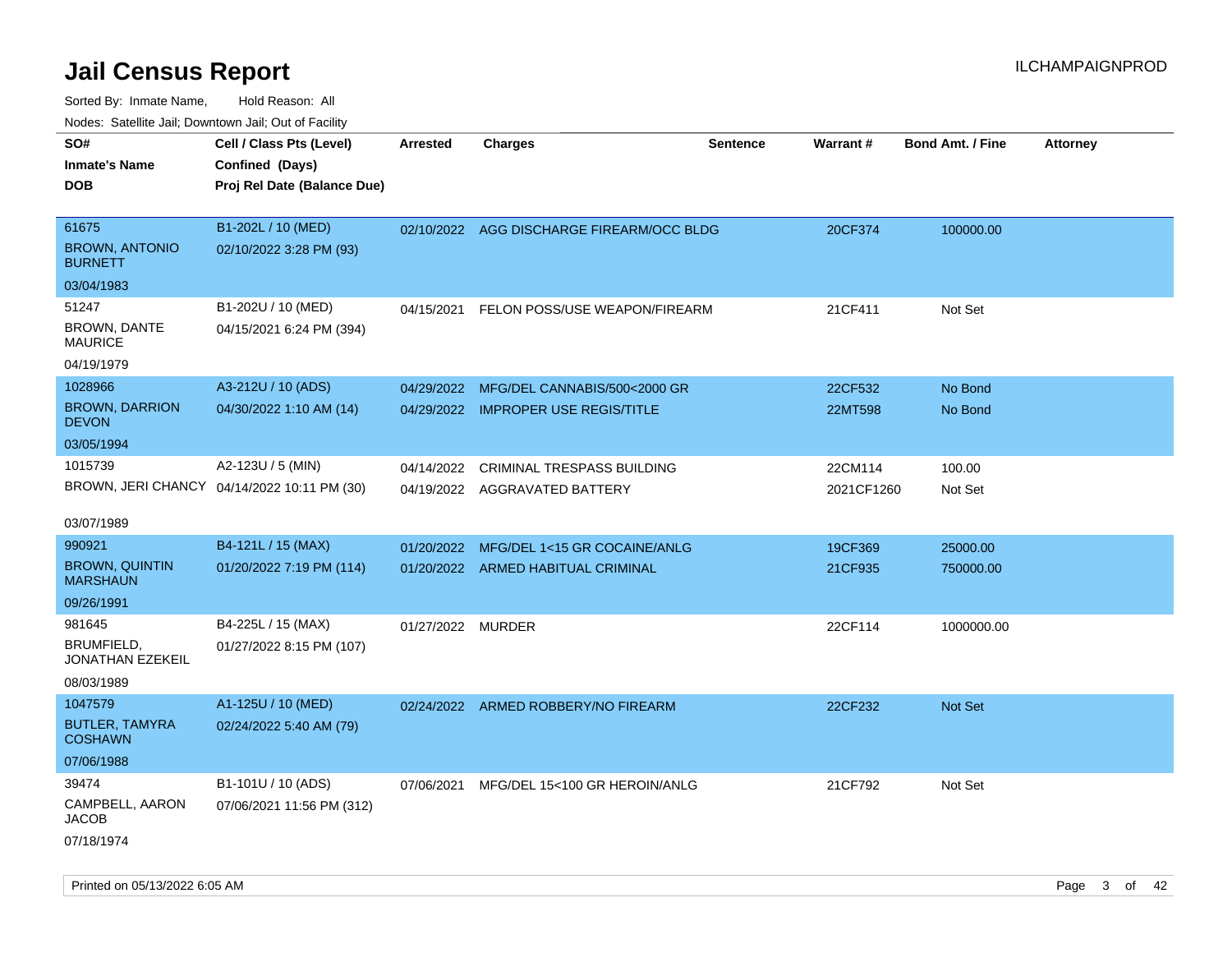# Jail Census Report

ILCHAMPAIGNPROD

Sorted By: Inmate Name, Hold Reason: All

Nodes: Satellite Jail; Downtown Jail; Out of Facility

| SO# / Inmate's Name / DOB | Cell / Class Pts (Level) / Confined (Days) / Proj Rel Date (Balance Due) | Arrested | Charges | Sentence | Warrant # | Bond Amt. / Fine | Attorney |
|---|---|---|---|---|---|---|---|
| 61675<br>BROWN, ANTONIO BURNETT<br>03/04/1983 | B1-202L / 10 (MED)<br>02/10/2022 3:28 PM (93) | 02/10/2022 | AGG DISCHARGE FIREARM/OCC BLDG | | 20CF374 | 100000.00 | |
| 51247<br>BROWN, DANTE MAURICE<br>04/19/1979 | B1-202U / 10 (MED)<br>04/15/2021 6:24 PM (394) | 04/15/2021 | FELON POSS/USE WEAPON/FIREARM | | 21CF411 | Not Set | |
| 1028966<br>BROWN, DARRION DEVON<br>03/05/1994 | A3-212U / 10 (ADS)<br>04/30/2022 1:10 AM (14) | 04/29/2022 | MFG/DEL CANNABIS/500<2000 GR | | 22CF532 | No Bond | |
| | | 04/29/2022 | IMPROPER USE REGIS/TITLE | | 22MT598 | No Bond | |
| 1015739<br>BROWN, JERI CHANCY<br>03/07/1989 | A2-123U / 5 (MIN)<br>04/14/2022 10:11 PM (30) | 04/14/2022 | CRIMINAL TRESPASS BUILDING | | 22CM114 | 100.00 | |
| | | 04/19/2022 | AGGRAVATED BATTERY | | 2021CF1260 | Not Set | |
| 990921<br>BROWN, QUINTIN MARSHAUN<br>09/26/1991 | B4-121L / 15 (MAX)<br>01/20/2022 7:19 PM (114) | 01/20/2022 | MFG/DEL 1<15 GR COCAINE/ANLG | | 19CF369 | 25000.00 | |
| | | 01/20/2022 | ARMED HABITUAL CRIMINAL | | 21CF935 | 750000.00 | |
| 981645<br>BRUMFIELD, JONATHAN EZEKEIL<br>08/03/1989 | B4-225L / 15 (MAX)<br>01/27/2022 8:15 PM (107) | 01/27/2022 | MURDER | | 22CF114 | 1000000.00 | |
| 1047579<br>BUTLER, TAMYRA COSHAWN<br>07/06/1988 | A1-125U / 10 (MED)<br>02/24/2022 5:40 AM (79) | 02/24/2022 | ARMED ROBBERY/NO FIREARM | | 22CF232 | Not Set | |
| 39474<br>CAMPBELL, AARON JACOB<br>07/18/1974 | B1-101U / 10 (ADS)<br>07/06/2021 11:56 PM (312) | 07/06/2021 | MFG/DEL 15<100 GR HEROIN/ANLG | | 21CF792 | Not Set | |

Printed on 05/13/2022 6:05 AM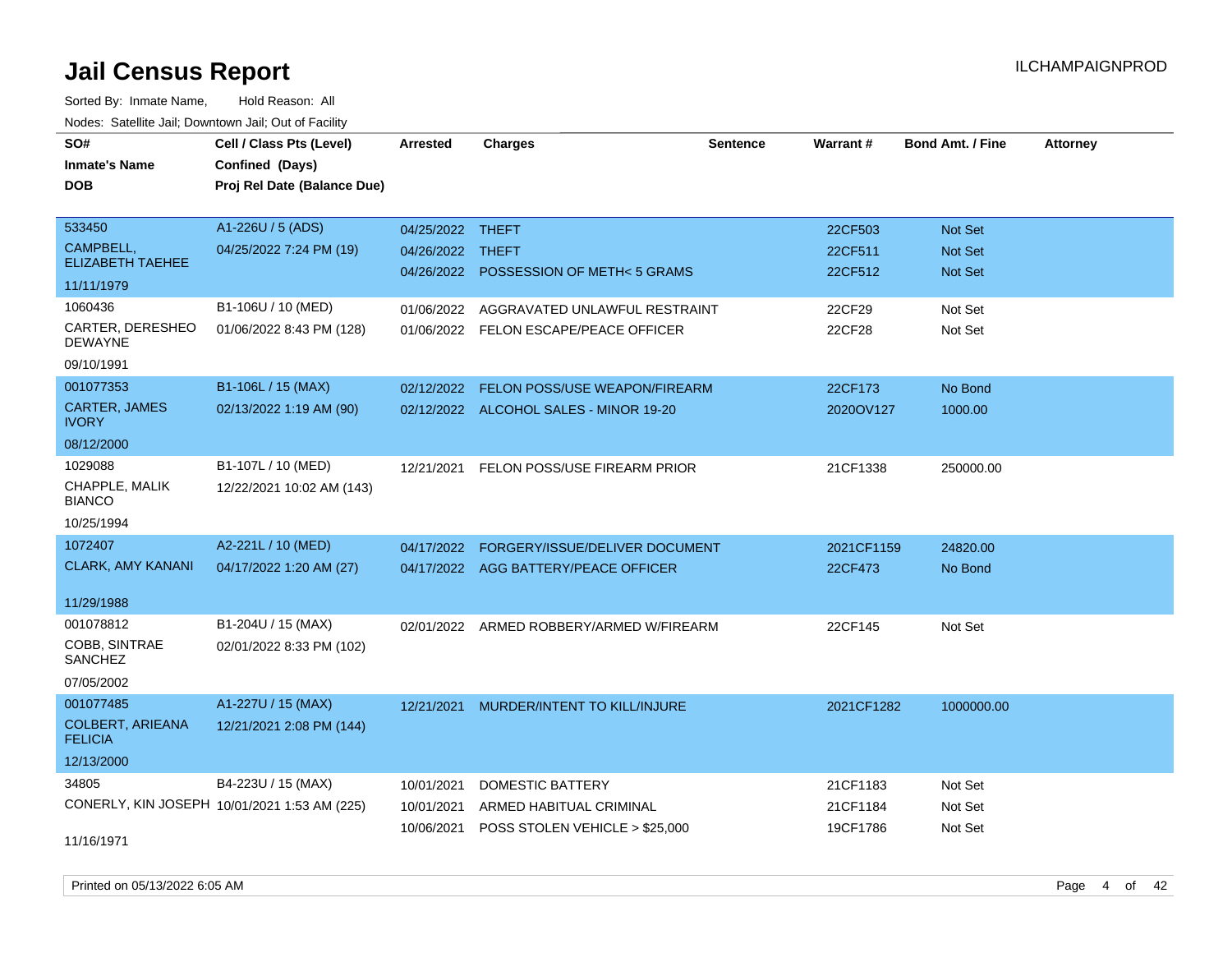# Jail Census Report

Sorted By: Inmate Name, Hold Reason: All

Nodes: Satellite Jail; Downtown Jail; Out of Facility

| SO# / Inmate's Name / DOB | Cell / Class Pts (Level) / Confined (Days) / Proj Rel Date (Balance Due) | Arrested | Charges | Sentence | Warrant # | Bond Amt. / Fine | Attorney |
|---|---|---|---|---|---|---|---|
| 533450<br>CAMPBELL, ELIZABETH TAEHEE<br>11/11/1979 | A1-226U / 5 (ADS)<br>04/25/2022 7:24 PM (19) | 04/25/2022<br>04/26/2022<br>04/26/2022 | THEFT<br>THEFT<br>POSSESSION OF METH< 5 GRAMS | | 22CF503<br>22CF511<br>22CF512 | Not Set<br>Not Set<br>Not Set | |
| 1060436<br>CARTER, DERESHEO DEWAYNE<br>09/10/1991 | B1-106U / 10 (MED)<br>01/06/2022 8:43 PM (128) | 01/06/2022<br>01/06/2022 | AGGRAVATED UNLAWFUL RESTRAINT<br>FELON ESCAPE/PEACE OFFICER | | 22CF29<br>22CF28 | Not Set<br>Not Set | |
| 001077353<br>CARTER, JAMES IVORY<br>08/12/2000 | B1-106L / 15 (MAX)<br>02/13/2022 1:19 AM (90) | 02/12/2022<br>02/12/2022 | FELON POSS/USE WEAPON/FIREARM<br>ALCOHOL SALES - MINOR 19-20 | | 22CF173<br>2020OV127 | No Bond<br>1000.00 | |
| 1029088<br>CHAPPLE, MALIK BIANCO<br>10/25/1994 | B1-107L / 10 (MED)<br>12/22/2021 10:02 AM (143) | 12/21/2021 | FELON POSS/USE FIREARM PRIOR | | 21CF1338 | 250000.00 | |
| 1072407<br>CLARK, AMY KANANI<br>11/29/1988 | A2-221L / 10 (MED)<br>04/17/2022 1:20 AM (27) | 04/17/2022<br>04/17/2022 | FORGERY/ISSUE/DELIVER DOCUMENT<br>AGG BATTERY/PEACE OFFICER | | 2021CF1159<br>22CF473 | 24820.00<br>No Bond | |
| 001078812<br>COBB, SINTRAE SANCHEZ<br>07/05/2002 | B1-204U / 15 (MAX)<br>02/01/2022 8:33 PM (102) | 02/01/2022 | ARMED ROBBERY/ARMED W/FIREARM | | 22CF145 | Not Set | |
| 001077485<br>COLBERT, ARIEANA FELICIA<br>12/13/2000 | A1-227U / 15 (MAX)<br>12/21/2021 2:08 PM (144) | 12/21/2021 | MURDER/INTENT TO KILL/INJURE | | 2021CF1282 | 1000000.00 | |
| 34805<br>CONERLY, KIN JOSEPH<br>11/16/1971 | B4-223U / 15 (MAX)<br>10/01/2021 1:53 AM (225) | 10/01/2021<br>10/01/2021<br>10/06/2021 | DOMESTIC BATTERY<br>ARMED HABITUAL CRIMINAL<br>POSS STOLEN VEHICLE > $25,000 | | 21CF1183<br>21CF1184<br>19CF1786 | Not Set<br>Not Set<br>Not Set | |

Printed on 05/13/2022 6:05 AM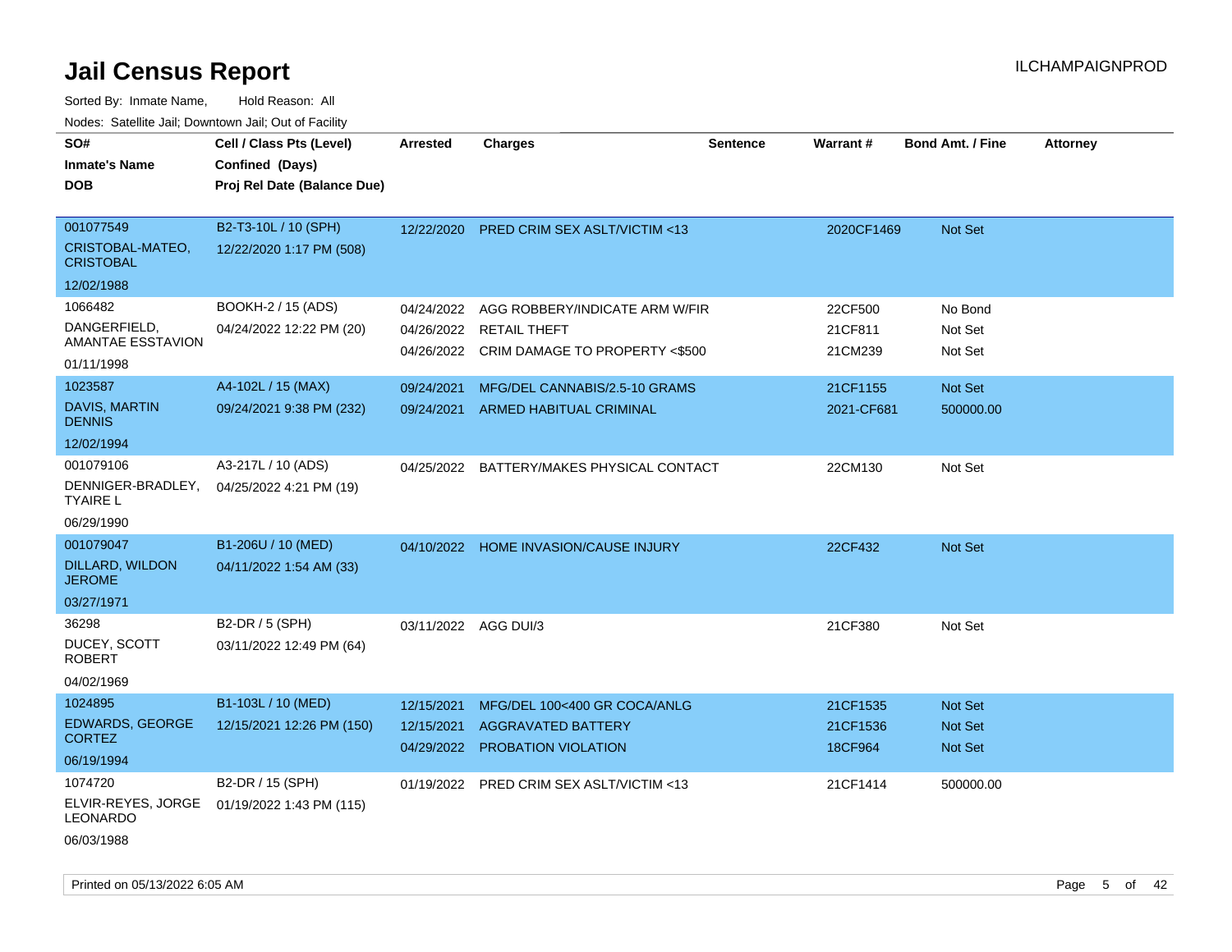# Jail Census Report

Sorted By: Inmate Name, Hold Reason: All

Nodes: Satellite Jail; Downtown Jail; Out of Facility

| SO# / Inmate's Name / DOB | Cell / Class Pts (Level) / Confined (Days) / Proj Rel Date (Balance Due) | Arrested | Charges | Sentence | Warrant # | Bond Amt. / Fine | Attorney |
|---|---|---|---|---|---|---|---|
| 001077549<br>CRISTOBAL-MATEO, CRISTOBAL<br>12/02/1988 | B2-T3-10L / 10 (SPH)<br>12/22/2020 1:17 PM (508) | 12/22/2020 | PRED CRIM SEX ASLT/VICTIM <13 | | 2020CF1469 | Not Set | |
| 1066482<br>DANGERFIELD, AMANTAE ESSTAVION<br>01/11/1998 | BOOKH-2 / 15 (ADS)<br>04/24/2022 12:22 PM (20) | 04/24/2022 | AGG ROBBERY/INDICATE ARM W/FIR | | 22CF500 | No Bond | |
| | | 04/26/2022 | RETAIL THEFT | | 21CF811 | Not Set | |
| | | 04/26/2022 | CRIM DAMAGE TO PROPERTY <$500 | | 21CM239 | Not Set | |
| 1023587<br>DAVIS, MARTIN DENNIS<br>12/02/1994 | A4-102L / 15 (MAX)<br>09/24/2021 9:38 PM (232) | 09/24/2021 | MFG/DEL CANNABIS/2.5-10 GRAMS | | 21CF1155 | Not Set | |
| | | 09/24/2021 | ARMED HABITUAL CRIMINAL | | 2021-CF681 | 500000.00 | |
| 001079106<br>DENNIGER-BRADLEY, TYAIRE L<br>06/29/1990 | A3-217L / 10 (ADS)<br>04/25/2022 4:21 PM (19) | 04/25/2022 | BATTERY/MAKES PHYSICAL CONTACT | | 22CM130 | Not Set | |
| 001079047<br>DILLARD, WILDON JEROME<br>03/27/1971 | B1-206U / 10 (MED)<br>04/11/2022 1:54 AM (33) | 04/10/2022 | HOME INVASION/CAUSE INJURY | | 22CF432 | Not Set | |
| 36298<br>DUCEY, SCOTT ROBERT<br>04/02/1969 | B2-DR / 5 (SPH)<br>03/11/2022 12:49 PM (64) | 03/11/2022 | AGG DUI/3 | | 21CF380 | Not Set | |
| 1024895<br>EDWARDS, GEORGE CORTEZ<br>06/19/1994 | B1-103L / 10 (MED)<br>12/15/2021 12:26 PM (150) | 12/15/2021 | MFG/DEL 100<400 GR COCA/ANLG | | 21CF1535 | Not Set | |
| | | 12/15/2021 | AGGRAVATED BATTERY | | 21CF1536 | Not Set | |
| | | 04/29/2022 | PROBATION VIOLATION | | 18CF964 | Not Set | |
| 1074720<br>ELVIR-REYES, JORGE LEONARDO<br>06/03/1988 | B2-DR / 15 (SPH)<br>01/19/2022 1:43 PM (115) | 01/19/2022 | PRED CRIM SEX ASLT/VICTIM <13 | | 21CF1414 | 500000.00 | |

Printed on 05/13/2022 6:05 AM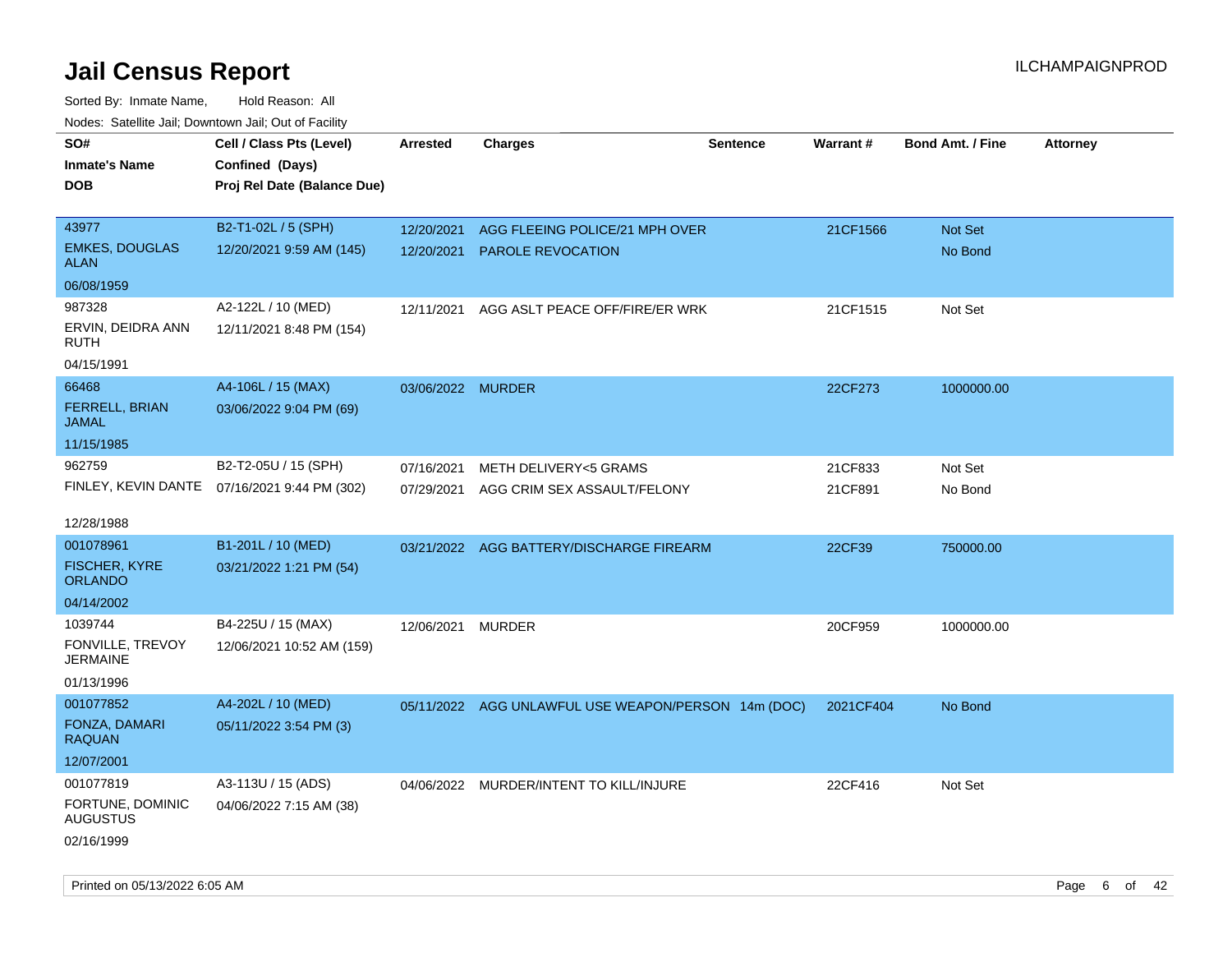# Jail Census Report

ILCHAMPAIGNPROD

Sorted By: Inmate Name, Hold Reason: All

Nodes: Satellite Jail; Downtown Jail; Out of Facility

| SO# / Inmate's Name / DOB | Cell / Class Pts (Level) / Confined (Days) / Proj Rel Date (Balance Due) | Arrested | Charges | Sentence | Warrant # | Bond Amt. / Fine | Attorney |
|---|---|---|---|---|---|---|---|
| 43977 EMKES, DOUGLAS ALAN 06/08/1959 | B2-T1-02L / 5 (SPH) 12/20/2021 9:59 AM (145) | 12/20/2021 | AGG FLEEING POLICE/21 MPH OVER | | 21CF1566 | Not Set | |
| | | 12/20/2021 | PAROLE REVOCATION | | | No Bond | |
| 987328 ERVIN, DEIDRA ANN RUTH 04/15/1991 | A2-122L / 10 (MED) 12/11/2021 8:48 PM (154) | 12/11/2021 | AGG ASLT PEACE OFF/FIRE/ER WRK | | 21CF1515 | Not Set | |
| 66468 FERRELL, BRIAN JAMAL 11/15/1985 | A4-106L / 15 (MAX) 03/06/2022 9:04 PM (69) | 03/06/2022 | MURDER | | 22CF273 | 1000000.00 | |
| 962759 FINLEY, KEVIN DANTE 12/28/1988 | B2-T2-05U / 15 (SPH) 07/16/2021 9:44 PM (302) | 07/16/2021 | METH DELIVERY<5 GRAMS | | 21CF833 | Not Set | |
| | | 07/29/2021 | AGG CRIM SEX ASSAULT/FELONY | | 21CF891 | No Bond | |
| 001078961 FISCHER, KYRE ORLANDO 04/14/2002 | B1-201L / 10 (MED) 03/21/2022 1:21 PM (54) | 03/21/2022 | AGG BATTERY/DISCHARGE FIREARM | | 22CF39 | 750000.00 | |
| 1039744 FONVILLE, TREVOY JERMAINE 01/13/1996 | B4-225U / 15 (MAX) 12/06/2021 10:52 AM (159) | 12/06/2021 | MURDER | | 20CF959 | 1000000.00 | |
| 001077852 FONZA, DAMARI RAQUAN 12/07/2001 | A4-202L / 10 (MED) 05/11/2022 3:54 PM (3) | 05/11/2022 | AGG UNLAWFUL USE WEAPON/PERSON | 14m (DOC) | 2021CF404 | No Bond | |
| 001077819 FORTUNE, DOMINIC AUGUSTUS 02/16/1999 | A3-113U / 15 (ADS) 04/06/2022 7:15 AM (38) | 04/06/2022 | MURDER/INTENT TO KILL/INJURE | | 22CF416 | Not Set | |

Printed on 05/13/2022 6:05 AM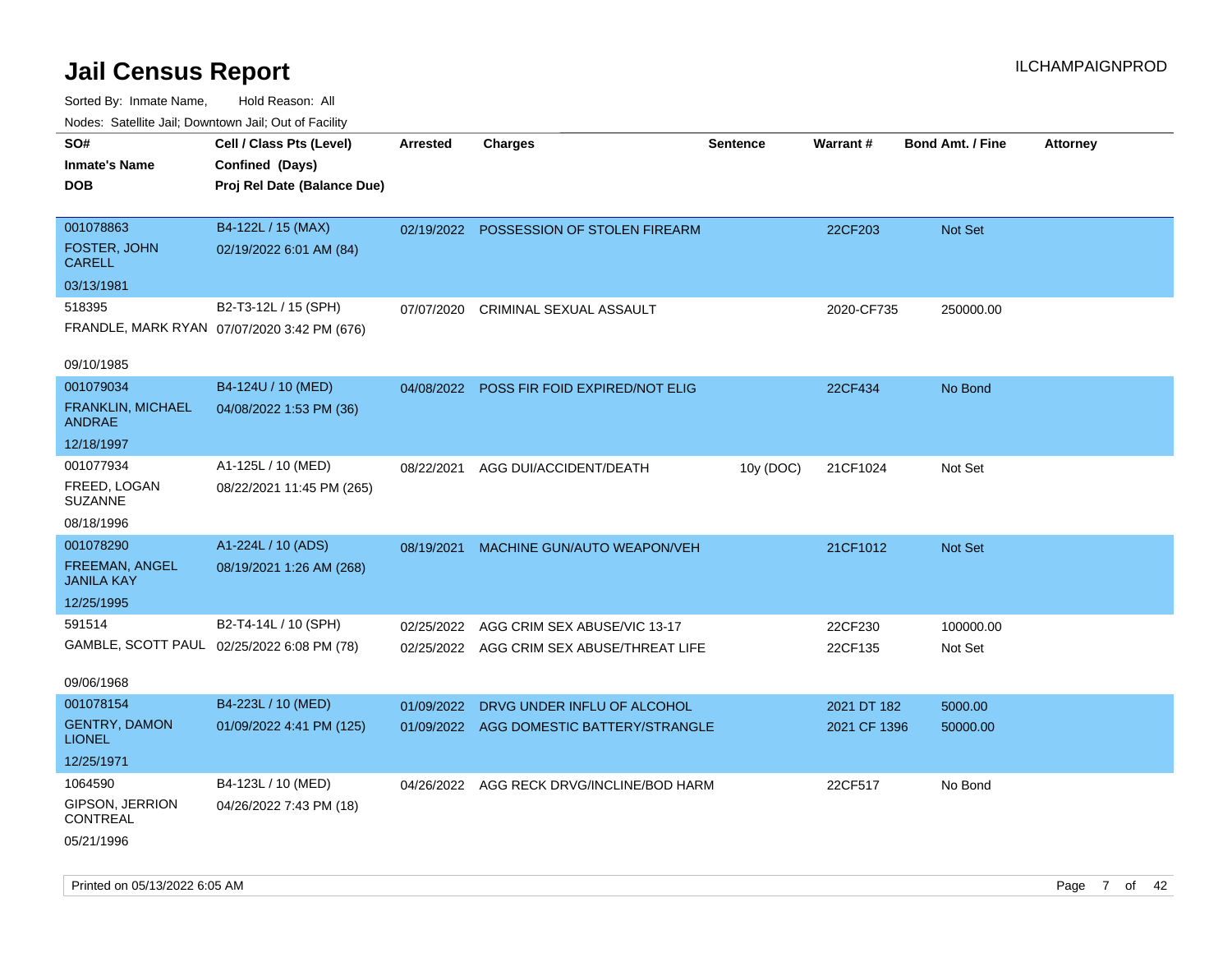# Jail Census Report

Sorted By: Inmate Name, Hold Reason: All

Nodes: Satellite Jail; Downtown Jail; Out of Facility

| SO# / Inmate's Name / DOB | Cell / Class Pts (Level) / Confined (Days) / Proj Rel Date (Balance Due) | Arrested | Charges | Sentence | Warrant # | Bond Amt. / Fine | Attorney |
|---|---|---|---|---|---|---|---|
| 001078863<br>FOSTER, JOHN CARELL<br>03/13/1981 | B4-122L / 15 (MAX)<br>02/19/2022 6:01 AM (84) | 02/19/2022 | POSSESSION OF STOLEN FIREARM | | 22CF203 | Not Set | |
| 518395<br>FRANDLE, MARK RYAN<br>09/10/1985 | B2-T3-12L / 15 (SPH)<br>07/07/2020 3:42 PM (676) | 07/07/2020 | CRIMINAL SEXUAL ASSAULT | | 2020-CF735 | 250000.00 | |
| 001079034<br>FRANKLIN, MICHAEL ANDRAE<br>12/18/1997 | B4-124U / 10 (MED)<br>04/08/2022 1:53 PM (36) | 04/08/2022 | POSS FIR FOID EXPIRED/NOT ELIG | | 22CF434 | No Bond | |
| 001077934<br>FREED, LOGAN SUZANNE<br>08/18/1996 | A1-125L / 10 (MED)<br>08/22/2021 11:45 PM (265) | 08/22/2021 | AGG DUI/ACCIDENT/DEATH | 10y (DOC) | 21CF1024 | Not Set | |
| 001078290<br>FREEMAN, ANGEL JANILA KAY<br>12/25/1995 | A1-224L / 10 (ADS)<br>08/19/2021 1:26 AM (268) | 08/19/2021 | MACHINE GUN/AUTO WEAPON/VEH | | 21CF1012 | Not Set | |
| 591514<br>GAMBLE, SCOTT PAUL<br>09/06/1968 | B2-T4-14L / 10 (SPH)<br>02/25/2022 6:08 PM (78) | 02/25/2022<br>02/25/2022 | AGG CRIM SEX ABUSE/VIC 13-17<br>AGG CRIM SEX ABUSE/THREAT LIFE | | 22CF230<br>22CF135 | 100000.00<br>Not Set | |
| 001078154<br>GENTRY, DAMON LIONEL<br>12/25/1971 | B4-223L / 10 (MED)<br>01/09/2022 4:41 PM (125) | 01/09/2022<br>01/09/2022 | DRVG UNDER INFLU OF ALCOHOL<br>AGG DOMESTIC BATTERY/STRANGLE | | 2021 DT 182<br>2021 CF 1396 | 5000.00<br>50000.00 | |
| 1064590<br>GIPSON, JERRION CONTREAL<br>05/21/1996 | B4-123L / 10 (MED)<br>04/26/2022 7:43 PM (18) | 04/26/2022 | AGG RECK DRVG/INCLINE/BOD HARM | | 22CF517 | No Bond | |

Printed on 05/13/2022 6:05 AM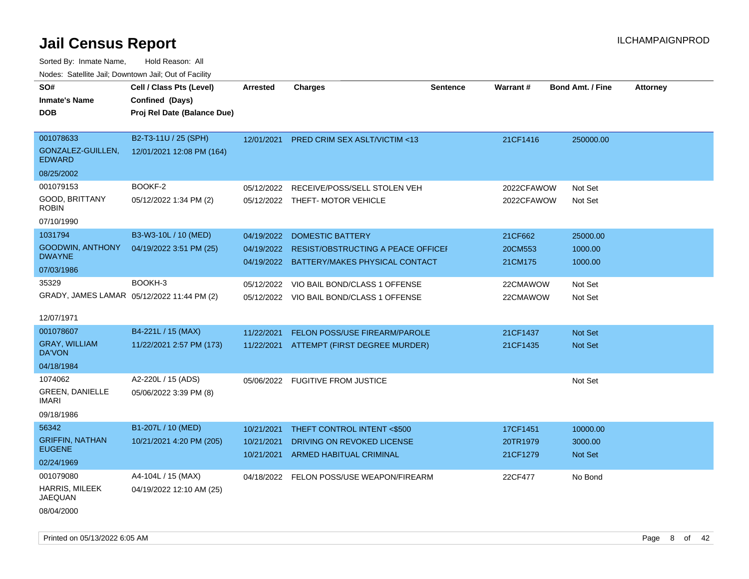# Jail Census Report

ILCHAMPAIGNPROD

Sorted By: Inmate Name, Hold Reason: All

Nodes: Satellite Jail; Downtown Jail; Out of Facility

| SO# / Inmate's Name / DOB | Cell / Class Pts (Level) / Confined (Days) / Proj Rel Date (Balance Due) | Arrested | Charges | Sentence | Warrant # | Bond Amt. / Fine | Attorney |
|---|---|---|---|---|---|---|---|
| 001078633<br>GONZALEZ-GUILLEN, EDWARD<br>08/25/2002 | B2-T3-11U / 25 (SPH)<br>12/01/2021 12:08 PM (164) | 12/01/2021 | PRED CRIM SEX ASLT/VICTIM <13 | | 21CF1416 | 250000.00 | |
| 001079153<br>GOOD, BRITTANY ROBIN<br>07/10/1990 | BOOKF-2<br>05/12/2022 1:34 PM (2) | 05/12/2022<br>05/12/2022 | RECEIVE/POSS/SELL STOLEN VEH<br>THEFT- MOTOR VEHICLE | | 2022CFAWOW<br>2022CFAWOW | Not Set<br>Not Set | |
| 1031794<br>GOODWIN, ANTHONY DWAYNE<br>07/03/1986 | B3-W3-10L / 10 (MED)<br>04/19/2022 3:51 PM (25) | 04/19/2022<br>04/19/2022<br>04/19/2022 | DOMESTIC BATTERY<br>RESIST/OBSTRUCTING A PEACE OFFICEI<br>BATTERY/MAKES PHYSICAL CONTACT | | 21CF662<br>20CM553<br>21CM175 | 25000.00<br>1000.00<br>1000.00 | |
| 35329<br>GRADY, JAMES LAMAR<br>12/07/1971 | BOOKH-3<br>05/12/2022 11:44 PM (2) | 05/12/2022<br>05/12/2022 | VIO BAIL BOND/CLASS 1 OFFENSE<br>VIO BAIL BOND/CLASS 1 OFFENSE | | 22CMAWOW<br>22CMAWOW | Not Set<br>Not Set | |
| 001078607<br>GRAY, WILLIAM DA'VON<br>04/18/1984 | B4-221L / 15 (MAX)<br>11/22/2021 2:57 PM (173) | 11/22/2021<br>11/22/2021 | FELON POSS/USE FIREARM/PAROLE<br>ATTEMPT (FIRST DEGREE MURDER) | | 21CF1437<br>21CF1435 | Not Set<br>Not Set | |
| 1074062<br>GREEN, DANIELLE IMARI<br>09/18/1986 | A2-220L / 15 (ADS)<br>05/06/2022 3:39 PM (8) | 05/06/2022 | FUGITIVE FROM JUSTICE | | | Not Set | |
| 56342<br>GRIFFIN, NATHAN EUGENE<br>02/24/1969 | B1-207L / 10 (MED)<br>10/21/2021 4:20 PM (205) | 10/21/2021<br>10/21/2021<br>10/21/2021 | THEFT CONTROL INTENT <$500<br>DRIVING ON REVOKED LICENSE<br>ARMED HABITUAL CRIMINAL | | 17CF1451<br>20TR1979<br>21CF1279 | 10000.00<br>3000.00<br>Not Set | |
| 001079080<br>HARRIS, MILEEK JAEQUAN<br>08/04/2000 | A4-104L / 15 (MAX)<br>04/19/2022 12:10 AM (25) | 04/18/2022 | FELON POSS/USE WEAPON/FIREARM | | 22CF477 | No Bond | |

Printed on 05/13/2022 6:05 AM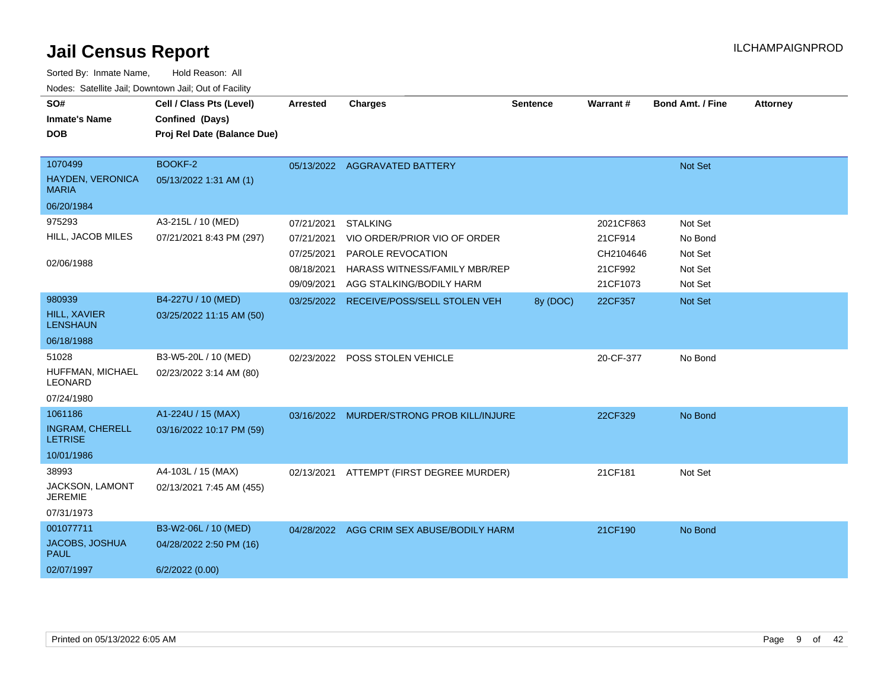# Jail Census Report

ILCHAMPAIGNPROD

Sorted By: Inmate Name, Hold Reason: All

Nodes: Satellite Jail; Downtown Jail; Out of Facility

| SO# / Inmate's Name / DOB | Cell / Class Pts (Level) / Confined (Days) / Proj Rel Date (Balance Due) | Arrested | Charges | Sentence | Warrant # | Bond Amt. / Fine | Attorney |
|---|---|---|---|---|---|---|---|
| 1070499<br>HAYDEN, VERONICA MARIA<br>06/20/1984 | BOOKF-2<br>05/13/2022 1:31 AM (1) | 05/13/2022 | AGGRAVATED BATTERY | | | Not Set | |
| 975293<br>HILL, JACOB MILES<br>02/06/1988 | A3-215L / 10 (MED)<br>07/21/2021 8:43 PM (297) | 07/21/2021 | STALKING | | 2021CF863 | Not Set | |
| | | 07/21/2021 | VIO ORDER/PRIOR VIO OF ORDER | | 21CF914 | No Bond | |
| | | 07/25/2021 | PAROLE REVOCATION | | CH2104646 | Not Set | |
| | | 08/18/2021 | HARASS WITNESS/FAMILY MBR/REP | | 21CF992 | Not Set | |
| | | 09/09/2021 | AGG STALKING/BODILY HARM | | 21CF1073 | Not Set | |
| 980939<br>HILL, XAVIER LENSHAUN<br>06/18/1988 | B4-227U / 10 (MED)<br>03/25/2022 11:15 AM (50) | 03/25/2022 | RECEIVE/POSS/SELL STOLEN VEH | 8y (DOC) | 22CF357 | Not Set | |
| 51028<br>HUFFMAN, MICHAEL LEONARD<br>07/24/1980 | B3-W5-20L / 10 (MED)<br>02/23/2022 3:14 AM (80) | 02/23/2022 | POSS STOLEN VEHICLE | | 20-CF-377 | No Bond | |
| 1061186<br>INGRAM, CHERELL LETRISE<br>10/01/1986 | A1-224U / 15 (MAX)<br>03/16/2022 10:17 PM (59) | 03/16/2022 | MURDER/STRONG PROB KILL/INJURE | | 22CF329 | No Bond | |
| 38993<br>JACKSON, LAMONT JEREMIE<br>07/31/1973 | A4-103L / 15 (MAX)<br>02/13/2021 7:45 AM (455) | 02/13/2021 | ATTEMPT (FIRST DEGREE MURDER) | | 21CF181 | Not Set | |
| 001077711<br>JACOBS, JOSHUA PAUL<br>02/07/1997 | B3-W2-06L / 10 (MED)<br>04/28/2022 2:50 PM (16)<br>6/2/2022 (0.00) | 04/28/2022 | AGG CRIM SEX ABUSE/BODILY HARM | | 21CF190 | No Bond | |

Printed on 05/13/2022 6:05 AM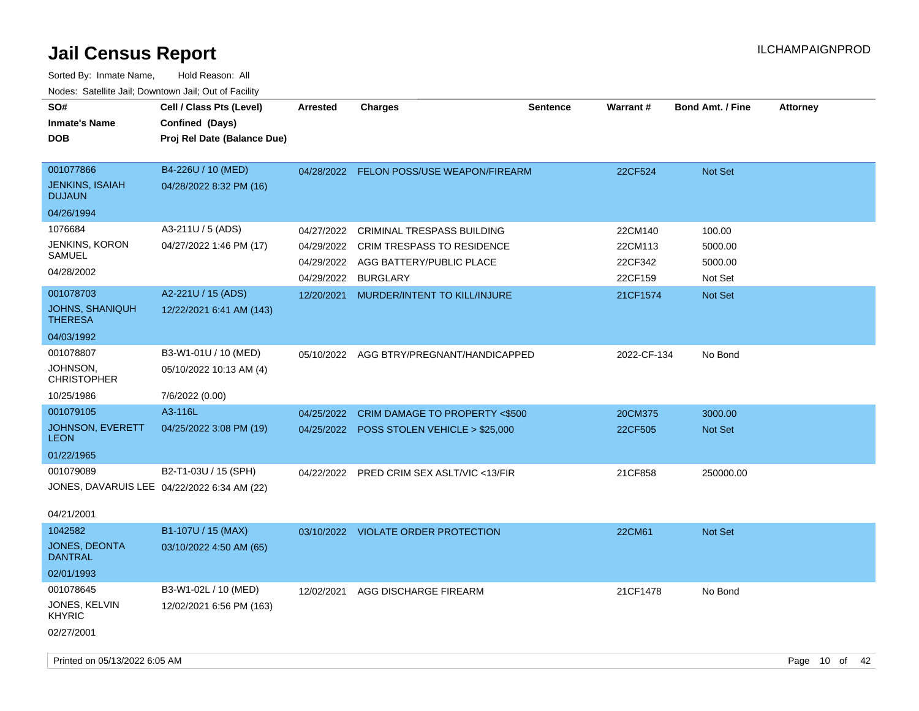# Jail Census Report

ILCHAMPAIGNPROD

Sorted By: Inmate Name, Hold Reason: All

Nodes: Satellite Jail; Downtown Jail; Out of Facility

| SO# / Inmate's Name / DOB | Cell / Class Pts (Level) / Confined (Days) / Proj Rel Date (Balance Due) | Arrested | Charges | Sentence | Warrant # | Bond Amt. / Fine | Attorney |
|---|---|---|---|---|---|---|---|
| 001077866<br>JENKINS, ISAIAH DUJAUN<br>04/26/1994 | B4-226U / 10 (MED)<br>04/28/2022 8:32 PM (16) | 04/28/2022 | FELON POSS/USE WEAPON/FIREARM | | 22CF524 | Not Set | |
| 1076684<br>JENKINS, KORON SAMUEL<br>04/28/2002 | A3-211U / 5 (ADS)<br>04/27/2022 1:46 PM (17) | 04/27/2022<br>04/29/2022<br>04/29/2022<br>04/29/2022 | CRIMINAL TRESPASS BUILDING<br>CRIM TRESPASS TO RESIDENCE<br>AGG BATTERY/PUBLIC PLACE<br>BURGLARY | | 22CM140<br>22CM113<br>22CF342<br>22CF159 | 100.00<br>5000.00<br>5000.00<br>Not Set | |
| 001078703<br>JOHNS, SHANIQUH THERESA<br>04/03/1992 | A2-221U / 15 (ADS)<br>12/22/2021 6:41 AM (143) | 12/20/2021 | MURDER/INTENT TO KILL/INJURE | | 21CF1574 | Not Set | |
| 001078807<br>JOHNSON, CHRISTOPHER<br>10/25/1986 | B3-W1-01U / 10 (MED)<br>05/10/2022 10:13 AM (4)<br>7/6/2022 (0.00) | 05/10/2022 | AGG BTRY/PREGNANT/HANDICAPPED | | 2022-CF-134 | No Bond | |
| 001079105<br>JOHNSON, EVERETT LEON<br>01/22/1965 | A3-116L<br>04/25/2022 3:08 PM (19) | 04/25/2022<br>04/25/2022 | CRIM DAMAGE TO PROPERTY <$500<br>POSS STOLEN VEHICLE > $25,000 | | 20CM375<br>22CF505 | 3000.00<br>Not Set | |
| 001079089<br>JONES, DAVARUIS LEE<br>04/21/2001 | B2-T1-03U / 15 (SPH)<br>04/22/2022 6:34 AM (22) | 04/22/2022 | PRED CRIM SEX ASLT/VIC <13/FIR | | 21CF858 | 250000.00 | |
| 1042582<br>JONES, DEONTA DANTRAL<br>02/01/1993 | B1-107U / 15 (MAX)<br>03/10/2022 4:50 AM (65) | 03/10/2022 | VIOLATE ORDER PROTECTION | | 22CM61 | Not Set | |
| 001078645<br>JONES, KELVIN KHYRIC<br>02/27/2001 | B3-W1-02L / 10 (MED)<br>12/02/2021 6:56 PM (163) | 12/02/2021 | AGG DISCHARGE FIREARM | | 21CF1478 | No Bond | |

Printed on 05/13/2022 6:05 AM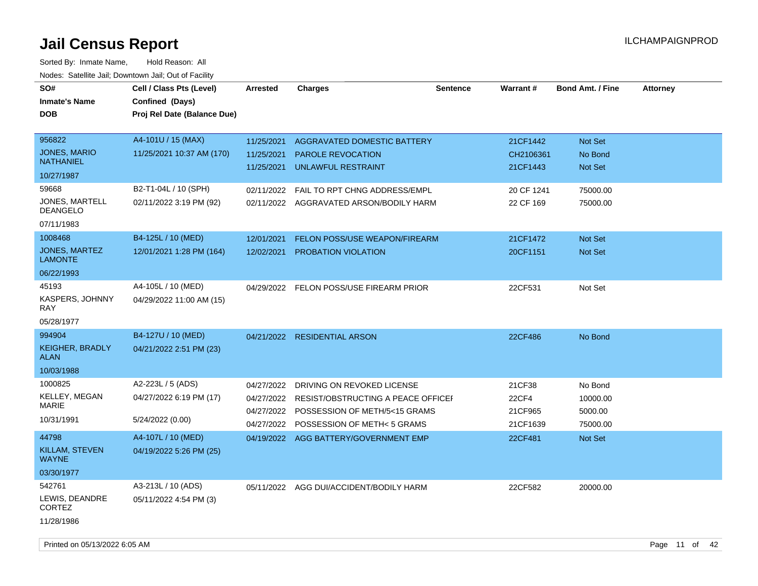# Jail Census Report

Sorted By: Inmate Name, Hold Reason: All

Nodes: Satellite Jail; Downtown Jail; Out of Facility

| SO# / Inmate's Name / DOB | Cell / Class Pts (Level) / Confined (Days) / Proj Rel Date (Balance Due) | Arrested | Charges | Sentence | Warrant # | Bond Amt. / Fine | Attorney |
|---|---|---|---|---|---|---|---|
| 956822<br>JONES, MARIO NATHANIEL<br>10/27/1987 | A4-101U / 15 (MAX)<br>11/25/2021 10:37 AM (170) | 11/25/2021<br>11/25/2021<br>11/25/2021 | AGGRAVATED DOMESTIC BATTERY<br>PAROLE REVOCATION<br>UNLAWFUL RESTRAINT | | 21CF1442<br>CH2106361<br>21CF1443 | Not Set<br>No Bond<br>Not Set | |
| 59668<br>JONES, MARTELL DEANGELO<br>07/11/1983 | B2-T1-04L / 10 (SPH)<br>02/11/2022 3:19 PM (92) | 02/11/2022<br>02/11/2022 | FAIL TO RPT CHNG ADDRESS/EMPL<br>AGGRAVATED ARSON/BODILY HARM | | 20 CF 1241<br>22 CF 169 | 75000.00<br>75000.00 | |
| 1008468<br>JONES, MARTEZ LAMONTE<br>06/22/1993 | B4-125L / 10 (MED)<br>12/01/2021 1:28 PM (164) | 12/01/2021<br>12/02/2021 | FELON POSS/USE WEAPON/FIREARM<br>PROBATION VIOLATION | | 21CF1472<br>20CF1151 | Not Set<br>Not Set | |
| 45193<br>KASPERS, JOHNNY RAY<br>05/28/1977 | A4-105L / 10 (MED)<br>04/29/2022 11:00 AM (15) | 04/29/2022 | FELON POSS/USE FIREARM PRIOR | | 22CF531 | Not Set | |
| 994904<br>KEIGHER, BRADLY ALAN<br>10/03/1988 | B4-127U / 10 (MED)<br>04/21/2022 2:51 PM (23) | 04/21/2022 | RESIDENTIAL ARSON | | 22CF486 | No Bond | |
| 1000825<br>KELLEY, MEGAN MARIE<br>10/31/1991 | A2-223L / 5 (ADS)<br>04/27/2022 6:19 PM (17)<br>5/24/2022 (0.00) | 04/27/2022<br>04/27/2022<br>04/27/2022<br>04/27/2022 | DRIVING ON REVOKED LICENSE<br>RESIST/OBSTRUCTING A PEACE OFFICEI<br>POSSESSION OF METH/5<15 GRAMS<br>POSSESSION OF METH< 5 GRAMS | | 21CF38<br>22CF4<br>21CF965<br>21CF1639 | No Bond<br>10000.00<br>5000.00<br>75000.00 | |
| 44798<br>KILLAM, STEVEN WAYNE<br>03/30/1977 | A4-107L / 10 (MED)<br>04/19/2022 5:26 PM (25) | 04/19/2022 | AGG BATTERY/GOVERNMENT EMP | | 22CF481 | Not Set | |
| 542761<br>LEWIS, DEANDRE CORTEZ<br>11/28/1986 | A3-213L / 10 (ADS)<br>05/11/2022 4:54 PM (3) | 05/11/2022 | AGG DUI/ACCIDENT/BODILY HARM | | 22CF582 | 20000.00 | |

Printed on 05/13/2022 6:05 AM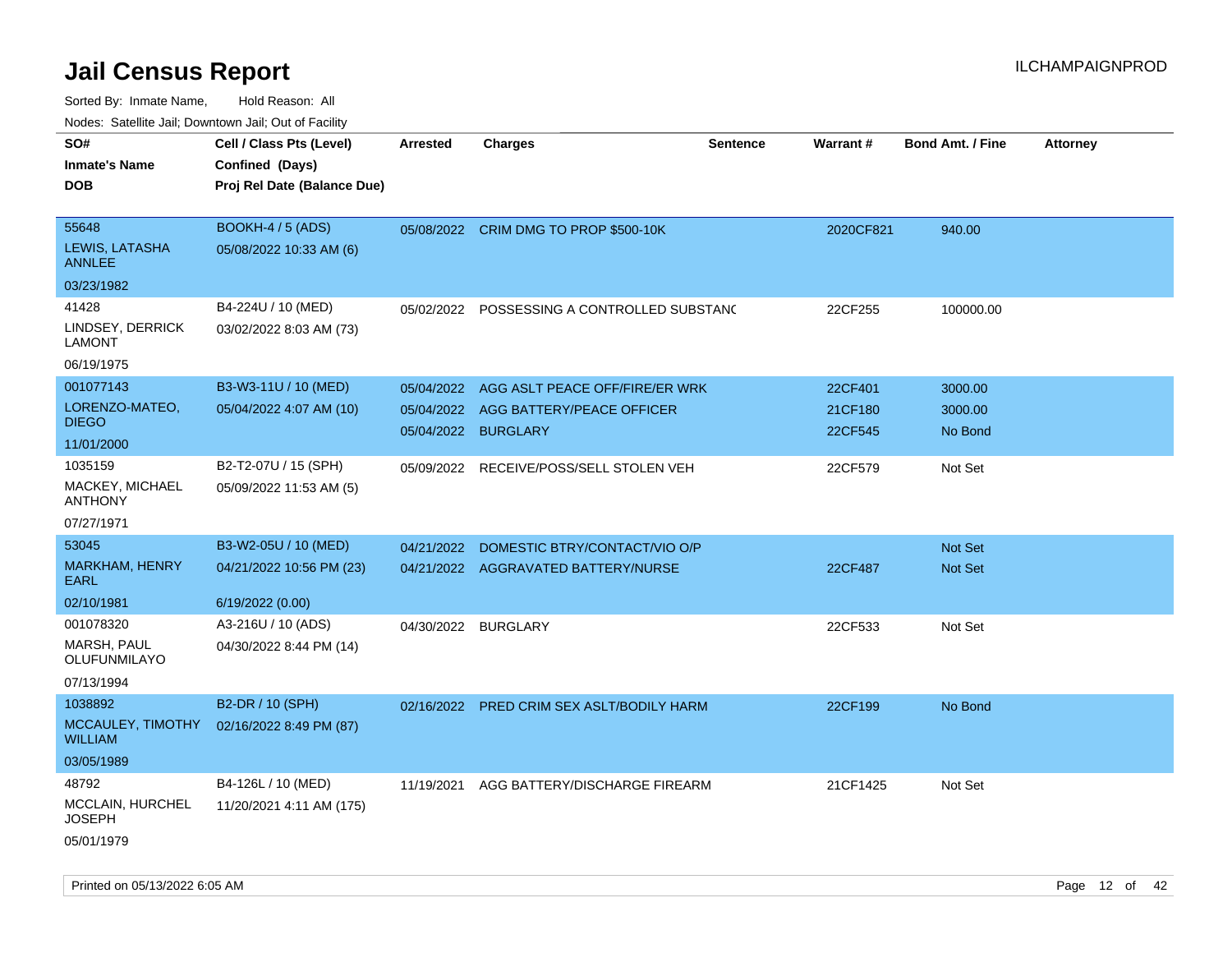# Jail Census Report

ILCHAMPAIGNPROD

Sorted By: Inmate Name, Hold Reason: All

Nodes: Satellite Jail; Downtown Jail; Out of Facility

| SO# / Inmate's Name / DOB | Cell / Class Pts (Level) / Confined (Days) / Proj Rel Date (Balance Due) | Arrested | Charges | Sentence | Warrant # | Bond Amt. / Fine | Attorney |
|---|---|---|---|---|---|---|---|
| 55648<br>LEWIS, LATASHA ANNLEE<br>03/23/1982 | BOOKH-4 / 5 (ADS)<br>05/08/2022 10:33 AM (6) | 05/08/2022 | CRIM DMG TO PROP $500-10K | | 2020CF821 | 940.00 | |
| 41428<br>LINDSEY, DERRICK LAMONT<br>06/19/1975 | B4-224U / 10 (MED)<br>03/02/2022 8:03 AM (73) | 05/02/2022 | POSSESSING A CONTROLLED SUBSTANC | | 22CF255 | 100000.00 | |
| 001077143<br>LORENZO-MATEO, DIEGO<br>11/01/2000 | B3-W3-11U / 10 (MED)<br>05/04/2022 4:07 AM (10) | 05/04/2022<br>05/04/2022<br>05/04/2022 | AGG ASLT PEACE OFF/FIRE/ER WRK<br>AGG BATTERY/PEACE OFFICER<br>BURGLARY | | 22CF401<br>21CF180<br>22CF545 | 3000.00<br>3000.00<br>No Bond | |
| 1035159<br>MACKEY, MICHAEL ANTHONY<br>07/27/1971 | B2-T2-07U / 15 (SPH)<br>05/09/2022 11:53 AM (5) | 05/09/2022 | RECEIVE/POSS/SELL STOLEN VEH | | 22CF579 | Not Set | |
| 53045<br>MARKHAM, HENRY EARL<br>02/10/1981 | B3-W2-05U / 10 (MED)<br>04/21/2022 10:56 PM (23)<br>6/19/2022 (0.00) | 04/21/2022<br>04/21/2022 | DOMESTIC BTRY/CONTACT/VIO O/P<br>AGGRAVATED BATTERY/NURSE | | <br>22CF487 | Not Set<br>Not Set | |
| 001078320<br>MARSH, PAUL OLUFUNMILAYO<br>07/13/1994 | A3-216U / 10 (ADS)<br>04/30/2022 8:44 PM (14) | 04/30/2022 | BURGLARY | | 22CF533 | Not Set | |
| 1038892<br>MCCAULEY, TIMOTHY WILLIAM<br>03/05/1989 | B2-DR / 10 (SPH)<br>02/16/2022 8:49 PM (87) | 02/16/2022 | PRED CRIM SEX ASLT/BODILY HARM | | 22CF199 | No Bond | |
| 48792<br>MCCLAIN, HURCHEL JOSEPH<br>05/01/1979 | B4-126L / 10 (MED)<br>11/20/2021 4:11 AM (175) | 11/19/2021 | AGG BATTERY/DISCHARGE FIREARM | | 21CF1425 | Not Set | |

Printed on 05/13/2022 6:05 AM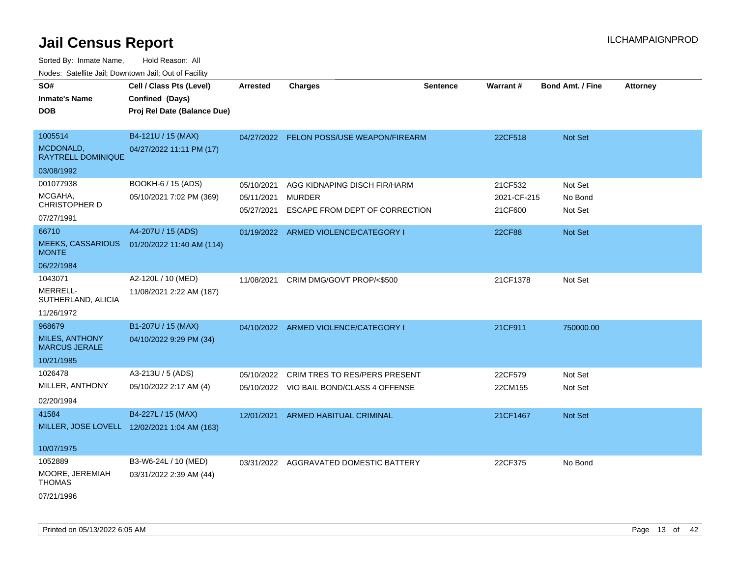# Jail Census Report

Sorted By: Inmate Name, Hold Reason: All

Nodes: Satellite Jail; Downtown Jail; Out of Facility

| SO# / Inmate's Name / DOB | Cell / Class Pts (Level) / Confined (Days) / Proj Rel Date (Balance Due) | Arrested | Charges | Sentence | Warrant # | Bond Amt. / Fine | Attorney |
|---|---|---|---|---|---|---|---|
| 1005514<br>MCDONALD, RAYTRELL DOMINIQUE<br>03/08/1992 | B4-121U / 15 (MAX)<br>04/27/2022 11:11 PM (17) | 04/27/2022 | FELON POSS/USE WEAPON/FIREARM | | 22CF518 | Not Set | |
| 001077938<br>MCGAHA, CHRISTOPHER D<br>07/27/1991 | BOOKH-6 / 15 (ADS)<br>05/10/2021 7:02 PM (369) | 05/10/2021<br>05/11/2021<br>05/27/2021 | AGG KIDNAPING DISCH FIR/HARM<br>MURDER<br>ESCAPE FROM DEPT OF CORRECTION | | 21CF532<br>2021-CF-215<br>21CF600 | Not Set<br>No Bond<br>Not Set | |
| 66710<br>MEEKS, CASSARIOUS MONTE<br>06/22/1984 | A4-207U / 15 (ADS)<br>01/20/2022 11:40 AM (114) | 01/19/2022 | ARMED VIOLENCE/CATEGORY I | | 22CF88 | Not Set | |
| 1043071<br>MERRELL-SUTHERLAND, ALICIA<br>11/26/1972 | A2-120L / 10 (MED)<br>11/08/2021 2:22 AM (187) | 11/08/2021 | CRIM DMG/GOVT PROP/<$500 | | 21CF1378 | Not Set | |
| 968679<br>MILES, ANTHONY MARCUS JERALE<br>10/21/1985 | B1-207U / 15 (MAX)<br>04/10/2022 9:29 PM (34) | 04/10/2022 | ARMED VIOLENCE/CATEGORY I | | 21CF911 | 750000.00 | |
| 1026478<br>MILLER, ANTHONY<br>02/20/1994 | A3-213U / 5 (ADS)<br>05/10/2022 2:17 AM (4) | 05/10/2022<br>05/10/2022 | CRIM TRES TO RES/PERS PRESENT<br>VIO BAIL BOND/CLASS 4 OFFENSE | | 22CF579<br>22CM155 | Not Set<br>Not Set | |
| 41584<br>MILLER, JOSE LOVELL<br>10/07/1975 | B4-227L / 15 (MAX)<br>12/02/2021 1:04 AM (163) | 12/01/2021 | ARMED HABITUAL CRIMINAL | | 21CF1467 | Not Set | |
| 1052889<br>MOORE, JEREMIAH THOMAS<br>07/21/1996 | B3-W6-24L / 10 (MED)<br>03/31/2022 2:39 AM (44) | 03/31/2022 | AGGRAVATED DOMESTIC BATTERY | | 22CF375 | No Bond | |

Printed on 05/13/2022 6:05 AM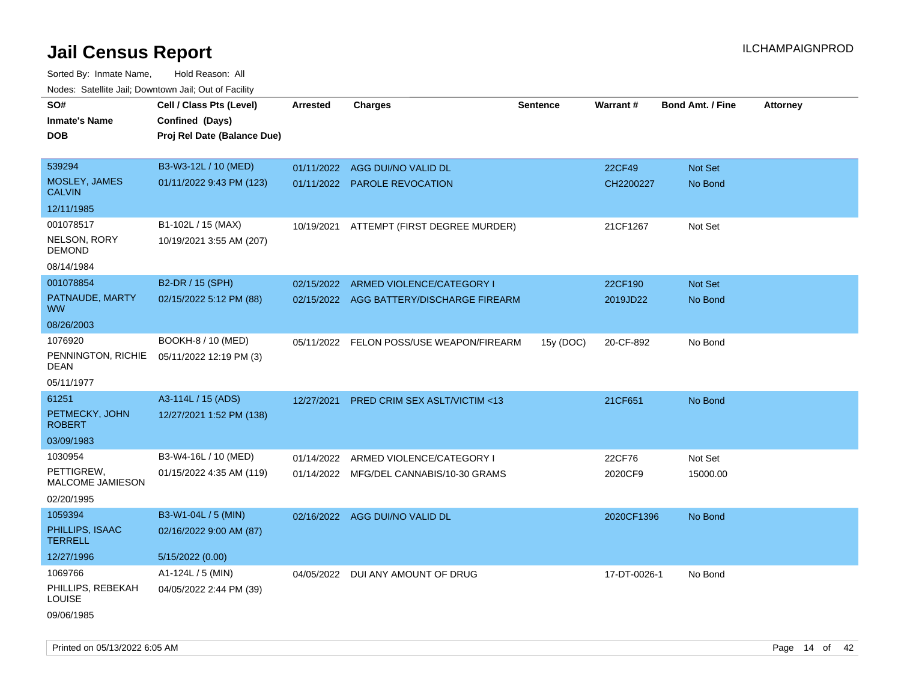# Jail Census Report

ILCHAMPAIGNPROD

Sorted By: Inmate Name, Hold Reason: All

Nodes: Satellite Jail; Downtown Jail; Out of Facility

| SO#<br>Inmate's Name<br>DOB | Cell / Class Pts (Level)<br>Confined (Days)<br>Proj Rel Date (Balance Due) | Arrested | Charges | Sentence | Warrant # | Bond Amt. / Fine | Attorney |
|---|---|---|---|---|---|---|---|
| 539294<br>MOSLEY, JAMES CALVIN<br>12/11/1985 | B3-W3-12L / 10 (MED)<br>01/11/2022 9:43 PM (123) | 01/11/2022<br>01/11/2022 | AGG DUI/NO VALID DL<br>PAROLE REVOCATION | | 22CF49<br>CH2200227 | Not Set<br>No Bond | |
| 001078517<br>NELSON, RORY DEMOND<br>08/14/1984 | B1-102L / 15 (MAX)<br>10/19/2021 3:55 AM (207) | 10/19/2021 | ATTEMPT (FIRST DEGREE MURDER) | | 21CF1267 | Not Set | |
| 001078854<br>PATNAUDE, MARTY WW<br>08/26/2003 | B2-DR / 15 (SPH)<br>02/15/2022 5:12 PM (88) | 02/15/2022<br>02/15/2022 | ARMED VIOLENCE/CATEGORY I<br>AGG BATTERY/DISCHARGE FIREARM | | 22CF190<br>2019JD22 | Not Set<br>No Bond | |
| 1076920<br>PENNINGTON, RICHIE DEAN<br>05/11/1977 | BOOKH-8 / 10 (MED)<br>05/11/2022 12:19 PM (3) | 05/11/2022 | FELON POSS/USE WEAPON/FIREARM | 15y (DOC) | 20-CF-892 | No Bond | |
| 61251<br>PETMECKY, JOHN ROBERT<br>03/09/1983 | A3-114L / 15 (ADS)<br>12/27/2021 1:52 PM (138) | 12/27/2021 | PRED CRIM SEX ASLT/VICTIM <13 | | 21CF651 | No Bond | |
| 1030954<br>PETTIGREW, MALCOME JAMIESON<br>02/20/1995 | B3-W4-16L / 10 (MED)<br>01/15/2022 4:35 AM (119) | 01/14/2022<br>01/14/2022 | ARMED VIOLENCE/CATEGORY I<br>MFG/DEL CANNABIS/10-30 GRAMS | | 22CF76<br>2020CF9 | Not Set<br>15000.00 | |
| 1059394<br>PHILLIPS, ISAAC TERRELL<br>12/27/1996 | B3-W1-04L / 5 (MIN)<br>02/16/2022 9:00 AM (87)<br>5/15/2022 (0.00) | 02/16/2022 | AGG DUI/NO VALID DL | | 2020CF1396 | No Bond | |
| 1069766<br>PHILLIPS, REBEKAH LOUISE<br>09/06/1985 | A1-124L / 5 (MIN)<br>04/05/2022 2:44 PM (39) | 04/05/2022 | DUI ANY AMOUNT OF DRUG | | 17-DT-0026-1 | No Bond | |

Printed on 05/13/2022 6:05 AM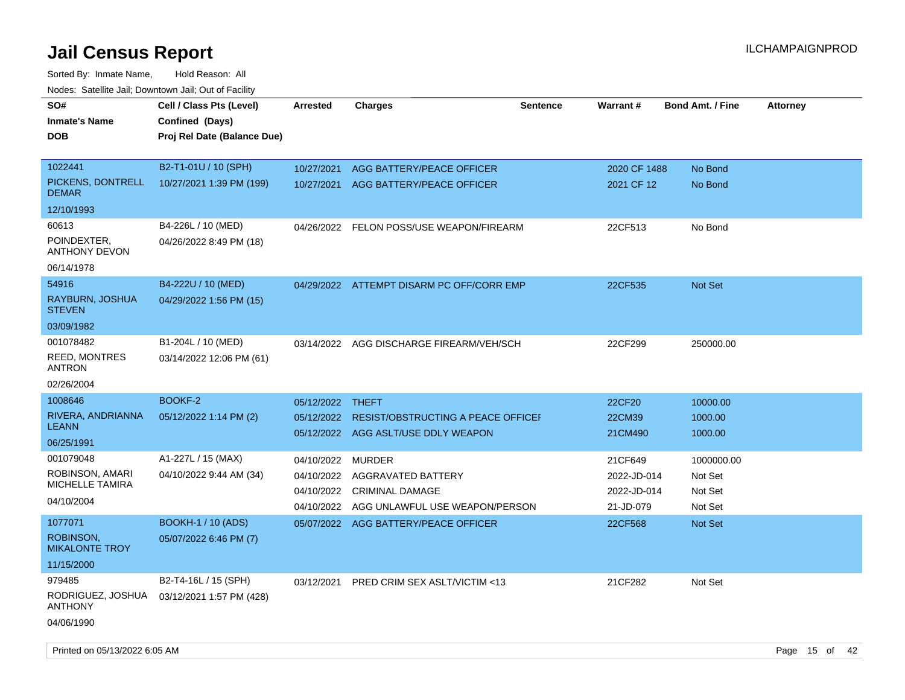# Jail Census Report

ILCHAMPAIGNPROD

Sorted By: Inmate Name, Hold Reason: All

Nodes: Satellite Jail; Downtown Jail; Out of Facility

| SO# / Inmate's Name / DOB | Cell / Class Pts (Level) / Confined (Days) / Proj Rel Date (Balance Due) | Arrested | Charges | Sentence | Warrant # | Bond Amt. / Fine | Attorney |
|---|---|---|---|---|---|---|---|
| 1022441<br>PICKENS, DONTRELL DEMAR<br>12/10/1993 | B2-T1-01U / 10 (SPH)<br>10/27/2021 1:39 PM (199) | 10/27/2021<br>10/27/2021 | AGG BATTERY/PEACE OFFICER<br>AGG BATTERY/PEACE OFFICER | | 2020 CF 1488<br>2021 CF 12 | No Bond<br>No Bond | |
| 60613<br>POINDEXTER, ANTHONY DEVON<br>06/14/1978 | B4-226L / 10 (MED)<br>04/26/2022 8:49 PM (18) | 04/26/2022 | FELON POSS/USE WEAPON/FIREARM | | 22CF513 | No Bond | |
| 54916<br>RAYBURN, JOSHUA STEVEN<br>03/09/1982 | B4-222U / 10 (MED)<br>04/29/2022 1:56 PM (15) | 04/29/2022 | ATTEMPT DISARM PC OFF/CORR EMP | | 22CF535 | Not Set | |
| 001078482<br>REED, MONTRES ANTRON<br>02/26/2004 | B1-204L / 10 (MED)<br>03/14/2022 12:06 PM (61) | 03/14/2022 | AGG DISCHARGE FIREARM/VEH/SCH | | 22CF299 | 250000.00 | |
| 1008646<br>RIVERA, ANDRIANNA LEANN<br>06/25/1991 | BOOKF-2<br>05/12/2022 1:14 PM (2) | 05/12/2022<br>05/12/2022<br>05/12/2022 | THEFT<br>RESIST/OBSTRUCTING A PEACE OFFICEI<br>AGG ASLT/USE DDLY WEAPON | | 22CF20<br>22CM39<br>21CM490 | 10000.00<br>1000.00<br>1000.00 | |
| 001079048<br>ROBINSON, AMARI MICHELLE TAMIRA<br>04/10/2004 | A1-227L / 15 (MAX)<br>04/10/2022 9:44 AM (34) | 04/10/2022<br>04/10/2022<br>04/10/2022<br>04/10/2022 | MURDER<br>AGGRAVATED BATTERY<br>CRIMINAL DAMAGE<br>AGG UNLAWFUL USE WEAPON/PERSON | | 21CF649<br>2022-JD-014<br>2022-JD-014<br>21-JD-079 | 1000000.00<br>Not Set<br>Not Set<br>Not Set | |
| 1077071<br>ROBINSON, MIKALONTE TROY<br>11/15/2000 | BOOKH-1 / 10 (ADS)<br>05/07/2022 6:46 PM (7) | 05/07/2022 | AGG BATTERY/PEACE OFFICER | | 22CF568 | Not Set | |
| 979485<br>RODRIGUEZ, JOSHUA ANTHONY<br>04/06/1990 | B2-T4-16L / 15 (SPH)<br>03/12/2021 1:57 PM (428) | 03/12/2021 | PRED CRIM SEX ASLT/VICTIM <13 | | 21CF282 | Not Set | |

Printed on 05/13/2022 6:05 AM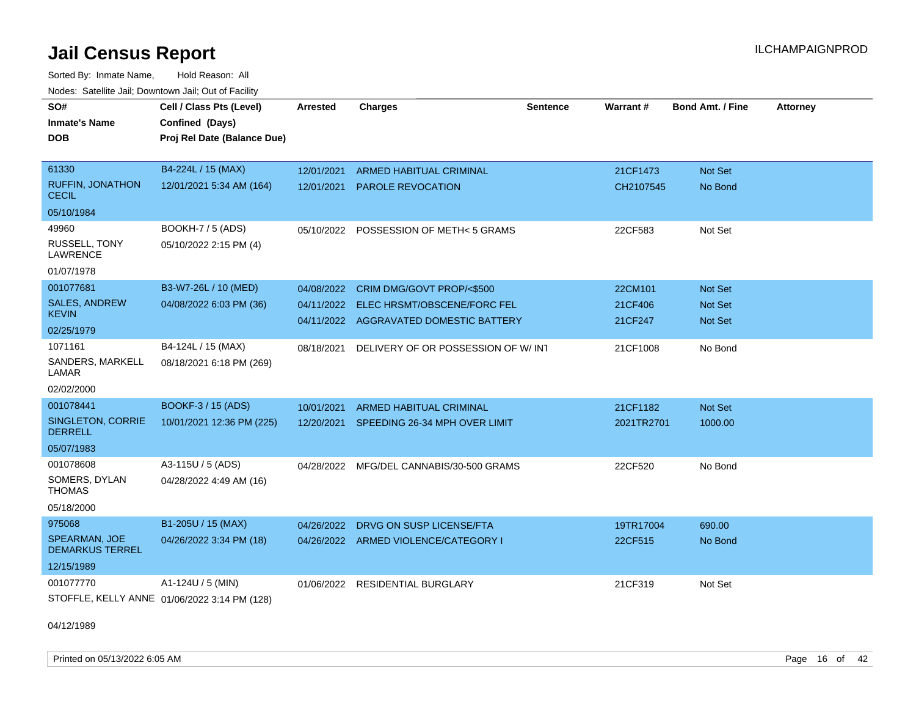# Jail Census Report

ILCHAMPAIGNPROD

Sorted By: Inmate Name, Hold Reason: All

Nodes: Satellite Jail; Downtown Jail; Out of Facility

| SO# / Inmate's Name / DOB | Cell / Class Pts (Level) / Confined (Days) / Proj Rel Date (Balance Due) | Arrested | Charges | Sentence | Warrant # | Bond Amt. / Fine | Attorney |
|---|---|---|---|---|---|---|---|
| 61330 RUFFIN, JONATHON CECIL 05/10/1984 | B4-224L / 15 (MAX) 12/01/2021 5:34 AM (164) | 12/01/2021 | ARMED HABITUAL CRIMINAL | | 21CF1473 | Not Set | |
| | | 12/01/2021 | PAROLE REVOCATION | | CH2107545 | No Bond | |
| 49960 RUSSELL, TONY LAWRENCE 01/07/1978 | BOOKH-7 / 5 (ADS) 05/10/2022 2:15 PM (4) | 05/10/2022 | POSSESSION OF METH< 5 GRAMS | | 22CF583 | Not Set | |
| 001077681 SALES, ANDREW KEVIN 02/25/1979 | B3-W7-26L / 10 (MED) 04/08/2022 6:03 PM (36) | 04/08/2022 | CRIM DMG/GOVT PROP/<$500 | | 22CM101 | Not Set | |
| | | 04/11/2022 | ELEC HRSMT/OBSCENE/FORC FEL | | 21CF406 | Not Set | |
| | | 04/11/2022 | AGGRAVATED DOMESTIC BATTERY | | 21CF247 | Not Set | |
| 1071161 SANDERS, MARKELL LAMAR 02/02/2000 | B4-124L / 15 (MAX) 08/18/2021 6:18 PM (269) | 08/18/2021 | DELIVERY OF OR POSSESSION OF W/ INT | | 21CF1008 | No Bond | |
| 001078441 SINGLETON, CORRIE DERRELL 05/07/1983 | BOOKF-3 / 15 (ADS) 10/01/2021 12:36 PM (225) | 10/01/2021 | ARMED HABITUAL CRIMINAL | | 21CF1182 | Not Set | |
| | | 12/20/2021 | SPEEDING 26-34 MPH OVER LIMIT | | 2021TR2701 | 1000.00 | |
| 001078608 SOMERS, DYLAN THOMAS 05/18/2000 | A3-115U / 5 (ADS) 04/28/2022 4:49 AM (16) | 04/28/2022 | MFG/DEL CANNABIS/30-500 GRAMS | | 22CF520 | No Bond | |
| 975068 SPEARMAN, JOE DEMARKUS TERREL 12/15/1989 | B1-205U / 15 (MAX) 04/26/2022 3:34 PM (18) | 04/26/2022 | DRVG ON SUSP LICENSE/FTA | | 19TR17004 | 690.00 | |
| | | 04/26/2022 | ARMED VIOLENCE/CATEGORY I | | 22CF515 | No Bond | |
| 001077770 STOFFLE, KELLY ANNE 04/12/1989 | A1-124U / 5 (MIN) 01/06/2022 3:14 PM (128) | 01/06/2022 | RESIDENTIAL BURGLARY | | 21CF319 | Not Set | |

Printed on 05/13/2022 6:05 AM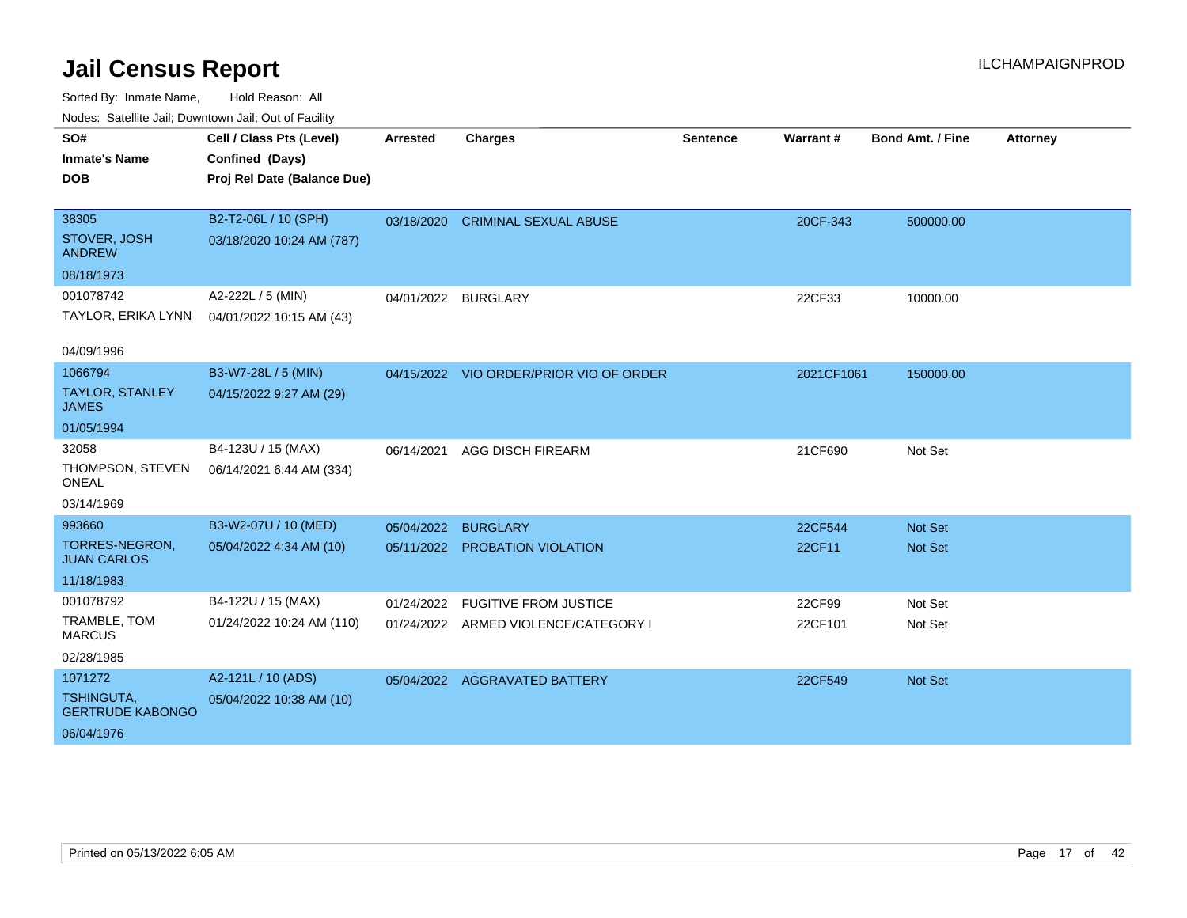# Jail Census Report

ILCHAMPAIGNPROD

Sorted By: Inmate Name, Hold Reason: All

Nodes: Satellite Jail; Downtown Jail; Out of Facility

| SO#<br>Inmate's Name<br>DOB | Cell / Class Pts (Level)<br>Confined (Days)<br>Proj Rel Date (Balance Due) | Arrested | Charges | Sentence | Warrant # | Bond Amt. / Fine | Attorney |
|---|---|---|---|---|---|---|---|
| 38305<br>STOVER, JOSH ANDREW<br>08/18/1973 | B2-T2-06L / 10 (SPH)<br>03/18/2020 10:24 AM (787) | 03/18/2020 | CRIMINAL SEXUAL ABUSE | | 20CF-343 | 500000.00 | |
| 001078742<br>TAYLOR, ERIKA LYNN<br>04/09/1996 | A2-222L / 5 (MIN)<br>04/01/2022 10:15 AM (43) | 04/01/2022 | BURGLARY | | 22CF33 | 10000.00 | |
| 1066794<br>TAYLOR, STANLEY JAMES<br>01/05/1994 | B3-W7-28L / 5 (MIN)<br>04/15/2022 9:27 AM (29) | 04/15/2022 | VIO ORDER/PRIOR VIO OF ORDER | | 2021CF1061 | 150000.00 | |
| 32058<br>THOMPSON, STEVEN ONEAL<br>03/14/1969 | B4-123U / 15 (MAX)<br>06/14/2021 6:44 AM (334) | 06/14/2021 | AGG DISCH FIREARM | | 21CF690 | Not Set | |
| 993660<br>TORRES-NEGRON, JUAN CARLOS<br>11/18/1983 | B3-W2-07U / 10 (MED)<br>05/04/2022 4:34 AM (10) | 05/04/2022 | BURGLARY | | 22CF544 | Not Set | |
| | | 05/11/2022 | PROBATION VIOLATION | | 22CF11 | Not Set | |
| 001078792<br>TRAMBLE, TOM MARCUS<br>02/28/1985 | B4-122U / 15 (MAX)<br>01/24/2022 10:24 AM (110) | 01/24/2022 | FUGITIVE FROM JUSTICE | | 22CF99 | Not Set | |
| | | 01/24/2022 | ARMED VIOLENCE/CATEGORY I | | 22CF101 | Not Set | |
| 1071272<br>TSHINGUTA, GERTRUDE KABONGO<br>06/04/1976 | A2-121L / 10 (ADS)<br>05/04/2022 10:38 AM (10) | 05/04/2022 | AGGRAVATED BATTERY | | 22CF549 | Not Set | |

Printed on 05/13/2022 6:05 AM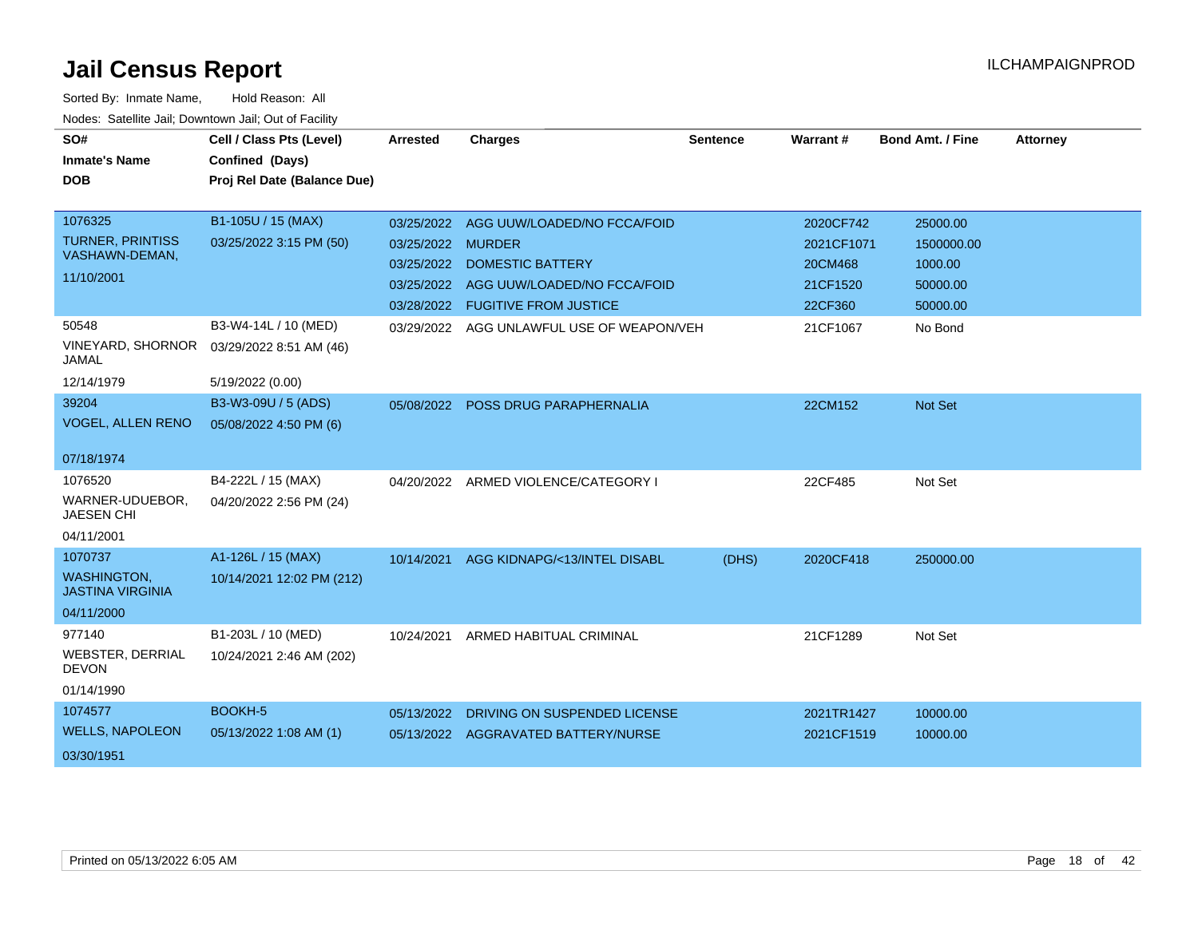# Jail Census Report

ILCHAMPAIGNPROD

Sorted By: Inmate Name, Hold Reason: All

Nodes: Satellite Jail; Downtown Jail; Out of Facility

| SO# / Inmate's Name / DOB | Cell / Class Pts (Level) / Confined (Days) / Proj Rel Date (Balance Due) | Arrested | Charges | Sentence | Warrant # | Bond Amt. / Fine | Attorney |
|---|---|---|---|---|---|---|---|
| 1076325<br>TURNER, PRINTISS VASHAWN-DEMAN,<br>11/10/2001 | B1-105U / 15 (MAX)<br>03/25/2022 3:15 PM (50) | 03/25/2022 | AGG UUW/LOADED/NO FCCA/FOID | | 2020CF742 | 25000.00 | |
| | | 03/25/2022 | MURDER | | 2021CF1071 | 1500000.00 | |
| | | 03/25/2022 | DOMESTIC BATTERY | | 20CM468 | 1000.00 | |
| | | 03/25/2022 | AGG UUW/LOADED/NO FCCA/FOID | | 21CF1520 | 50000.00 | |
| | | 03/28/2022 | FUGITIVE FROM JUSTICE | | 22CF360 | 50000.00 | |
| 50548<br>VINEYARD, SHORNOR JAMAL<br>12/14/1979 | B3-W4-14L / 10 (MED)<br>03/29/2022 8:51 AM (46)<br>5/19/2022 (0.00) | 03/29/2022 | AGG UNLAWFUL USE OF WEAPON/VEH | | 21CF1067 | No Bond | |
| 39204<br>VOGEL, ALLEN RENO<br>07/18/1974 | B3-W3-09U / 5 (ADS)<br>05/08/2022 4:50 PM (6) | 05/08/2022 | POSS DRUG PARAPHERNALIA | | 22CM152 | Not Set | |
| 1076520<br>WARNER-UDUEBOR, JAESEN CHI<br>04/11/2001 | B4-222L / 15 (MAX)<br>04/20/2022 2:56 PM (24) | 04/20/2022 | ARMED VIOLENCE/CATEGORY I | | 22CF485 | Not Set | |
| 1070737<br>WASHINGTON, JASTINA VIRGINIA<br>04/11/2000 | A1-126L / 15 (MAX)<br>10/14/2021 12:02 PM (212) | 10/14/2021 | AGG KIDNAPG/<13/INTEL DISABL | (DHS) | 2020CF418 | 250000.00 | |
| 977140<br>WEBSTER, DERRIAL DEVON<br>01/14/1990 | B1-203L / 10 (MED)<br>10/24/2021 2:46 AM (202) | 10/24/2021 | ARMED HABITUAL CRIMINAL | | 21CF1289 | Not Set | |
| 1074577<br>WELLS, NAPOLEON<br>03/30/1951 | BOOKH-5<br>05/13/2022 1:08 AM (1) | 05/13/2022 | DRIVING ON SUSPENDED LICENSE | | 2021TR1427 | 10000.00 | |
| | | 05/13/2022 | AGGRAVATED BATTERY/NURSE | | 2021CF1519 | 10000.00 | |

Printed on 05/13/2022 6:05 AM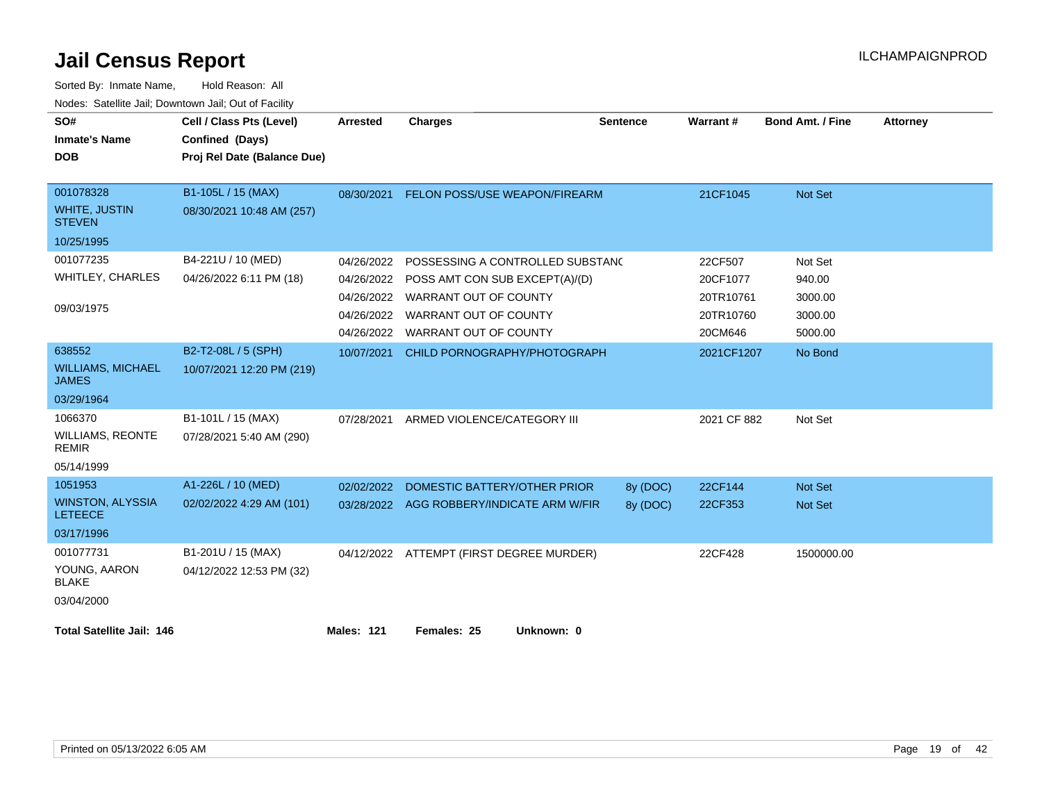# Jail Census Report

Sorted By: Inmate Name, Hold Reason: All

Nodes: Satellite Jail; Downtown Jail; Out of Facility

| SO# / Inmate's Name / DOB | Cell / Class Pts (Level) / Confined (Days) / Proj Rel Date (Balance Due) | Arrested | Charges | Sentence | Warrant # | Bond Amt. / Fine | Attorney |
|---|---|---|---|---|---|---|---|
| 001078328<br>WHITE, JUSTIN STEVEN<br>10/25/1995 | B1-105L / 15 (MAX)<br>08/30/2021 10:48 AM (257) | 08/30/2021 | FELON POSS/USE WEAPON/FIREARM | | 21CF1045 | Not Set | |
| 001077235<br>WHITLEY, CHARLES<br>09/03/1975 | B4-221U / 10 (MED)<br>04/26/2022 6:11 PM (18) | 04/26/2022 | POSSESSING A CONTROLLED SUBSTANC | | 22CF507 | Not Set | |
| | | 04/26/2022 | POSS AMT CON SUB EXCEPT(A)/(D) | | 20CF1077 | 940.00 | |
| | | 04/26/2022 | WARRANT OUT OF COUNTY | | 20TR10761 | 3000.00 | |
| | | 04/26/2022 | WARRANT OUT OF COUNTY | | 20TR10760 | 3000.00 | |
| | | 04/26/2022 | WARRANT OUT OF COUNTY | | 20CM646 | 5000.00 | |
| 638552<br>WILLIAMS, MICHAEL JAMES<br>03/29/1964 | B2-T2-08L / 5 (SPH)<br>10/07/2021 12:20 PM (219) | 10/07/2021 | CHILD PORNOGRAPHY/PHOTOGRAPH | | 2021CF1207 | No Bond | |
| 1066370<br>WILLIAMS, REONTE REMIR<br>05/14/1999 | B1-101L / 15 (MAX)<br>07/28/2021 5:40 AM (290) | 07/28/2021 | ARMED VIOLENCE/CATEGORY III | | 2021 CF 882 | Not Set | |
| 1051953<br>WINSTON, ALYSSIA LETEECE<br>03/17/1996 | A1-226L / 10 (MED)<br>02/02/2022 4:29 AM (101) | 02/02/2022 | DOMESTIC BATTERY/OTHER PRIOR | 8y (DOC) | 22CF144 | Not Set | |
| | | 03/28/2022 | AGG ROBBERY/INDICATE ARM W/FIR | 8y (DOC) | 22CF353 | Not Set | |
| 001077731<br>YOUNG, AARON BLAKE<br>03/04/2000 | B1-201U / 15 (MAX)<br>04/12/2022 12:53 PM (32) | 04/12/2022 | ATTEMPT (FIRST DEGREE MURDER) | | 22CF428 | 1500000.00 | |

**Total Satellite Jail: 146** **Males: 121** **Females: 25** **Unknown: 0**

Printed on 05/13/2022 6:05 AM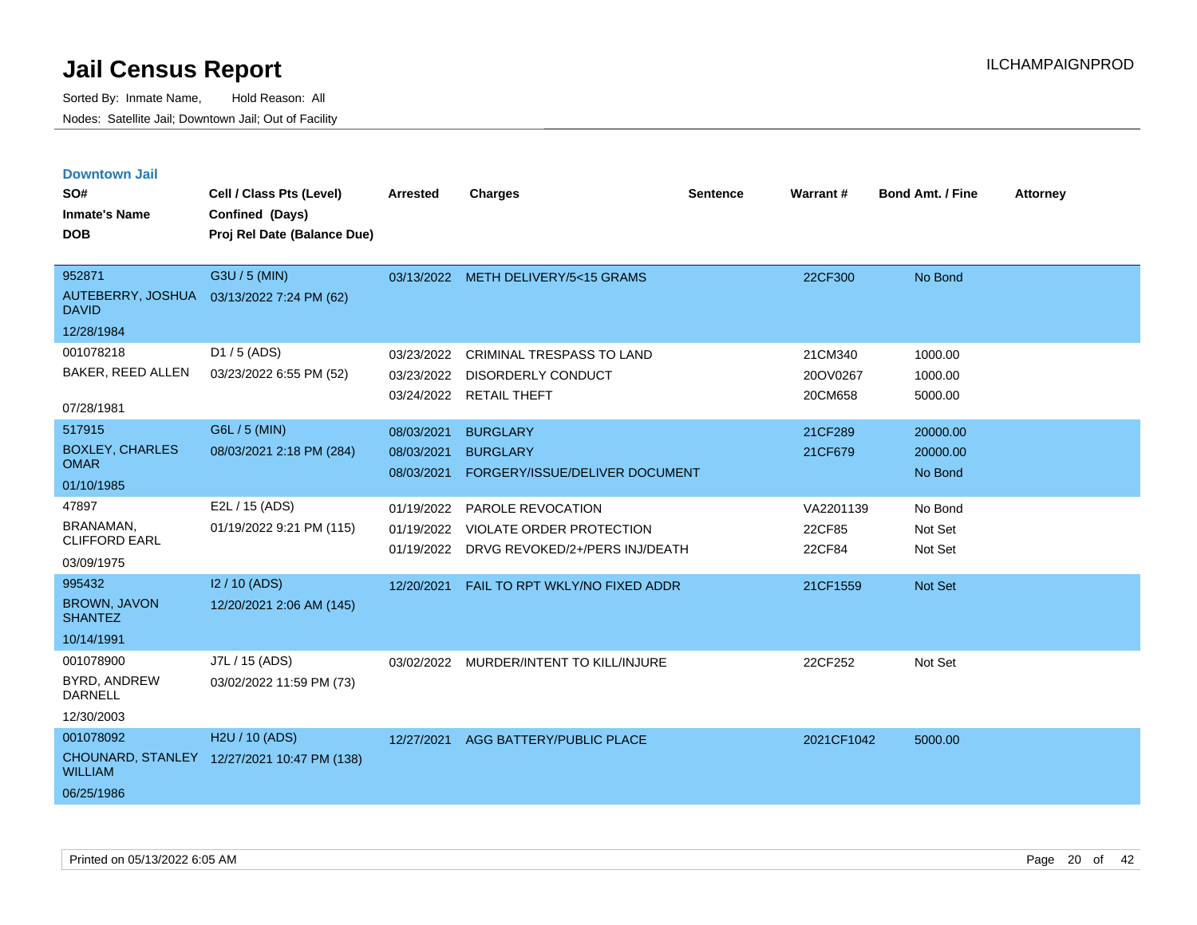# Jail Census Report

Sorted By: Inmate Name, Hold Reason: All

Nodes: Satellite Jail; Downtown Jail; Out of Facility

## Downtown Jail

| SO# / Inmate's Name / DOB | Cell / Class Pts (Level) / Confined (Days) / Proj Rel Date (Balance Due) | Arrested | Charges | Sentence | Warrant # | Bond Amt. / Fine | Attorney |
|---|---|---|---|---|---|---|---|
| 952871<br>AUTEBERRY, JOSHUA DAVID<br>12/28/1984 | G3U / 5 (MIN)<br>03/13/2022 7:24 PM (62) | 03/13/2022 | METH DELIVERY/5<15 GRAMS | | 22CF300 | No Bond | |
| 001078218<br>BAKER, REED ALLEN<br>07/28/1981 | D1 / 5 (ADS)<br>03/23/2022 6:55 PM (52) | 03/23/2022<br>03/23/2022<br>03/24/2022 | CRIMINAL TRESPASS TO LAND<br>DISORDERLY CONDUCT<br>RETAIL THEFT | | 21CM340<br>20OV0267<br>20CM658 | 1000.00<br>1000.00<br>5000.00 | |
| 517915<br>BOXLEY, CHARLES OMAR<br>01/10/1985 | G6L / 5 (MIN)<br>08/03/2021 2:18 PM (284) | 08/03/2021<br>08/03/2021<br>08/03/2021 | BURGLARY<br>BURGLARY<br>FORGERY/ISSUE/DELIVER DOCUMENT | | 21CF289<br>21CF679 | 20000.00<br>20000.00<br>No Bond | |
| 47897<br>BRANAMAN, CLIFFORD EARL<br>03/09/1975 | E2L / 15 (ADS)<br>01/19/2022 9:21 PM (115) | 01/19/2022<br>01/19/2022<br>01/19/2022 | PAROLE REVOCATION<br>VIOLATE ORDER PROTECTION<br>DRVG REVOKED/2+/PERS INJ/DEATH | | VA2201139<br>22CF85<br>22CF84 | No Bond<br>Not Set<br>Not Set | |
| 995432<br>BROWN, JAVON SHANTEZ<br>10/14/1991 | I2 / 10 (ADS)<br>12/20/2021 2:06 AM (145) | 12/20/2021 | FAIL TO RPT WKLY/NO FIXED ADDR | | 21CF1559 | Not Set | |
| 001078900<br>BYRD, ANDREW DARNELL<br>12/30/2003 | J7L / 15 (ADS)<br>03/02/2022 11:59 PM (73) | 03/02/2022 | MURDER/INTENT TO KILL/INJURE | | 22CF252 | Not Set | |
| 001078092<br>CHOUNARD, STANLEY WILLIAM<br>06/25/1986 | H2U / 10 (ADS)<br>12/27/2021 10:47 PM (138) | 12/27/2021 | AGG BATTERY/PUBLIC PLACE | | 2021CF1042 | 5000.00 | |

Printed on 05/13/2022 6:05 AM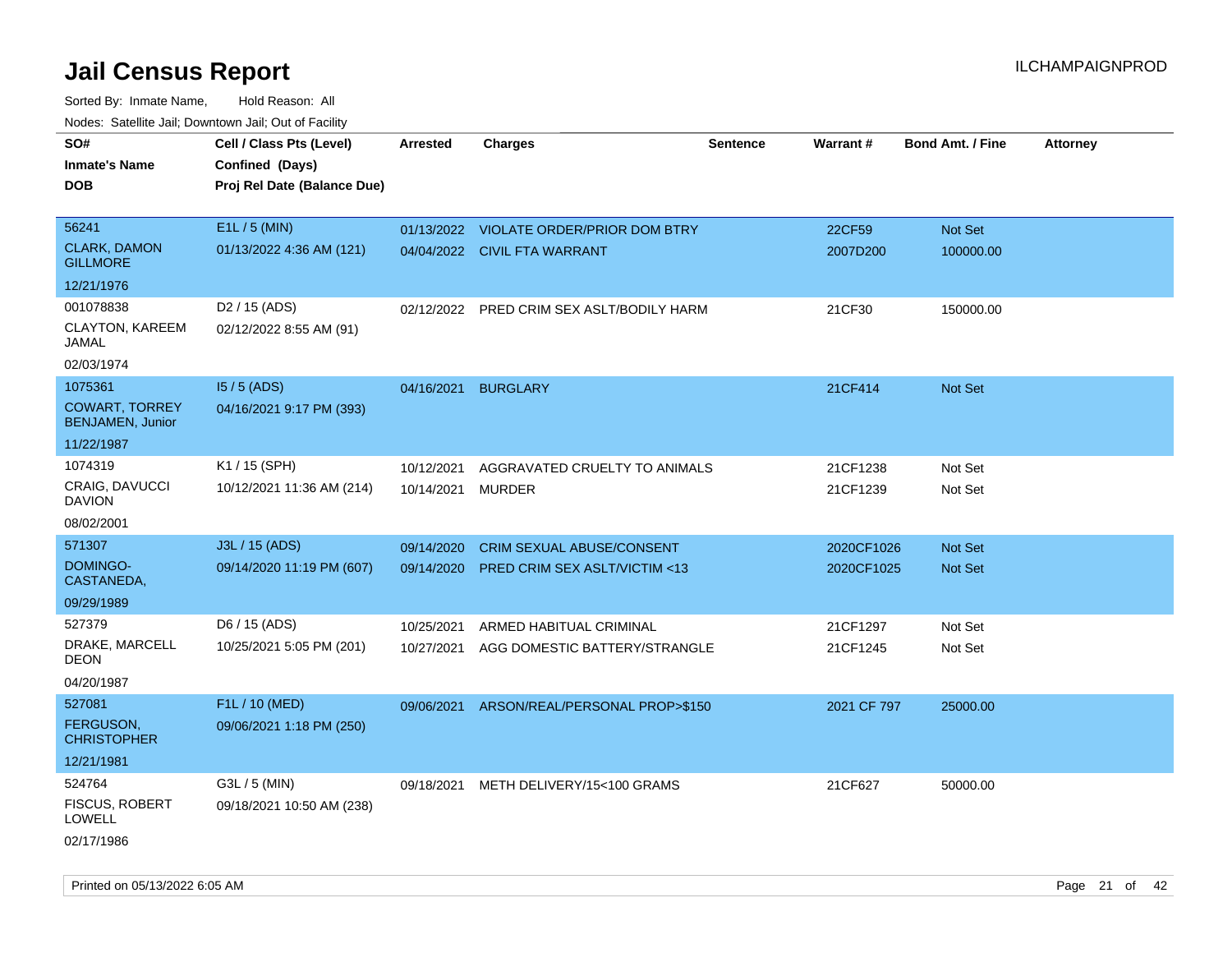# Jail Census Report

ILCHAMPAIGNPROD

Sorted By: Inmate Name, Hold Reason: All

Nodes: Satellite Jail; Downtown Jail; Out of Facility

| SO# / Inmate's Name / DOB | Cell / Class Pts (Level) / Confined (Days) / Proj Rel Date (Balance Due) | Arrested | Charges | Sentence | Warrant # | Bond Amt. / Fine | Attorney |
|---|---|---|---|---|---|---|---|
| 56241<br>CLARK, DAMON GILLMORE<br>12/21/1976 | E1L / 5 (MIN)<br>01/13/2022 4:36 AM (121) | 01/13/2022<br>04/04/2022 | VIOLATE ORDER/PRIOR DOM BTRY<br>CIVIL FTA WARRANT | | 22CF59<br>2007D200 | Not Set<br>100000.00 | |
| 001078838<br>CLAYTON, KAREEM JAMAL<br>02/03/1974 | D2 / 15 (ADS)<br>02/12/2022 8:55 AM (91) | 02/12/2022 | PRED CRIM SEX ASLT/BODILY HARM | | 21CF30 | 150000.00 | |
| 1075361<br>COWART, TORREY BENJAMEN, Junior<br>11/22/1987 | I5 / 5 (ADS)<br>04/16/2021 9:17 PM (393) | 04/16/2021 | BURGLARY | | 21CF414 | Not Set | |
| 1074319<br>CRAIG, DAVUCCI DAVION<br>08/02/2001 | K1 / 15 (SPH)<br>10/12/2021 11:36 AM (214) | 10/12/2021<br>10/14/2021 | AGGRAVATED CRUELTY TO ANIMALS<br>MURDER | | 21CF1238<br>21CF1239 | Not Set<br>Not Set | |
| 571307<br>DOMINGO-CASTANEDA,<br>09/29/1989 | J3L / 15 (ADS)<br>09/14/2020 11:19 PM (607) | 09/14/2020<br>09/14/2020 | CRIM SEXUAL ABUSE/CONSENT<br>PRED CRIM SEX ASLT/VICTIM <13 | | 2020CF1026<br>2020CF1025 | Not Set<br>Not Set | |
| 527379<br>DRAKE, MARCELL DEON<br>04/20/1987 | D6 / 15 (ADS)<br>10/25/2021 5:05 PM (201) | 10/25/2021<br>10/27/2021 | ARMED HABITUAL CRIMINAL<br>AGG DOMESTIC BATTERY/STRANGLE | | 21CF1297<br>21CF1245 | Not Set<br>Not Set | |
| 527081<br>FERGUSON, CHRISTOPHER<br>12/21/1981 | F1L / 10 (MED)<br>09/06/2021 1:18 PM (250) | 09/06/2021 | ARSON/REAL/PERSONAL PROP>$150 | | 2021 CF 797 | 25000.00 | |
| 524764<br>FISCUS, ROBERT LOWELL<br>02/17/1986 | G3L / 5 (MIN)<br>09/18/2021 10:50 AM (238) | 09/18/2021 | METH DELIVERY/15<100 GRAMS | | 21CF627 | 50000.00 | |

Printed on 05/13/2022 6:05 AM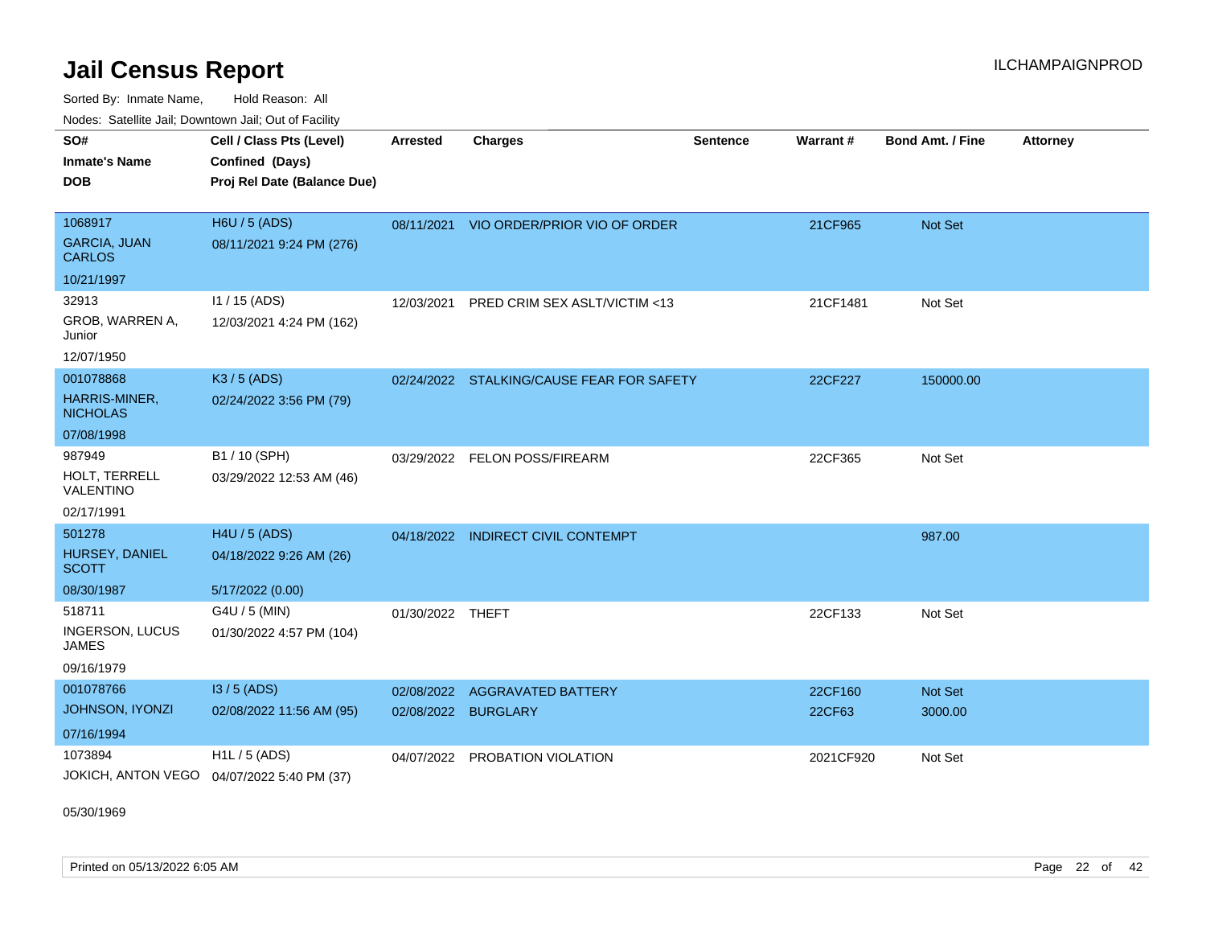# Jail Census Report

Sorted By: Inmate Name, Hold Reason: All

Nodes: Satellite Jail; Downtown Jail; Out of Facility

| SO# / Inmate's Name / DOB | Cell / Class Pts (Level) / Confined (Days) / Proj Rel Date (Balance Due) | Arrested | Charges | Sentence | Warrant # | Bond Amt. / Fine | Attorney |
|---|---|---|---|---|---|---|---|
| 1068917<br>GARCIA, JUAN CARLOS<br>10/21/1997 | H6U / 5 (ADS)<br>08/11/2021 9:24 PM (276) | 08/11/2021 | VIO ORDER/PRIOR VIO OF ORDER | | 21CF965 | Not Set | |
| 32913<br>GROB, WARREN A, Junior<br>12/07/1950 | I1 / 15 (ADS)<br>12/03/2021 4:24 PM (162) | 12/03/2021 | PRED CRIM SEX ASLT/VICTIM <13 | | 21CF1481 | Not Set | |
| 001078868<br>HARRIS-MINER, NICHOLAS<br>07/08/1998 | K3 / 5 (ADS)<br>02/24/2022 3:56 PM (79) | 02/24/2022 | STALKING/CAUSE FEAR FOR SAFETY | | 22CF227 | 150000.00 | |
| 987949<br>HOLT, TERRELL VALENTINO<br>02/17/1991 | B1 / 10 (SPH)<br>03/29/2022 12:53 AM (46) | 03/29/2022 | FELON POSS/FIREARM | | 22CF365 | Not Set | |
| 501278<br>HURSEY, DANIEL SCOTT<br>08/30/1987 | H4U / 5 (ADS)<br>04/18/2022 9:26 AM (26)<br>5/17/2022 (0.00) | 04/18/2022 | INDIRECT CIVIL CONTEMPT | | | 987.00 | |
| 518711<br>INGERSON, LUCUS JAMES<br>09/16/1979 | G4U / 5 (MIN)<br>01/30/2022 4:57 PM (104) | 01/30/2022 | THEFT | | 22CF133 | Not Set | |
| 001078766<br>JOHNSON, IYONZI<br>07/16/1994 | I3 / 5 (ADS)<br>02/08/2022 11:56 AM (95) | 02/08/2022<br>02/08/2022 | AGGRAVATED BATTERY<br>BURGLARY | | 22CF160<br>22CF63 | Not Set<br>3000.00 | |
| 1073894<br>JOKICH, ANTON VEGO<br>05/30/1969 | H1L / 5 (ADS)<br>04/07/2022 5:40 PM (37) | 04/07/2022 | PROBATION VIOLATION | | 2021CF920 | Not Set | |

Printed on 05/13/2022 6:05 AM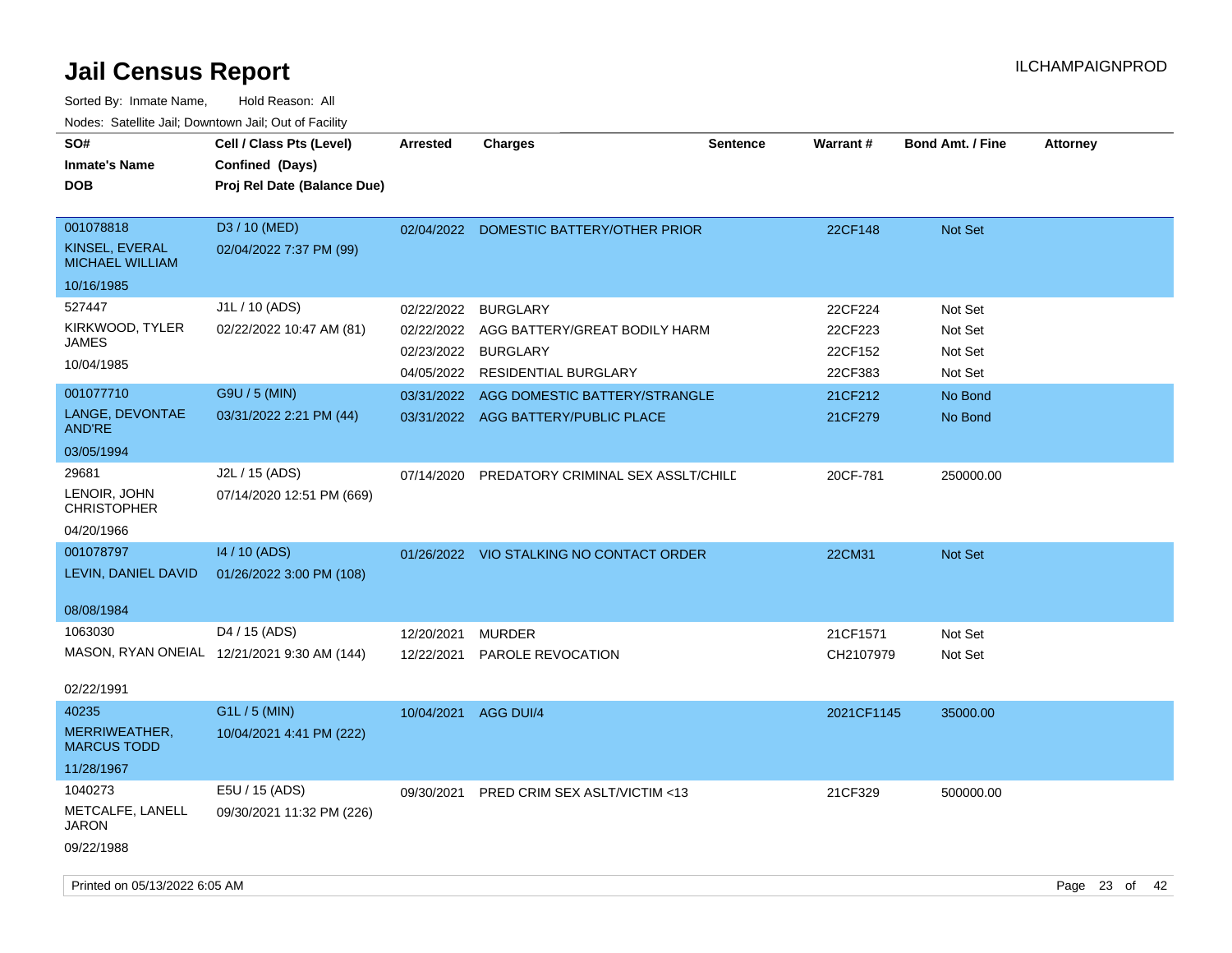# Jail Census Report

Sorted By: Inmate Name, Hold Reason: All

Nodes: Satellite Jail; Downtown Jail; Out of Facility

| SO# / Inmate's Name / DOB | Cell / Class Pts (Level) / Confined (Days) / Proj Rel Date (Balance Due) | Arrested | Charges | Sentence | Warrant # | Bond Amt. / Fine | Attorney |
|---|---|---|---|---|---|---|---|
| 001078818<br>KINSEL, EVERAL MICHAEL WILLIAM<br>10/16/1985 | D3 / 10 (MED)<br>02/04/2022 7:37 PM (99) | 02/04/2022 | DOMESTIC BATTERY/OTHER PRIOR | | 22CF148 | Not Set | |
| 527447<br>KIRKWOOD, TYLER JAMES<br>10/04/1985 | J1L / 10 (ADS)<br>02/22/2022 10:47 AM (81) | 02/22/2022 | BURGLARY | | 22CF224 | Not Set | |
| | | 02/22/2022 | AGG BATTERY/GREAT BODILY HARM | | 22CF223 | Not Set | |
| | | 02/23/2022 | BURGLARY | | 22CF152 | Not Set | |
| | | 04/05/2022 | RESIDENTIAL BURGLARY | | 22CF383 | Not Set | |
| 001077710<br>LANGE, DEVONTAE AND'RE<br>03/05/1994 | G9U / 5 (MIN)<br>03/31/2022 2:21 PM (44) | 03/31/2022 | AGG DOMESTIC BATTERY/STRANGLE | | 21CF212 | No Bond | |
| | | 03/31/2022 | AGG BATTERY/PUBLIC PLACE | | 21CF279 | No Bond | |
| 29681<br>LENOIR, JOHN CHRISTOPHER<br>04/20/1966 | J2L / 15 (ADS)<br>07/14/2020 12:51 PM (669) | 07/14/2020 | PREDATORY CRIMINAL SEX ASSLT/CHILD | | 20CF-781 | 250000.00 | |
| 001078797<br>LEVIN, DANIEL DAVID<br>08/08/1984 | I4 / 10 (ADS)<br>01/26/2022 3:00 PM (108) | 01/26/2022 | VIO STALKING NO CONTACT ORDER | | 22CM31 | Not Set | |
| 1063030<br>MASON, RYAN ONEIAL<br>02/22/1991 | D4 / 15 (ADS)<br>12/21/2021 9:30 AM (144) | 12/20/2021 | MURDER | | 21CF1571 | Not Set | |
| | | 12/22/2021 | PAROLE REVOCATION | | CH2107979 | Not Set | |
| 40235<br>MERRIWEATHER, MARCUS TODD<br>11/28/1967 | G1L / 5 (MIN)<br>10/04/2021 4:41 PM (222) | 10/04/2021 | AGG DUI/4 | | 2021CF1145 | 35000.00 | |
| 1040273<br>METCALFE, LANELL JARON<br>09/22/1988 | E5U / 15 (ADS)<br>09/30/2021 11:32 PM (226) | 09/30/2021 | PRED CRIM SEX ASLT/VICTIM <13 | | 21CF329 | 500000.00 | |

Printed on 05/13/2022 6:05 AM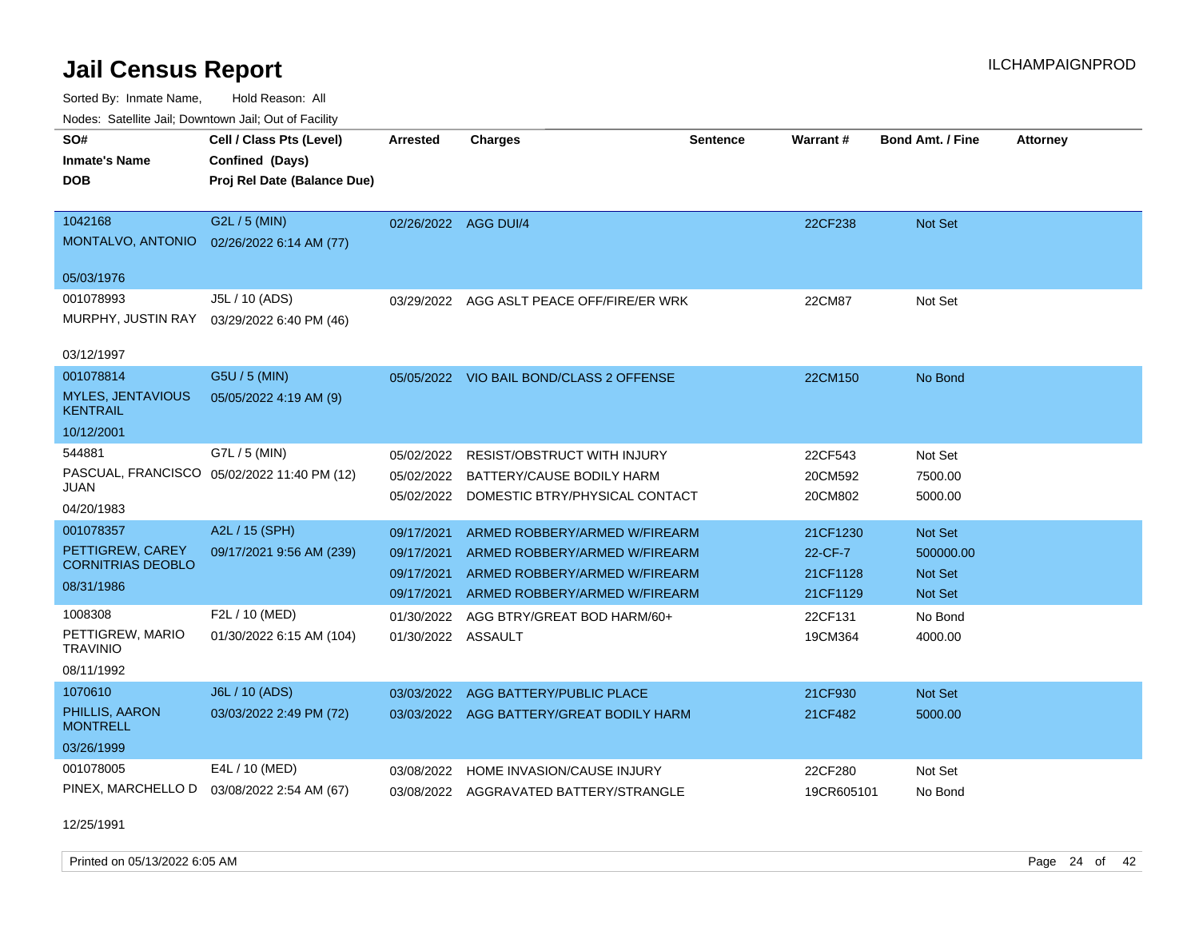# Jail Census Report

Sorted By: Inmate Name, Hold Reason: All

Nodes: Satellite Jail; Downtown Jail; Out of Facility

| SO# / Inmate's Name / DOB | Cell / Class Pts (Level) / Confined (Days) / Proj Rel Date (Balance Due) | Arrested | Charges | Sentence | Warrant # | Bond Amt. / Fine | Attorney |
|---|---|---|---|---|---|---|---|
| 1042168 MONTALVO, ANTONIO 05/03/1976 | G2L / 5 (MIN) 02/26/2022 6:14 AM (77) | 02/26/2022 | AGG DUI/4 | | 22CF238 | Not Set | |
| 001078993 MURPHY, JUSTIN RAY 03/12/1997 | J5L / 10 (ADS) 03/29/2022 6:40 PM (46) | 03/29/2022 | AGG ASLT PEACE OFF/FIRE/ER WRK | | 22CM87 | Not Set | |
| 001078814 MYLES, JENTAVIOUS KENTRAIL 10/12/2001 | G5U / 5 (MIN) 05/05/2022 4:19 AM (9) | 05/05/2022 | VIO BAIL BOND/CLASS 2 OFFENSE | | 22CM150 | No Bond | |
| 544881 PASCUAL, FRANCISCO JUAN 04/20/1983 | G7L / 5 (MIN) 05/02/2022 11:40 PM (12) | 05/02/2022 | RESIST/OBSTRUCT WITH INJURY | | 22CF543 | Not Set | |
| | | 05/02/2022 | BATTERY/CAUSE BODILY HARM | | 20CM592 | 7500.00 | |
| | | 05/02/2022 | DOMESTIC BTRY/PHYSICAL CONTACT | | 20CM802 | 5000.00 | |
| 001078357 PETTIGREW, CAREY CORNITRIAS DEOBLO 08/31/1986 | A2L / 15 (SPH) 09/17/2021 9:56 AM (239) | 09/17/2021 | ARMED ROBBERY/ARMED W/FIREARM | | 21CF1230 | Not Set | |
| | | 09/17/2021 | ARMED ROBBERY/ARMED W/FIREARM | | 22-CF-7 | 500000.00 | |
| | | 09/17/2021 | ARMED ROBBERY/ARMED W/FIREARM | | 21CF1128 | Not Set | |
| | | 09/17/2021 | ARMED ROBBERY/ARMED W/FIREARM | | 21CF1129 | Not Set | |
| 1008308 PETTIGREW, MARIO TRAVINIO 08/11/1992 | F2L / 10 (MED) 01/30/2022 6:15 AM (104) | 01/30/2022 | AGG BTRY/GREAT BOD HARM/60+ | | 22CF131 | No Bond | |
| | | 01/30/2022 | ASSAULT | | 19CM364 | 4000.00 | |
| 1070610 PHILLIS, AARON MONTRELL 03/26/1999 | J6L / 10 (ADS) 03/03/2022 2:49 PM (72) | 03/03/2022 | AGG BATTERY/PUBLIC PLACE | | 21CF930 | Not Set | |
| | | 03/03/2022 | AGG BATTERY/GREAT BODILY HARM | | 21CF482 | 5000.00 | |
| 001078005 PINEX, MARCHELLO D 12/25/1991 | E4L / 10 (MED) 03/08/2022 2:54 AM (67) | 03/08/2022 | HOME INVASION/CAUSE INJURY | | 22CF280 | Not Set | |
| | | 03/08/2022 | AGGRAVATED BATTERY/STRANGLE | | 19CR605101 | No Bond | |

Printed on 05/13/2022 6:05 AM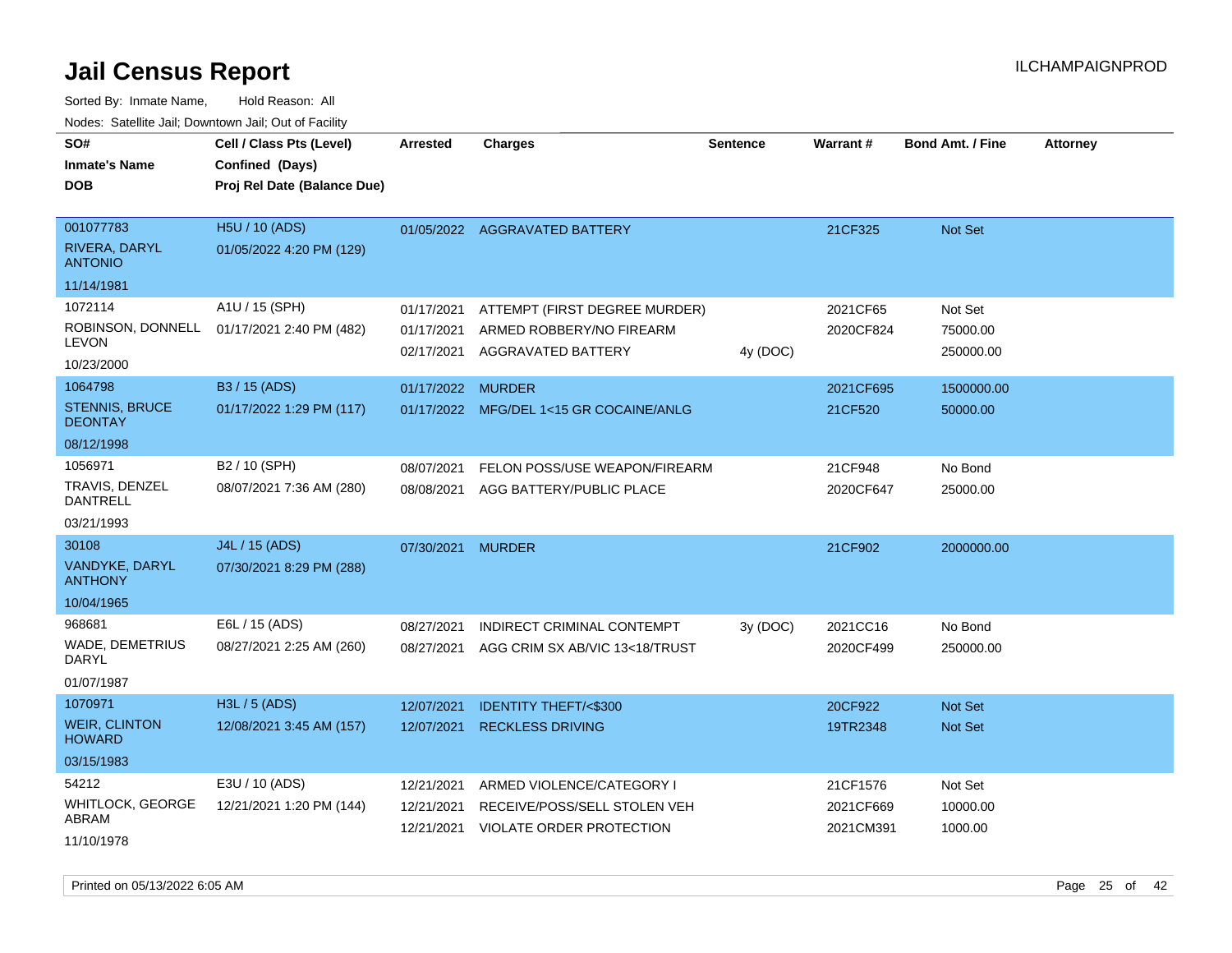# Jail Census Report

Sorted By: Inmate Name, Hold Reason: All

Nodes: Satellite Jail; Downtown Jail; Out of Facility

| SO# / Inmate's Name / DOB | Cell / Class Pts (Level) / Confined (Days) / Proj Rel Date (Balance Due) | Arrested | Charges | Sentence | Warrant # | Bond Amt. / Fine | Attorney |
|---|---|---|---|---|---|---|---|
| 001077783<br>RIVERA, DARYL ANTONIO<br>11/14/1981 | H5U / 10 (ADS)<br>01/05/2022 4:20 PM (129) | 01/05/2022 | AGGRAVATED BATTERY | | 21CF325 | Not Set | |
| 1072114<br>ROBINSON, DONNELL LEVON<br>10/23/2000 | A1U / 15 (SPH)<br>01/17/2021 2:40 PM (482) | 01/17/2021<br>01/17/2021<br>02/17/2021 | ATTEMPT (FIRST DEGREE MURDER)<br>ARMED ROBBERY/NO FIREARM<br>AGGRAVATED BATTERY | <br><br>4y (DOC) | 2021CF65<br>2020CF824 | Not Set<br>75000.00<br>250000.00 | |
| 1064798<br>STENNIS, BRUCE DEONTAY<br>08/12/1998 | B3 / 15 (ADS)<br>01/17/2022 1:29 PM (117) | 01/17/2022<br>01/17/2022 | MURDER<br>MFG/DEL 1<15 GR COCAINE/ANLG | | 2021CF695<br>21CF520 | 1500000.00<br>50000.00 | |
| 1056971<br>TRAVIS, DENZEL DANTRELL<br>03/21/1993 | B2 / 10 (SPH)<br>08/07/2021 7:36 AM (280) | 08/07/2021<br>08/08/2021 | FELON POSS/USE WEAPON/FIREARM<br>AGG BATTERY/PUBLIC PLACE | | 21CF948<br>2020CF647 | No Bond<br>25000.00 | |
| 30108<br>VANDYKE, DARYL ANTHONY<br>10/04/1965 | J4L / 15 (ADS)<br>07/30/2021 8:29 PM (288) | 07/30/2021 | MURDER | | 21CF902 | 2000000.00 | |
| 968681<br>WADE, DEMETRIUS DARYL<br>01/07/1987 | E6L / 15 (ADS)<br>08/27/2021 2:25 AM (260) | 08/27/2021<br>08/27/2021 | INDIRECT CRIMINAL CONTEMPT<br>AGG CRIM SX AB/VIC 13<18/TRUST | 3y (DOC) | 2021CC16<br>2020CF499 | No Bond<br>250000.00 | |
| 1070971<br>WEIR, CLINTON HOWARD<br>03/15/1983 | H3L / 5 (ADS)<br>12/08/2021 3:45 AM (157) | 12/07/2021<br>12/07/2021 | IDENTITY THEFT/<$300<br>RECKLESS DRIVING | | 20CF922<br>19TR2348 | Not Set<br>Not Set | |
| 54212<br>WHITLOCK, GEORGE ABRAM<br>11/10/1978 | E3U / 10 (ADS)<br>12/21/2021 1:20 PM (144) | 12/21/2021<br>12/21/2021<br>12/21/2021 | ARMED VIOLENCE/CATEGORY I<br>RECEIVE/POSS/SELL STOLEN VEH<br>VIOLATE ORDER PROTECTION | | 21CF1576<br>2021CF669<br>2021CM391 | Not Set<br>10000.00<br>1000.00 | |

Printed on 05/13/2022 6:05 AM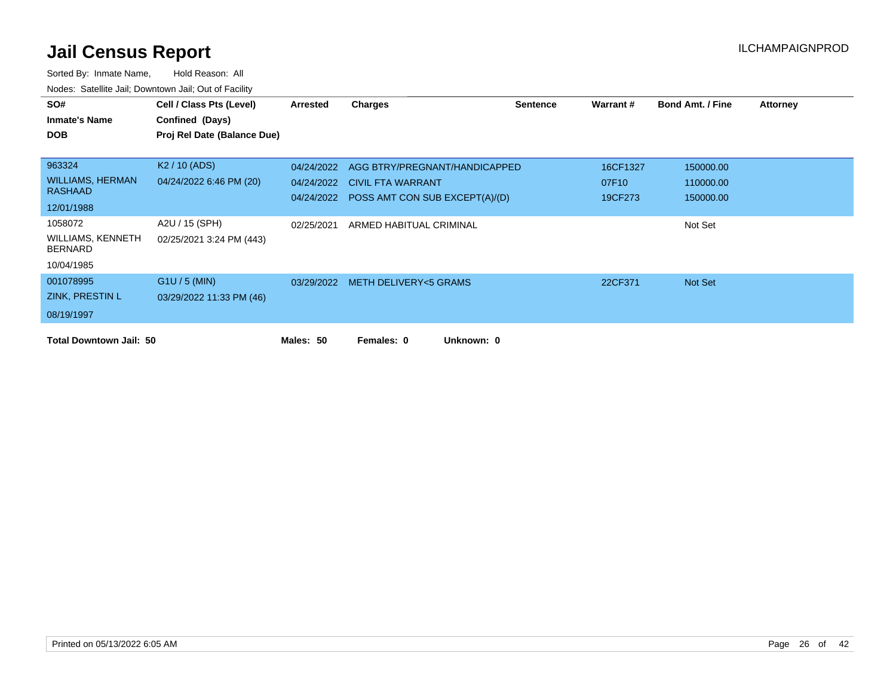# Jail Census Report

ILCHAMPAIGNPROD

Sorted By: Inmate Name, Hold Reason: All

Nodes: Satellite Jail; Downtown Jail; Out of Facility

| SO# / Inmate's Name / DOB | Cell / Class Pts (Level) / Confined (Days) / Proj Rel Date (Balance Due) | Arrested | Charges | Sentence | Warrant # | Bond Amt. / Fine | Attorney |
|---|---|---|---|---|---|---|---|
| 963324<br>WILLIAMS, HERMAN RASHAAD<br>12/01/1988 | K2 / 10 (ADS)<br>04/24/2022 6:46 PM (20) | 04/24/2022 | AGG BTRY/PREGNANT/HANDICAPPED | | 16CF1327 | 150000.00 | |
| | | 04/24/2022 | CIVIL FTA WARRANT | | 07F10 | 110000.00 | |
| | | 04/24/2022 | POSS AMT CON SUB EXCEPT(A)/(D) | | 19CF273 | 150000.00 | |
| 1058072<br>WILLIAMS, KENNETH BERNARD<br>10/04/1985 | A2U / 15 (SPH)<br>02/25/2021 3:24 PM (443) | 02/25/2021 | ARMED HABITUAL CRIMINAL | | | Not Set | |
| 001078995<br>ZINK, PRESTIN L<br>08/19/1997 | G1U / 5 (MIN)<br>03/29/2022 11:33 PM (46) | 03/29/2022 | METH DELIVERY<5 GRAMS | | 22CF371 | Not Set | |

**Total Downtown Jail: 50** **Males: 50** **Females: 0** **Unknown: 0**

Printed on 05/13/2022 6:05 AM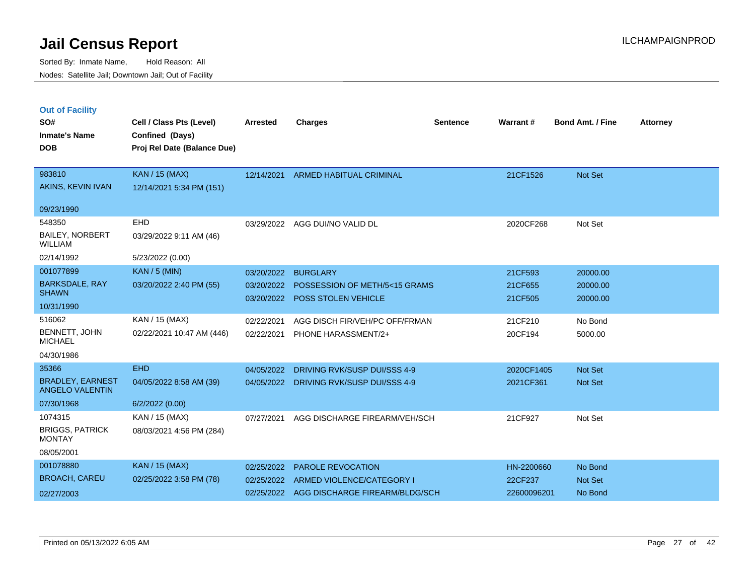# Jail Census Report

ILCHAMPAIGNPROD

Sorted By: Inmate Name, Hold Reason: All

Nodes: Satellite Jail; Downtown Jail; Out of Facility

## Out of Facility

| SO# / Inmate's Name / DOB | Cell / Class Pts (Level) / Confined (Days) / Proj Rel Date (Balance Due) | Arrested | Charges | Sentence | Warrant # | Bond Amt. / Fine | Attorney |
|---|---|---|---|---|---|---|---|
| 983810<br>AKINS, KEVIN IVAN<br>09/23/1990 | KAN / 15 (MAX)<br>12/14/2021 5:34 PM (151) | 12/14/2021 | ARMED HABITUAL CRIMINAL | | 21CF1526 | Not Set | |
| 548350<br>BAILEY, NORBERT WILLIAM<br>02/14/1992 | EHD<br>03/29/2022 9:11 AM (46)<br>5/23/2022 (0.00) | 03/29/2022 | AGG DUI/NO VALID DL | | 2020CF268 | Not Set | |
| 001077899<br>BARKSDALE, RAY SHAWN<br>10/31/1990 | KAN / 5 (MIN)<br>03/20/2022 2:40 PM (55) | 03/20/2022<br>03/20/2022<br>03/20/2022 | BURGLARY<br>POSSESSION OF METH/5<15 GRAMS<br>POSS STOLEN VEHICLE | | 21CF593<br>21CF655<br>21CF505 | 20000.00<br>20000.00<br>20000.00 | |
| 516062<br>BENNETT, JOHN MICHAEL<br>04/30/1986 | KAN / 15 (MAX)<br>02/22/2021 10:47 AM (446) | 02/22/2021<br>02/22/2021 | AGG DISCH FIR/VEH/PC OFF/FRMAN<br>PHONE HARASSMENT/2+ | | 21CF210<br>20CF194 | No Bond<br>5000.00 | |
| 35366<br>BRADLEY, EARNEST ANGELO VALENTIN<br>07/30/1968 | EHD<br>04/05/2022 8:58 AM (39)<br>6/2/2022 (0.00) | 04/05/2022<br>04/05/2022 | DRIVING RVK/SUSP DUI/SSS 4-9<br>DRIVING RVK/SUSP DUI/SSS 4-9 | | 2020CF1405<br>2021CF361 | Not Set<br>Not Set | |
| 1074315<br>BRIGGS, PATRICK MONTAY<br>08/05/2001 | KAN / 15 (MAX)<br>08/03/2021 4:56 PM (284) | 07/27/2021 | AGG DISCHARGE FIREARM/VEH/SCH | | 21CF927 | Not Set | |
| 001078880<br>BROACH, CAREU<br>02/27/2003 | KAN / 15 (MAX)<br>02/25/2022 3:58 PM (78) | 02/25/2022<br>02/25/2022<br>02/25/2022 | PAROLE REVOCATION<br>ARMED VIOLENCE/CATEGORY I<br>AGG DISCHARGE FIREARM/BLDG/SCH | | HN-2200660<br>22CF237<br>22600096201 | No Bond<br>Not Set<br>No Bond | |

Printed on 05/13/2022 6:05 AM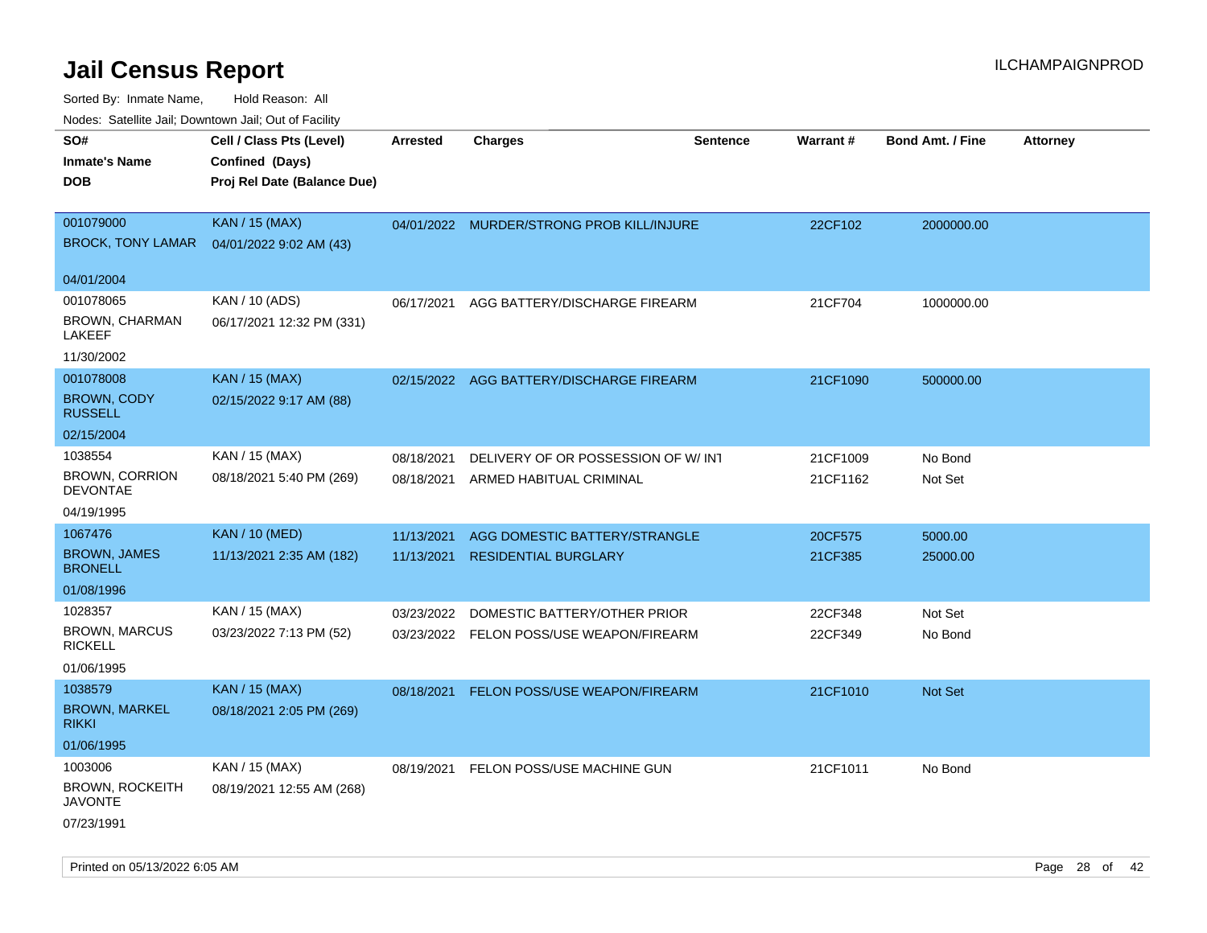# Jail Census Report

Sorted By: Inmate Name, Hold Reason: All

Nodes: Satellite Jail; Downtown Jail; Out of Facility

| SO# / Inmate's Name / DOB | Cell / Class Pts (Level) / Confined (Days) / Proj Rel Date (Balance Due) | Arrested | Charges | Sentence | Warrant # | Bond Amt. / Fine | Attorney |
|---|---|---|---|---|---|---|---|
| 001079000<br>BROCK, TONY LAMAR<br>04/01/2004 | KAN / 15 (MAX)<br>04/01/2022 9:02 AM (43) | 04/01/2022 | MURDER/STRONG PROB KILL/INJURE | | 22CF102 | 2000000.00 | |
| 001078065<br>BROWN, CHARMAN LAKEEF<br>11/30/2002 | KAN / 10 (ADS)<br>06/17/2021 12:32 PM (331) | 06/17/2021 | AGG BATTERY/DISCHARGE FIREARM | | 21CF704 | 1000000.00 | |
| 001078008<br>BROWN, CODY RUSSELL<br>02/15/2004 | KAN / 15 (MAX)<br>02/15/2022 9:17 AM (88) | 02/15/2022 | AGG BATTERY/DISCHARGE FIREARM | | 21CF1090 | 500000.00 | |
| 1038554<br>BROWN, CORRION DEVONTAE<br>04/19/1995 | KAN / 15 (MAX)<br>08/18/2021 5:40 PM (269) | 08/18/2021<br>08/18/2021 | DELIVERY OF OR POSSESSION OF W/ INT<br>ARMED HABITUAL CRIMINAL | | 21CF1009<br>21CF1162 | No Bond<br>Not Set | |
| 1067476<br>BROWN, JAMES BRONELL<br>01/08/1996 | KAN / 10 (MED)<br>11/13/2021 2:35 AM (182) | 11/13/2021<br>11/13/2021 | AGG DOMESTIC BATTERY/STRANGLE<br>RESIDENTIAL BURGLARY | | 20CF575<br>21CF385 | 5000.00<br>25000.00 | |
| 1028357<br>BROWN, MARCUS RICKELL<br>01/06/1995 | KAN / 15 (MAX)<br>03/23/2022 7:13 PM (52) | 03/23/2022<br>03/23/2022 | DOMESTIC BATTERY/OTHER PRIOR<br>FELON POSS/USE WEAPON/FIREARM | | 22CF348<br>22CF349 | Not Set<br>No Bond | |
| 1038579<br>BROWN, MARKEL RIKKI<br>01/06/1995 | KAN / 15 (MAX)<br>08/18/2021 2:05 PM (269) | 08/18/2021 | FELON POSS/USE WEAPON/FIREARM | | 21CF1010 | Not Set | |
| 1003006<br>BROWN, ROCKEITH JAVONTE<br>07/23/1991 | KAN / 15 (MAX)<br>08/19/2021 12:55 AM (268) | 08/19/2021 | FELON POSS/USE MACHINE GUN | | 21CF1011 | No Bond | |

Printed on 05/13/2022 6:05 AM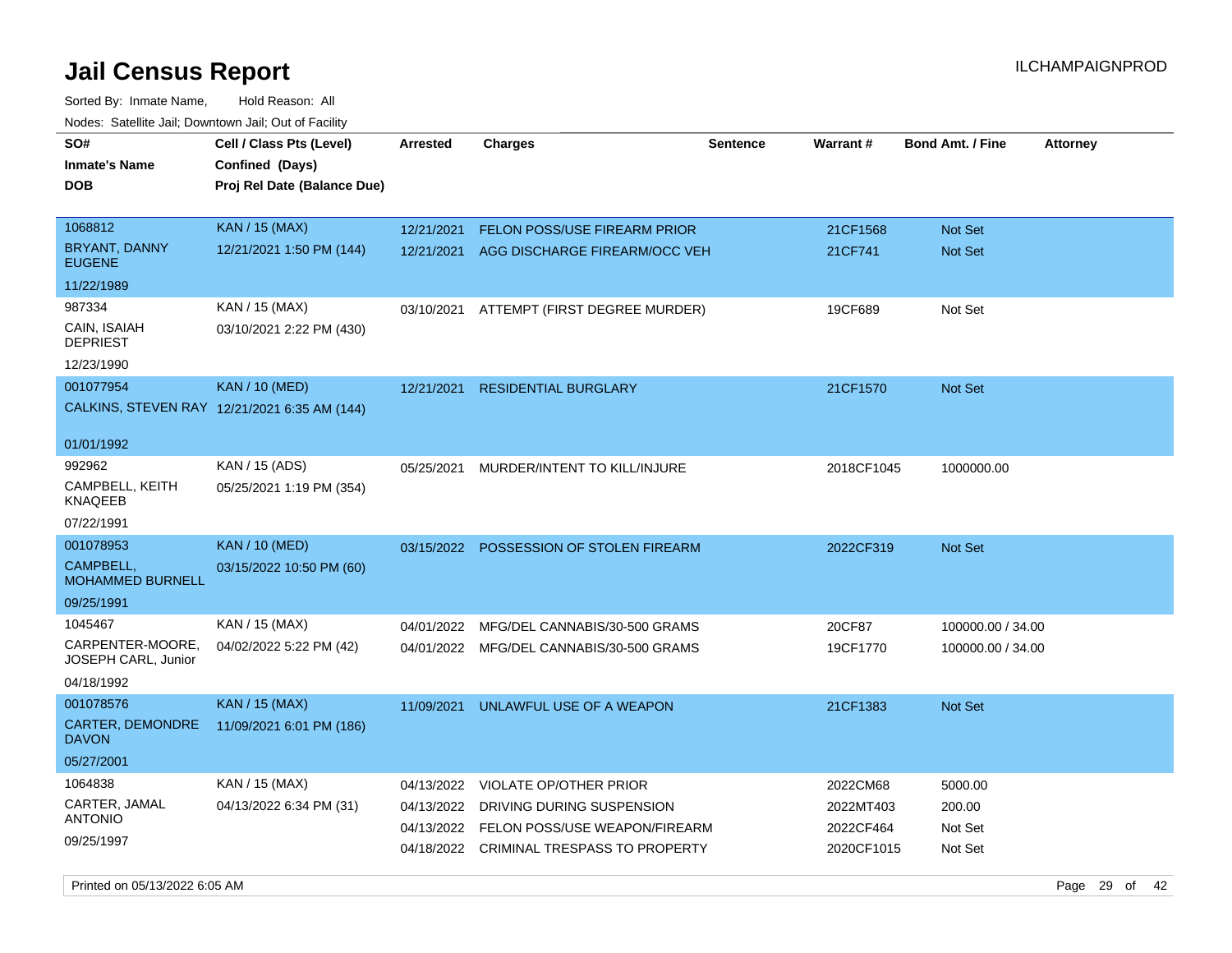# Jail Census Report

Sorted By: Inmate Name, Hold Reason: All

Nodes: Satellite Jail; Downtown Jail; Out of Facility

| SO# / Inmate's Name / DOB | Cell / Class Pts (Level) / Confined (Days) / Proj Rel Date (Balance Due) | Arrested | Charges | Sentence | Warrant # | Bond Amt. / Fine | Attorney |
|---|---|---|---|---|---|---|---|
| 1068812 BRYANT, DANNY EUGENE 11/22/1989 | KAN / 15 (MAX) 12/21/2021 1:50 PM (144) | 12/21/2021 | FELON POSS/USE FIREARM PRIOR | | 21CF1568 | Not Set | |
| | | 12/21/2021 | AGG DISCHARGE FIREARM/OCC VEH | | 21CF741 | Not Set | |
| 987334 CAIN, ISAIAH DEPRIEST 12/23/1990 | KAN / 15 (MAX) 03/10/2021 2:22 PM (430) | 03/10/2021 | ATTEMPT (FIRST DEGREE MURDER) | | 19CF689 | Not Set | |
| 001077954 CALKINS, STEVEN RAY 01/01/1992 | KAN / 10 (MED) 12/21/2021 6:35 AM (144) | 12/21/2021 | RESIDENTIAL BURGLARY | | 21CF1570 | Not Set | |
| 992962 CAMPBELL, KEITH KNAQEEB 07/22/1991 | KAN / 15 (ADS) 05/25/2021 1:19 PM (354) | 05/25/2021 | MURDER/INTENT TO KILL/INJURE | | 2018CF1045 | 1000000.00 | |
| 001078953 CAMPBELL, MOHAMMED BURNELL 09/25/1991 | KAN / 10 (MED) 03/15/2022 10:50 PM (60) | 03/15/2022 | POSSESSION OF STOLEN FIREARM | | 2022CF319 | Not Set | |
| 1045467 CARPENTER-MOORE, JOSEPH CARL, Junior 04/18/1992 | KAN / 15 (MAX) 04/02/2022 5:22 PM (42) | 04/01/2022 | MFG/DEL CANNABIS/30-500 GRAMS | | 20CF87 | 100000.00 / 34.00 | |
| | | 04/01/2022 | MFG/DEL CANNABIS/30-500 GRAMS | | 19CF1770 | 100000.00 / 34.00 | |
| 001078576 CARTER, DEMONDRE DAVON 05/27/2001 | KAN / 15 (MAX) 11/09/2021 6:01 PM (186) | 11/09/2021 | UNLAWFUL USE OF A WEAPON | | 21CF1383 | Not Set | |
| 1064838 CARTER, JAMAL ANTONIO 09/25/1997 | KAN / 15 (MAX) 04/13/2022 6:34 PM (31) | 04/13/2022 | VIOLATE OP/OTHER PRIOR | | 2022CM68 | 5000.00 | |
| | | 04/13/2022 | DRIVING DURING SUSPENSION | | 2022MT403 | 200.00 | |
| | | 04/13/2022 | FELON POSS/USE WEAPON/FIREARM | | 2022CF464 | Not Set | |
| | | 04/18/2022 | CRIMINAL TRESPASS TO PROPERTY | | 2020CF1015 | Not Set | |

Printed on 05/13/2022 6:05 AM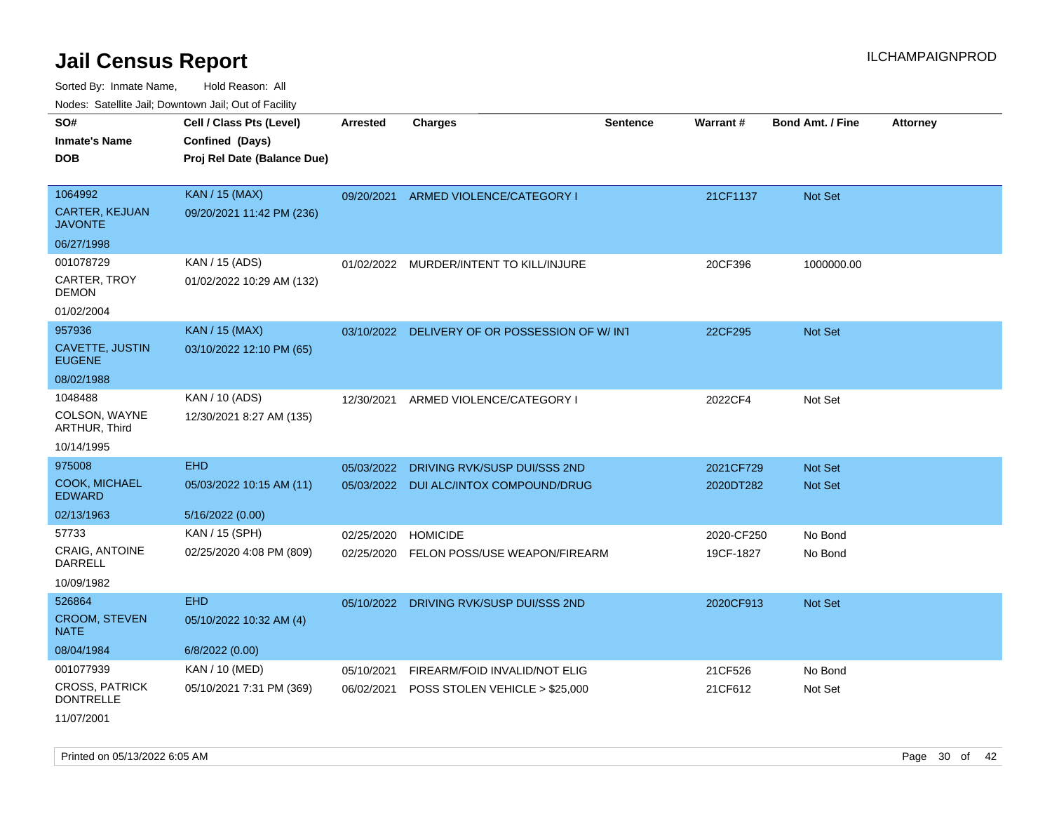# Jail Census Report

ILCHAMPAIGNPROD

Sorted By: Inmate Name, Hold Reason: All

Nodes: Satellite Jail; Downtown Jail; Out of Facility

| SO# / Inmate's Name / DOB | Cell / Class Pts (Level) / Confined (Days) / Proj Rel Date (Balance Due) | Arrested | Charges | Sentence | Warrant # | Bond Amt. / Fine | Attorney |
|---|---|---|---|---|---|---|---|
| 1064992<br>CARTER, KEJUAN JAVONTE<br>06/27/1998 | KAN / 15 (MAX)<br>09/20/2021 11:42 PM (236) | 09/20/2021 | ARMED VIOLENCE/CATEGORY I | | 21CF1137 | Not Set | |
| 001078729<br>CARTER, TROY DEMON<br>01/02/2004 | KAN / 15 (ADS)<br>01/02/2022 10:29 AM (132) | 01/02/2022 | MURDER/INTENT TO KILL/INJURE | | 20CF396 | 1000000.00 | |
| 957936<br>CAVETTE, JUSTIN EUGENE<br>08/02/1988 | KAN / 15 (MAX)<br>03/10/2022 12:10 PM (65) | 03/10/2022 | DELIVERY OF OR POSSESSION OF W/ INT | | 22CF295 | Not Set | |
| 1048488<br>COLSON, WAYNE ARTHUR, Third<br>10/14/1995 | KAN / 10 (ADS)<br>12/30/2021 8:27 AM (135) | 12/30/2021 | ARMED VIOLENCE/CATEGORY I | | 2022CF4 | Not Set | |
| 975008<br>COOK, MICHAEL EDWARD<br>02/13/1963 | EHD<br>05/03/2022 10:15 AM (11)<br>5/16/2022 (0.00) | 05/03/2022<br>05/03/2022 | DRIVING RVK/SUSP DUI/SSS 2ND<br>DUI ALC/INTOX COMPOUND/DRUG | | 2021CF729<br>2020DT282 | Not Set<br>Not Set | |
| 57733<br>CRAIG, ANTOINE DARRELL<br>10/09/1982 | KAN / 15 (SPH)<br>02/25/2020 4:08 PM (809) | 02/25/2020<br>02/25/2020 | HOMICIDE<br>FELON POSS/USE WEAPON/FIREARM | | 2020-CF250<br>19CF-1827 | No Bond<br>No Bond | |
| 526864<br>CROOM, STEVEN NATE<br>08/04/1984 | EHD<br>05/10/2022 10:32 AM (4)<br>6/8/2022 (0.00) | 05/10/2022 | DRIVING RVK/SUSP DUI/SSS 2ND | | 2020CF913 | Not Set | |
| 001077939<br>CROSS, PATRICK DONTRELLE<br>11/07/2001 | KAN / 10 (MED)<br>05/10/2021 7:31 PM (369) | 05/10/2021<br>06/02/2021 | FIREARM/FOID INVALID/NOT ELIG<br>POSS STOLEN VEHICLE > $25,000 | | 21CF526<br>21CF612 | No Bond<br>Not Set | |

Printed on 05/13/2022 6:05 AM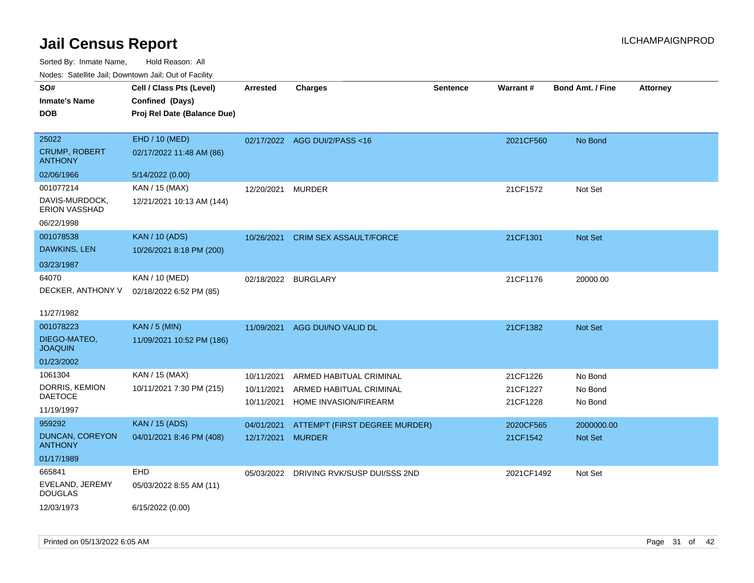# Jail Census Report

ILCHAMPAIGNPROD

Sorted By: Inmate Name, Hold Reason: All

Nodes: Satellite Jail; Downtown Jail; Out of Facility

| SO# / Inmate's Name / DOB | Cell / Class Pts (Level) / Confined (Days) / Proj Rel Date (Balance Due) | Arrested | Charges | Sentence | Warrant # | Bond Amt. / Fine | Attorney |
|---|---|---|---|---|---|---|---|
| 25022<br>CRUMP, ROBERT ANTHONY<br>02/06/1966 | EHD / 10 (MED)<br>02/17/2022 11:48 AM (86)<br>5/14/2022 (0.00) | 02/17/2022 | AGG DUI/2/PASS <16 | | 2021CF560 | No Bond | |
| 001077214<br>DAVIS-MURDOCK, ERION VASSHAD<br>06/22/1998 | KAN / 15 (MAX)<br>12/21/2021 10:13 AM (144) | 12/20/2021 | MURDER | | 21CF1572 | Not Set | |
| 001078538<br>DAWKINS, LEN<br>03/23/1987 | KAN / 10 (ADS)<br>10/26/2021 8:18 PM (200) | 10/26/2021 | CRIM SEX ASSAULT/FORCE | | 21CF1301 | Not Set | |
| 64070<br>DECKER, ANTHONY V<br>11/27/1982 | KAN / 10 (MED)<br>02/18/2022 6:52 PM (85) | 02/18/2022 | BURGLARY | | 21CF1176 | 20000.00 | |
| 001078223<br>DIEGO-MATEO, JOAQUIN<br>01/23/2002 | KAN / 5 (MIN)<br>11/09/2021 10:52 PM (186) | 11/09/2021 | AGG DUI/NO VALID DL | | 21CF1382 | Not Set | |
| 1061304<br>DORRIS, KEMION DAETOCE<br>11/19/1997 | KAN / 15 (MAX)<br>10/11/2021 7:30 PM (215) | 10/11/2021<br>10/11/2021<br>10/11/2021 | ARMED HABITUAL CRIMINAL<br>ARMED HABITUAL CRIMINAL<br>HOME INVASION/FIREARM | | 21CF1226<br>21CF1227<br>21CF1228 | No Bond<br>No Bond<br>No Bond | |
| 959292<br>DUNCAN, COREYON ANTHONY<br>01/17/1989 | KAN / 15 (ADS)<br>04/01/2021 8:46 PM (408) | 04/01/2021<br>12/17/2021 | ATTEMPT (FIRST DEGREE MURDER)<br>MURDER | | 2020CF565<br>21CF1542 | 2000000.00<br>Not Set | |
| 665841<br>EVELAND, JEREMY DOUGLAS<br>12/03/1973 | EHD<br>05/03/2022 8:55 AM (11)<br>6/15/2022 (0.00) | 05/03/2022 | DRIVING RVK/SUSP DUI/SSS 2ND | | 2021CF1492 | Not Set | |

Printed on 05/13/2022 6:05 AM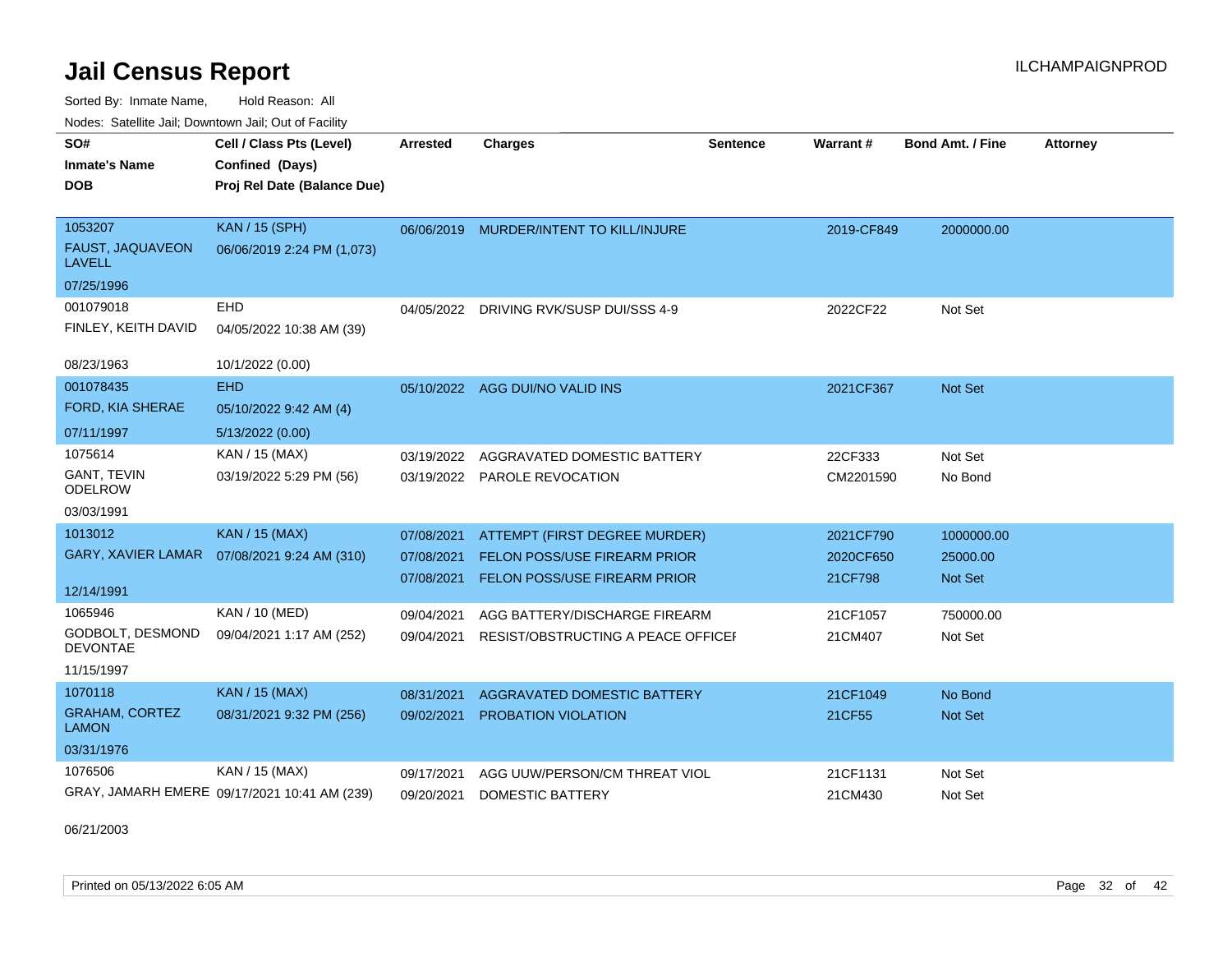# Jail Census Report

Sorted By: Inmate Name, Hold Reason: All

Nodes: Satellite Jail; Downtown Jail; Out of Facility

| SO# / Inmate's Name / DOB | Cell / Class Pts (Level) / Confined (Days) / Proj Rel Date (Balance Due) | Arrested | Charges | Sentence | Warrant # | Bond Amt. / Fine | Attorney |
|---|---|---|---|---|---|---|---|
| 1053207 FAUST, JAQUAVEON LAVELL 07/25/1996 | KAN / 15 (SPH) 06/06/2019 2:24 PM (1,073) | 06/06/2019 | MURDER/INTENT TO KILL/INJURE | | 2019-CF849 | 2000000.00 | |
| 001079018 FINLEY, KEITH DAVID 08/23/1963 | EHD 04/05/2022 10:38 AM (39) 10/1/2022 (0.00) | 04/05/2022 | DRIVING RVK/SUSP DUI/SSS 4-9 | | 2022CF22 | Not Set | |
| 001078435 FORD, KIA SHERAE 07/11/1997 | EHD 05/10/2022 9:42 AM (4) 5/13/2022 (0.00) | 05/10/2022 | AGG DUI/NO VALID INS | | 2021CF367 | Not Set | |
| 1075614 GANT, TEVIN ODELROW 03/03/1991 | KAN / 15 (MAX) 03/19/2022 5:29 PM (56) | 03/19/2022 | AGGRAVATED DOMESTIC BATTERY | | 22CF333 | Not Set | |
| | | 03/19/2022 | PAROLE REVOCATION | | CM2201590 | No Bond | |
| 1013012 GARY, XAVIER LAMAR 12/14/1991 | KAN / 15 (MAX) 07/08/2021 9:24 AM (310) | 07/08/2021 | ATTEMPT (FIRST DEGREE MURDER) | | 2021CF790 | 1000000.00 | |
| | | 07/08/2021 | FELON POSS/USE FIREARM PRIOR | | 2020CF650 | 25000.00 | |
| | | 07/08/2021 | FELON POSS/USE FIREARM PRIOR | | 21CF798 | Not Set | |
| 1065946 GODBOLT, DESMOND DEVONTAE 11/15/1997 | KAN / 10 (MED) 09/04/2021 1:17 AM (252) | 09/04/2021 | AGG BATTERY/DISCHARGE FIREARM | | 21CF1057 | 750000.00 | |
| | | 09/04/2021 | RESIST/OBSTRUCTING A PEACE OFFICEI | | 21CM407 | Not Set | |
| 1070118 GRAHAM, CORTEZ LAMON 03/31/1976 | KAN / 15 (MAX) 08/31/2021 9:32 PM (256) | 08/31/2021 | AGGRAVATED DOMESTIC BATTERY | | 21CF1049 | No Bond | |
| | | 09/02/2021 | PROBATION VIOLATION | | 21CF55 | Not Set | |
| 1076506 GRAY, JAMARH EMERE 06/21/2003 | KAN / 15 (MAX) 09/17/2021 10:41 AM (239) | 09/17/2021 | AGG UUW/PERSON/CM THREAT VIOL | | 21CF1131 | Not Set | |
| | | 09/20/2021 | DOMESTIC BATTERY | | 21CM430 | Not Set | |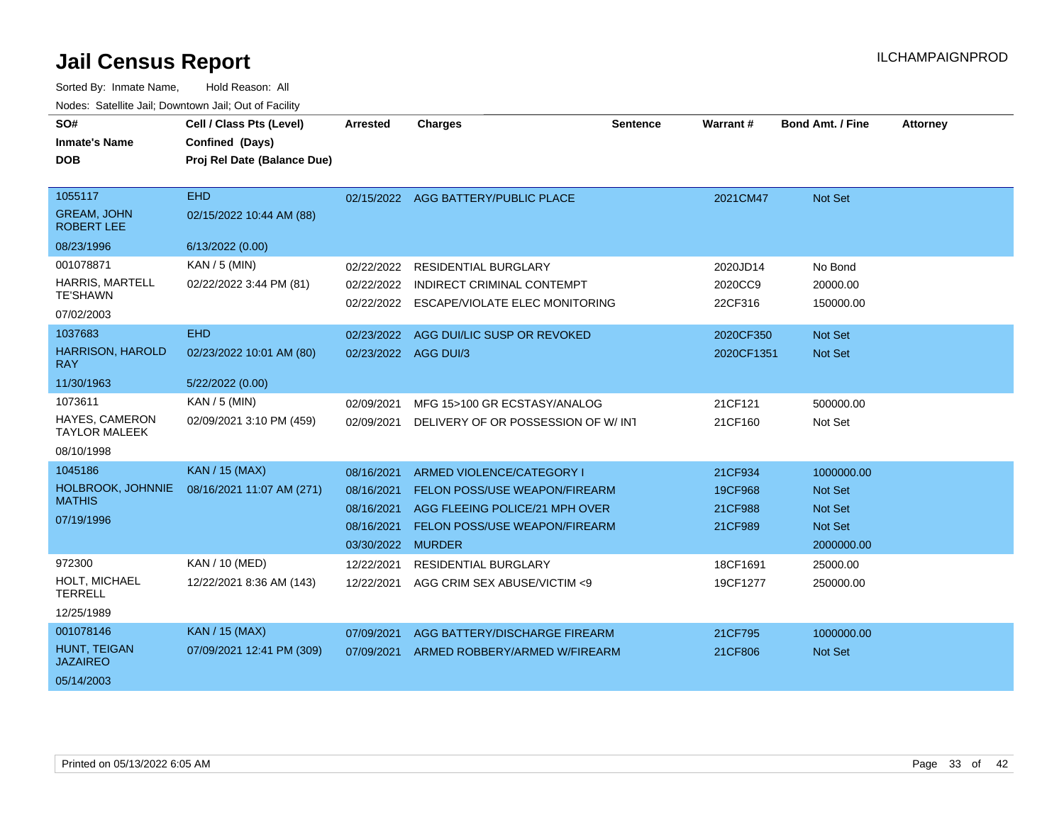# Jail Census Report

Sorted By: Inmate Name, Hold Reason: All

Nodes: Satellite Jail; Downtown Jail; Out of Facility

| SO# / Inmate's Name / DOB | Cell / Class Pts (Level) / Confined (Days) / Proj Rel Date (Balance Due) | Arrested | Charges | Sentence | Warrant # | Bond Amt. / Fine | Attorney |
|---|---|---|---|---|---|---|---|
| 1055117<br>GREAM, JOHN ROBERT LEE<br>08/23/1996 | EHD<br>02/15/2022 10:44 AM (88)<br>6/13/2022 (0.00) | 02/15/2022 | AGG BATTERY/PUBLIC PLACE | | 2021CM47 | Not Set | |
| 001078871<br>HARRIS, MARTELL TE'SHAWN<br>07/02/2003 | KAN / 5 (MIN)<br>02/22/2022 3:44 PM (81) | 02/22/2022<br>02/22/2022<br>02/22/2022 | RESIDENTIAL BURGLARY<br>INDIRECT CRIMINAL CONTEMPT<br>ESCAPE/VIOLATE ELEC MONITORING | | 2020JD14<br>2020CC9<br>22CF316 | No Bond<br>20000.00<br>150000.00 | |
| 1037683<br>HARRISON, HAROLD RAY<br>11/30/1963 | EHD<br>02/23/2022 10:01 AM (80)<br>5/22/2022 (0.00) | 02/23/2022<br>02/23/2022 | AGG DUI/LIC SUSP OR REVOKED<br>AGG DUI/3 | | 2020CF350<br>2020CF1351 | Not Set<br>Not Set | |
| 1073611<br>HAYES, CAMERON TAYLOR MALEEK<br>08/10/1998 | KAN / 5 (MIN)<br>02/09/2021 3:10 PM (459) | 02/09/2021<br>02/09/2021 | MFG 15>100 GR ECSTASY/ANALOG<br>DELIVERY OF OR POSSESSION OF W/ INT | | 21CF121<br>21CF160 | 500000.00<br>Not Set | |
| 1045186<br>HOLBROOK, JOHNNIE MATHIS<br>07/19/1996 | KAN / 15 (MAX)<br>08/16/2021 11:07 AM (271) | 08/16/2021<br>08/16/2021<br>08/16/2021<br>08/16/2021<br>03/30/2022 | ARMED VIOLENCE/CATEGORY I<br>FELON POSS/USE WEAPON/FIREARM<br>AGG FLEEING POLICE/21 MPH OVER<br>FELON POSS/USE WEAPON/FIREARM<br>MURDER | | 21CF934<br>19CF968<br>21CF988<br>21CF989 | 1000000.00<br>Not Set<br>Not Set<br>Not Set<br>2000000.00 | |
| 972300<br>HOLT, MICHAEL TERRELL<br>12/25/1989 | KAN / 10 (MED)<br>12/22/2021 8:36 AM (143) | 12/22/2021<br>12/22/2021 | RESIDENTIAL BURGLARY<br>AGG CRIM SEX ABUSE/VICTIM <9 | | 18CF1691<br>19CF1277 | 25000.00<br>250000.00 | |
| 001078146<br>HUNT, TEIGAN JAZAIREO<br>05/14/2003 | KAN / 15 (MAX)<br>07/09/2021 12:41 PM (309) | 07/09/2021<br>07/09/2021 | AGG BATTERY/DISCHARGE FIREARM<br>ARMED ROBBERY/ARMED W/FIREARM | | 21CF795<br>21CF806 | 1000000.00<br>Not Set | |

Printed on 05/13/2022 6:05 AM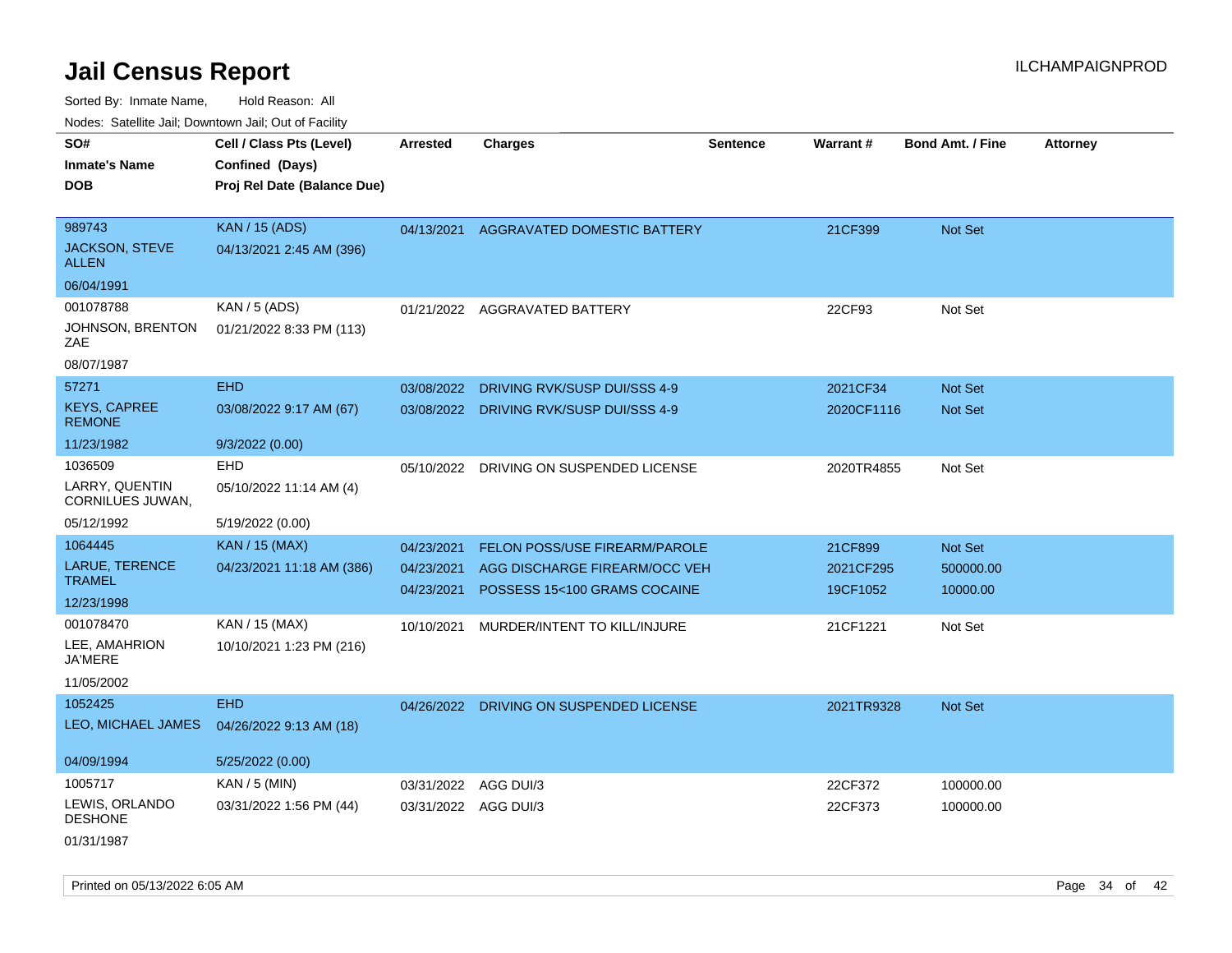# Jail Census Report

ILCHAMPAIGNPROD

Sorted By: Inmate Name, Hold Reason: All

Nodes: Satellite Jail; Downtown Jail; Out of Facility

| SO# / Inmate's Name / DOB | Cell / Class Pts (Level) / Confined (Days) / Proj Rel Date (Balance Due) | Arrested | Charges | Sentence | Warrant # | Bond Amt. / Fine | Attorney |
|---|---|---|---|---|---|---|---|
| 989743<br>JACKSON, STEVE ALLEN<br>06/04/1991 | KAN / 15 (ADS)<br>04/13/2021 2:45 AM (396) | 04/13/2021 | AGGRAVATED DOMESTIC BATTERY | | 21CF399 | Not Set | |
| 001078788<br>JOHNSON, BRENTON ZAE<br>08/07/1987 | KAN / 5 (ADS)<br>01/21/2022 8:33 PM (113) | 01/21/2022 | AGGRAVATED BATTERY | | 22CF93 | Not Set | |
| 57271<br>KEYS, CAPREE REMONE<br>11/23/1982 | EHD<br>03/08/2022 9:17 AM (67)<br>9/3/2022 (0.00) | 03/08/2022<br>03/08/2022 | DRIVING RVK/SUSP DUI/SSS 4-9<br>DRIVING RVK/SUSP DUI/SSS 4-9 | | 2021CF34<br>2020CF1116 | Not Set<br>Not Set | |
| 1036509<br>LARRY, QUENTIN CORNILUES JUWAN,<br>05/12/1992 | EHD<br>05/10/2022 11:14 AM (4)<br>5/19/2022 (0.00) | 05/10/2022 | DRIVING ON SUSPENDED LICENSE | | 2020TR4855 | Not Set | |
| 1064445<br>LARUE, TERENCE TRAMEL<br>12/23/1998 | KAN / 15 (MAX)<br>04/23/2021 11:18 AM (386) | 04/23/2021<br>04/23/2021<br>04/23/2021 | FELON POSS/USE FIREARM/PAROLE<br>AGG DISCHARGE FIREARM/OCC VEH<br>POSSESS 15<100 GRAMS COCAINE | | 21CF899<br>2021CF295<br>19CF1052 | Not Set<br>500000.00<br>10000.00 | |
| 001078470<br>LEE, AMAHRION JA'MERE<br>11/05/2002 | KAN / 15 (MAX)<br>10/10/2021 1:23 PM (216) | 10/10/2021 | MURDER/INTENT TO KILL/INJURE | | 21CF1221 | Not Set | |
| 1052425<br>LEO, MICHAEL JAMES<br>04/09/1994 | EHD<br>04/26/2022 9:13 AM (18)<br>5/25/2022 (0.00) | 04/26/2022 | DRIVING ON SUSPENDED LICENSE | | 2021TR9328 | Not Set | |
| 1005717<br>LEWIS, ORLANDO DESHONE<br>01/31/1987 | KAN / 5 (MIN)<br>03/31/2022 1:56 PM (44) | 03/31/2022<br>03/31/2022 | AGG DUI/3<br>AGG DUI/3 | | 22CF372<br>22CF373 | 100000.00<br>100000.00 | |

Printed on 05/13/2022 6:05 AM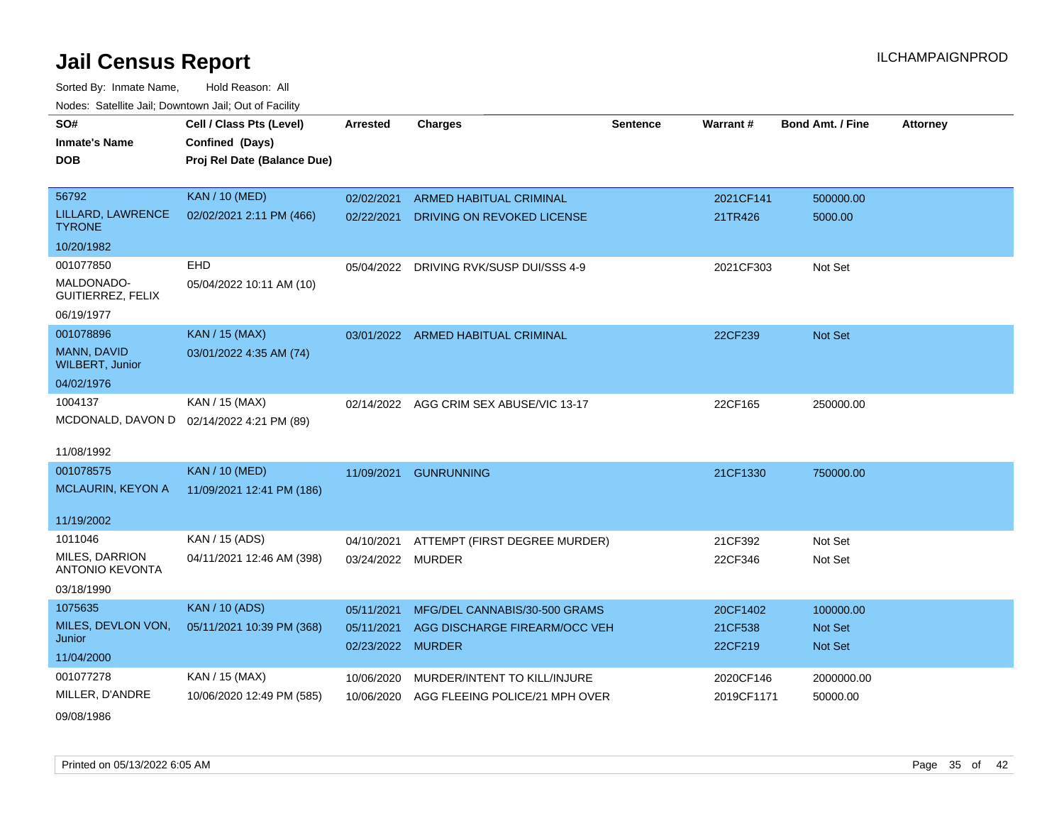# Jail Census Report

ILCHAMPAIGNPROD

Sorted By: Inmate Name, Hold Reason: All

Nodes: Satellite Jail; Downtown Jail; Out of Facility

| SO# / Inmate's Name / DOB | Cell / Class Pts (Level) / Confined (Days) / Proj Rel Date (Balance Due) | Arrested | Charges | Sentence | Warrant # | Bond Amt. / Fine | Attorney |
|---|---|---|---|---|---|---|---|
| 56792<br>LILLARD, LAWRENCE TYRONE<br>10/20/1982 | KAN / 10 (MED)<br>02/02/2021 2:11 PM (466) | 02/02/2021<br>02/22/2021 | ARMED HABITUAL CRIMINAL<br>DRIVING ON REVOKED LICENSE | | 2021CF141<br>21TR426 | 500000.00<br>5000.00 | |
| 001077850<br>MALDONADO-GUITIERREZ, FELIX<br>06/19/1977 | EHD<br>05/04/2022 10:11 AM (10) | 05/04/2022 | DRIVING RVK/SUSP DUI/SSS 4-9 | | 2021CF303 | Not Set | |
| 001078896<br>MANN, DAVID WILBERT, Junior<br>04/02/1976 | KAN / 15 (MAX)<br>03/01/2022 4:35 AM (74) | 03/01/2022 | ARMED HABITUAL CRIMINAL | | 22CF239 | Not Set | |
| 1004137<br>MCDONALD, DAVON D<br>11/08/1992 | KAN / 15 (MAX)<br>02/14/2022 4:21 PM (89) | 02/14/2022 | AGG CRIM SEX ABUSE/VIC 13-17 | | 22CF165 | 250000.00 | |
| 001078575<br>MCLAURIN, KEYON A<br>11/19/2002 | KAN / 10 (MED)<br>11/09/2021 12:41 PM (186) | 11/09/2021 | GUNRUNNING | | 21CF1330 | 750000.00 | |
| 1011046<br>MILES, DARRION ANTONIO KEVONTA<br>03/18/1990 | KAN / 15 (ADS)<br>04/11/2021 12:46 AM (398) | 04/10/2021<br>03/24/2022 | ATTEMPT (FIRST DEGREE MURDER)<br>MURDER | | 21CF392<br>22CF346 | Not Set<br>Not Set | |
| 1075635<br>MILES, DEVLON VON, Junior<br>11/04/2000 | KAN / 10 (ADS)<br>05/11/2021 10:39 PM (368) | 05/11/2021<br>05/11/2021<br>02/23/2022 | MFG/DEL CANNABIS/30-500 GRAMS<br>AGG DISCHARGE FIREARM/OCC VEH<br>MURDER | | 20CF1402<br>21CF538<br>22CF219 | 100000.00<br>Not Set<br>Not Set | |
| 001077278<br>MILLER, D'ANDRE<br>09/08/1986 | KAN / 15 (MAX)<br>10/06/2020 12:49 PM (585) | 10/06/2020<br>10/06/2020 | MURDER/INTENT TO KILL/INJURE<br>AGG FLEEING POLICE/21 MPH OVER | | 2020CF146<br>2019CF1171 | 2000000.00<br>50000.00 | |

Printed on 05/13/2022 6:05 AM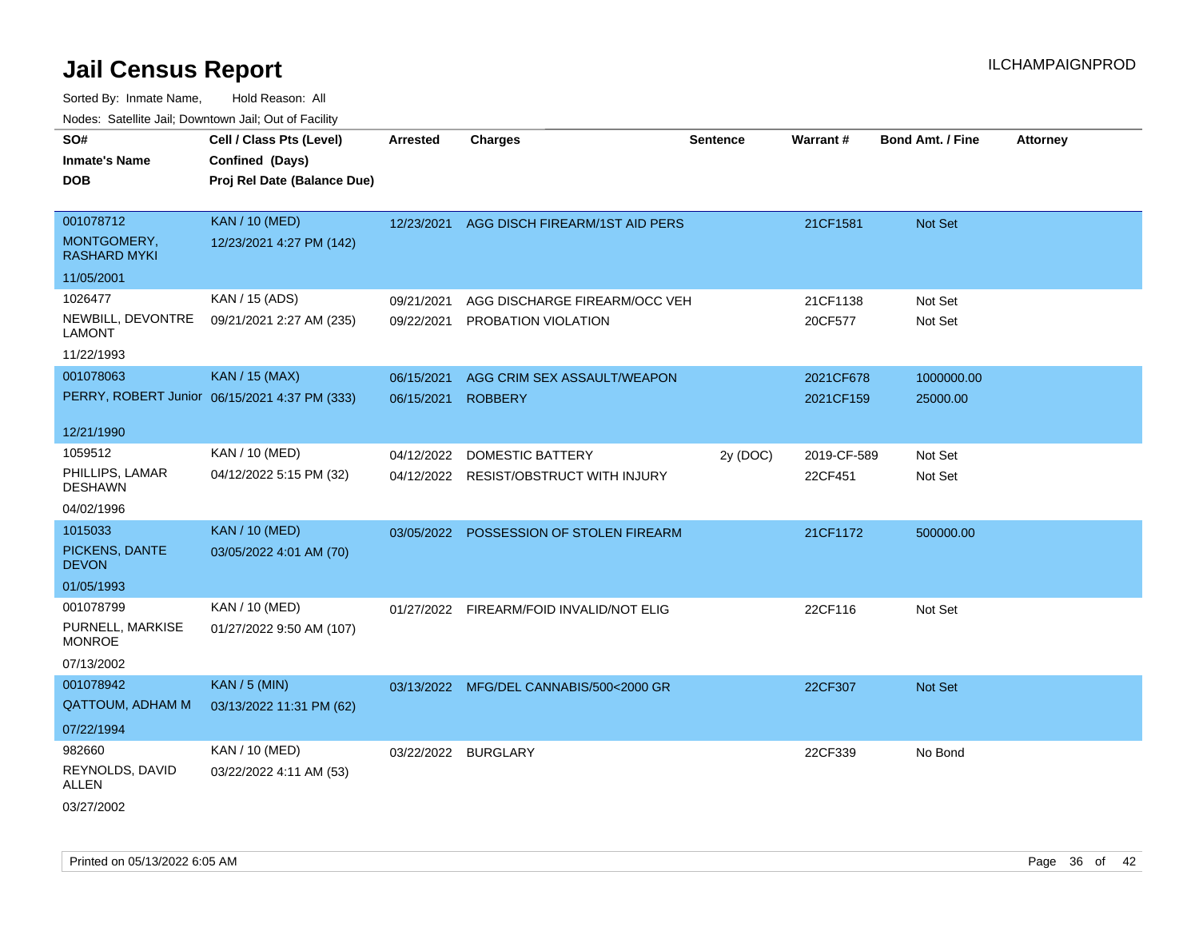# Jail Census Report

ILCHAMPAIGNPROD

Sorted By: Inmate Name, Hold Reason: All

Nodes: Satellite Jail; Downtown Jail; Out of Facility

| SO# / Inmate's Name / DOB | Cell / Class Pts (Level) / Confined (Days) / Proj Rel Date (Balance Due) | Arrested | Charges | Sentence | Warrant # | Bond Amt. / Fine | Attorney |
|---|---|---|---|---|---|---|---|
| 001078712<br>MONTGOMERY, RASHARD MYKI<br>11/05/2001 | KAN / 10 (MED)<br>12/23/2021 4:27 PM (142) | 12/23/2021 | AGG DISCH FIREARM/1ST AID PERS | | 21CF1581 | Not Set | |
| 1026477<br>NEWBILL, DEVONTRE LAMONT<br>11/22/1993 | KAN / 15 (ADS)<br>09/21/2021 2:27 AM (235) | 09/21/2021 | AGG DISCHARGE FIREARM/OCC VEH | | 21CF1138 | Not Set | |
| | | 09/22/2021 | PROBATION VIOLATION | | 20CF577 | Not Set | |
| 001078063<br>PERRY, ROBERT Junior<br>12/21/1990 | KAN / 15 (MAX)<br>06/15/2021 4:37 PM (333) | 06/15/2021 | AGG CRIM SEX ASSAULT/WEAPON | | 2021CF678 | 1000000.00 | |
| | | 06/15/2021 | ROBBERY | | 2021CF159 | 25000.00 | |
| 1059512<br>PHILLIPS, LAMAR DESHAWN<br>04/02/1996 | KAN / 10 (MED)<br>04/12/2022 5:15 PM (32) | 04/12/2022 | DOMESTIC BATTERY | 2y (DOC) | 2019-CF-589 | Not Set | |
| | | 04/12/2022 | RESIST/OBSTRUCT WITH INJURY | | 22CF451 | Not Set | |
| 1015033<br>PICKENS, DANTE DEVON<br>01/05/1993 | KAN / 10 (MED)<br>03/05/2022 4:01 AM (70) | 03/05/2022 | POSSESSION OF STOLEN FIREARM | | 21CF1172 | 500000.00 | |
| 001078799<br>PURNELL, MARKISE MONROE<br>07/13/2002 | KAN / 10 (MED)<br>01/27/2022 9:50 AM (107) | 01/27/2022 | FIREARM/FOID INVALID/NOT ELIG | | 22CF116 | Not Set | |
| 001078942<br>QATTOUM, ADHAM M<br>07/22/1994 | KAN / 5 (MIN)<br>03/13/2022 11:31 PM (62) | 03/13/2022 | MFG/DEL CANNABIS/500<2000 GR | | 22CF307 | Not Set | |
| 982660<br>REYNOLDS, DAVID ALLEN<br>03/27/2002 | KAN / 10 (MED)<br>03/22/2022 4:11 AM (53) | 03/22/2022 | BURGLARY | | 22CF339 | No Bond | |

Printed on 05/13/2022 6:05 AM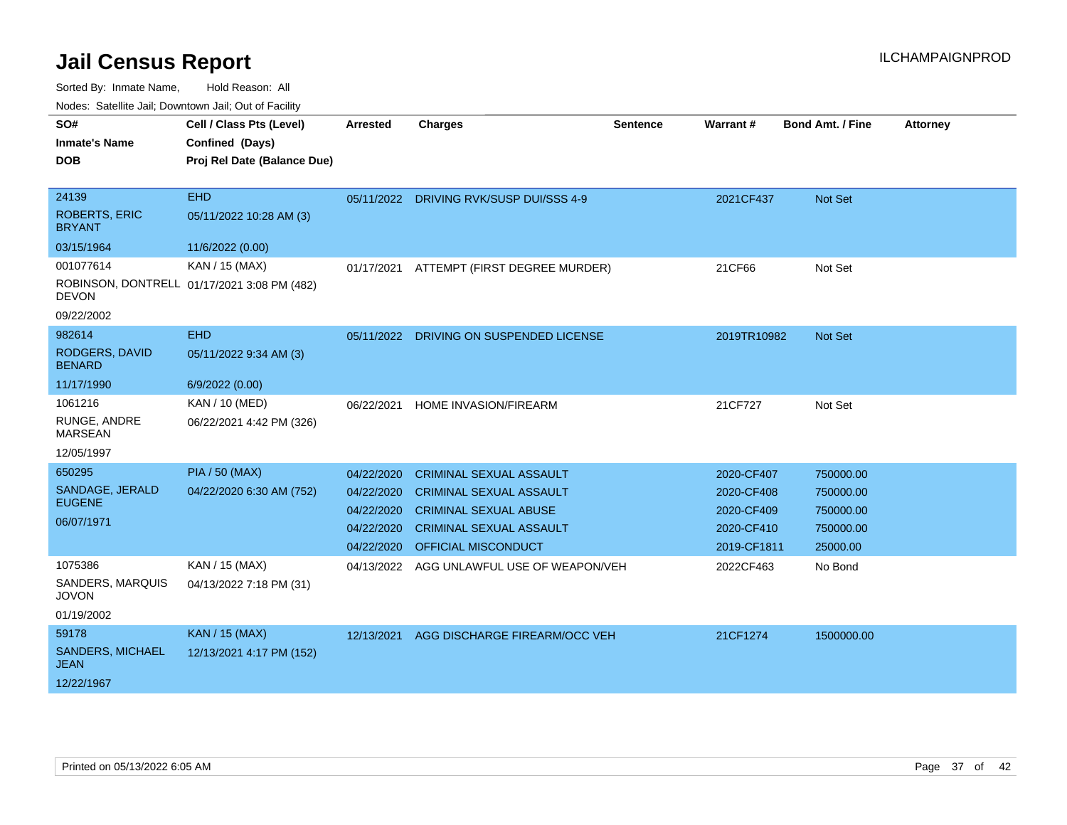# Jail Census Report

Sorted By: Inmate Name, Hold Reason: All

Nodes: Satellite Jail; Downtown Jail; Out of Facility

| SO# / Inmate's Name / DOB | Cell / Class Pts (Level) / Confined (Days) / Proj Rel Date (Balance Due) | Arrested | Charges | Sentence | Warrant # | Bond Amt. / Fine | Attorney |
|---|---|---|---|---|---|---|---|
| 24139<br>ROBERTS, ERIC BRYANT<br>03/15/1964 | EHD<br>05/11/2022 10:28 AM (3)<br>11/6/2022 (0.00) | 05/11/2022 | DRIVING RVK/SUSP DUI/SSS 4-9 | | 2021CF437 | Not Set | |
| 001077614<br>ROBINSON, DONTRELL DEVON<br>09/22/2002 | KAN / 15 (MAX)<br>01/17/2021 3:08 PM (482) | 01/17/2021 | ATTEMPT (FIRST DEGREE MURDER) | | 21CF66 | Not Set | |
| 982614<br>RODGERS, DAVID BENARD<br>11/17/1990 | EHD<br>05/11/2022 9:34 AM (3)<br>6/9/2022 (0.00) | 05/11/2022 | DRIVING ON SUSPENDED LICENSE | | 2019TR10982 | Not Set | |
| 1061216<br>RUNGE, ANDRE MARSEAN<br>12/05/1997 | KAN / 10 (MED)<br>06/22/2021 4:42 PM (326) | 06/22/2021 | HOME INVASION/FIREARM | | 21CF727 | Not Set | |
| 650295<br>SANDAGE, JERALD EUGENE<br>06/07/1971 | PIA / 50 (MAX)<br>04/22/2020 6:30 AM (752) | 04/22/2020 | CRIMINAL SEXUAL ASSAULT | | 2020-CF407 | 750000.00 | |
| | | 04/22/2020 | CRIMINAL SEXUAL ASSAULT | | 2020-CF408 | 750000.00 | |
| | | 04/22/2020 | CRIMINAL SEXUAL ABUSE | | 2020-CF409 | 750000.00 | |
| | | 04/22/2020 | CRIMINAL SEXUAL ASSAULT | | 2020-CF410 | 750000.00 | |
| | | 04/22/2020 | OFFICIAL MISCONDUCT | | 2019-CF1811 | 25000.00 | |
| 1075386<br>SANDERS, MARQUIS JOVON<br>01/19/2002 | KAN / 15 (MAX)<br>04/13/2022 7:18 PM (31) | 04/13/2022 | AGG UNLAWFUL USE OF WEAPON/VEH | | 2022CF463 | No Bond | |
| 59178<br>SANDERS, MICHAEL JEAN<br>12/22/1967 | KAN / 15 (MAX)<br>12/13/2021 4:17 PM (152) | 12/13/2021 | AGG DISCHARGE FIREARM/OCC VEH | | 21CF1274 | 1500000.00 | |

Printed on 05/13/2022 6:05 AM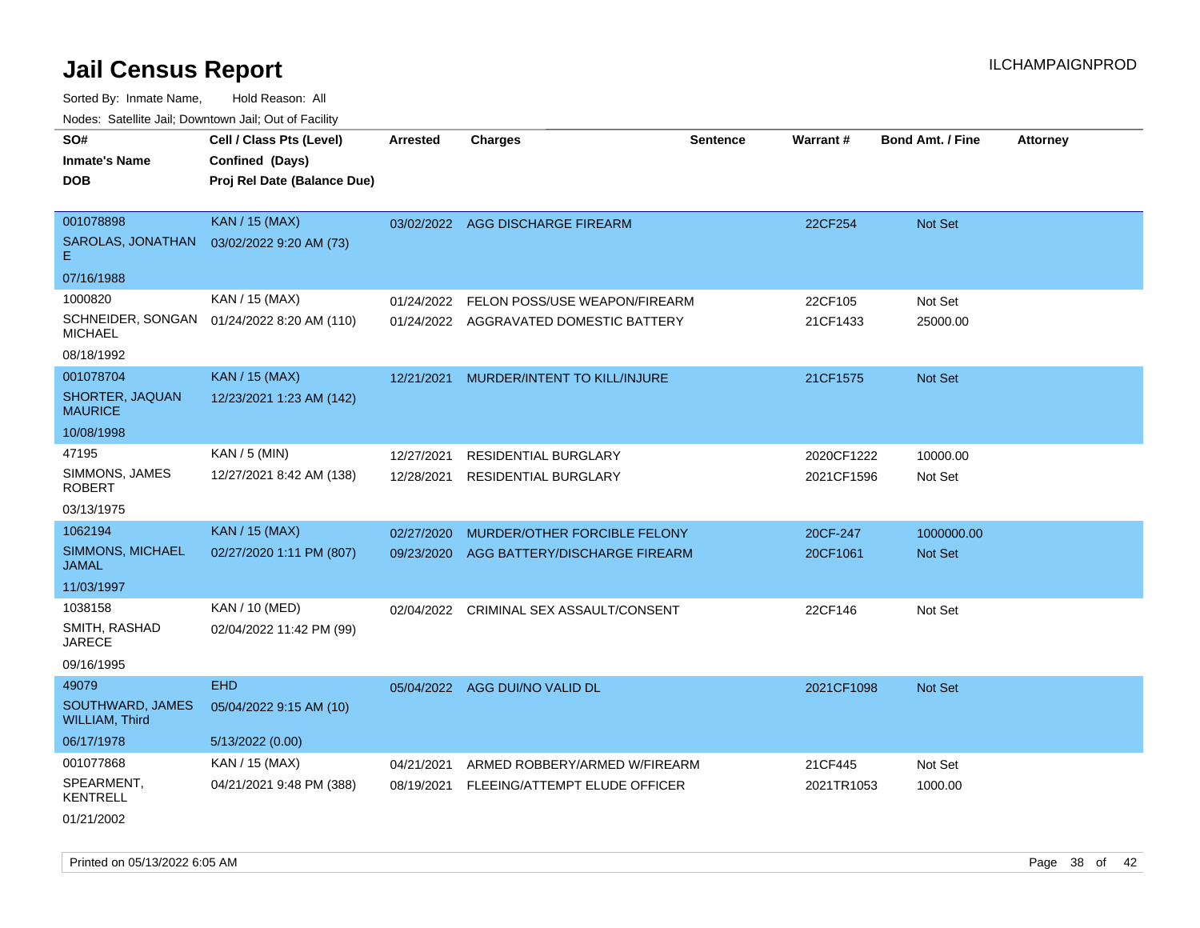# Jail Census Report

Sorted By: Inmate Name, Hold Reason: All

Nodes: Satellite Jail; Downtown Jail; Out of Facility

| SO# / Inmate's Name / DOB | Cell / Class Pts (Level) / Confined (Days) / Proj Rel Date (Balance Due) | Arrested | Charges | Sentence | Warrant # | Bond Amt. / Fine | Attorney |
|---|---|---|---|---|---|---|---|
| 001078898<br>SAROLAS, JONATHAN E<br>07/16/1988 | KAN / 15 (MAX)<br>03/02/2022 9:20 AM (73) | 03/02/2022 | AGG DISCHARGE FIREARM | | 22CF254 | Not Set | |
| 1000820<br>SCHNEIDER, SONGAN MICHAEL<br>08/18/1992 | KAN / 15 (MAX)<br>01/24/2022 8:20 AM (110) | 01/24/2022<br>01/24/2022 | FELON POSS/USE WEAPON/FIREARM<br>AGGRAVATED DOMESTIC BATTERY | | 22CF105<br>21CF1433 | Not Set<br>25000.00 | |
| 001078704<br>SHORTER, JAQUAN MAURICE<br>10/08/1998 | KAN / 15 (MAX)<br>12/23/2021 1:23 AM (142) | 12/21/2021 | MURDER/INTENT TO KILL/INJURE | | 21CF1575 | Not Set | |
| 47195<br>SIMMONS, JAMES ROBERT<br>03/13/1975 | KAN / 5 (MIN)<br>12/27/2021 8:42 AM (138) | 12/27/2021<br>12/28/2021 | RESIDENTIAL BURGLARY<br>RESIDENTIAL BURGLARY | | 2020CF1222<br>2021CF1596 | 10000.00<br>Not Set | |
| 1062194<br>SIMMONS, MICHAEL JAMAL<br>11/03/1997 | KAN / 15 (MAX)<br>02/27/2020 1:11 PM (807) | 02/27/2020<br>09/23/2020 | MURDER/OTHER FORCIBLE FELONY<br>AGG BATTERY/DISCHARGE FIREARM | | 20CF-247<br>20CF1061 | 1000000.00<br>Not Set | |
| 1038158<br>SMITH, RASHAD JARECE<br>09/16/1995 | KAN / 10 (MED)<br>02/04/2022 11:42 PM (99) | 02/04/2022 | CRIMINAL SEX ASSAULT/CONSENT | | 22CF146 | Not Set | |
| 49079<br>SOUTHWARD, JAMES WILLIAM, Third<br>06/17/1978 | EHD<br>05/04/2022 9:15 AM (10)<br>5/13/2022 (0.00) | 05/04/2022 | AGG DUI/NO VALID DL | | 2021CF1098 | Not Set | |
| 001077868<br>SPEARMENT, KENTRELL<br>01/21/2002 | KAN / 15 (MAX)<br>04/21/2021 9:48 PM (388) | 04/21/2021<br>08/19/2021 | ARMED ROBBERY/ARMED W/FIREARM<br>FLEEING/ATTEMPT ELUDE OFFICER | | 21CF445<br>2021TR1053 | Not Set<br>1000.00 | |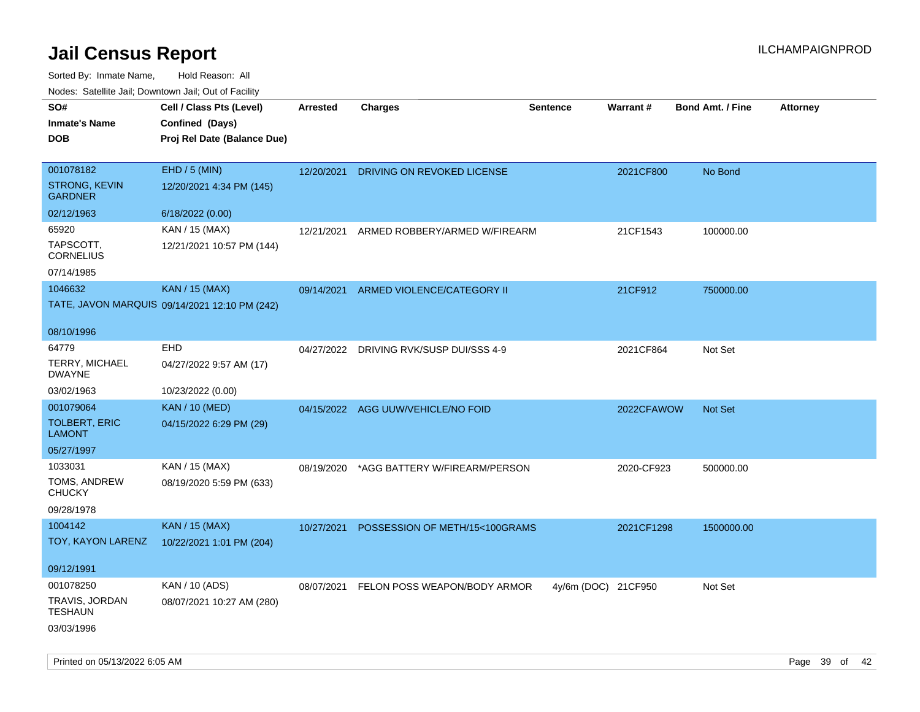# Jail Census Report

ILCHAMPAIGNPROD

Sorted By: Inmate Name, Hold Reason: All

Nodes: Satellite Jail; Downtown Jail; Out of Facility

| SO# / Inmate's Name / DOB | Cell / Class Pts (Level) / Confined (Days) / Proj Rel Date (Balance Due) | Arrested | Charges | Sentence | Warrant # | Bond Amt. / Fine | Attorney |
|---|---|---|---|---|---|---|---|
| 001078182<br>STRONG, KEVIN GARDNER<br>02/12/1963 | EHD / 5 (MIN)<br>12/20/2021 4:34 PM (145)<br>6/18/2022 (0.00) | 12/20/2021 | DRIVING ON REVOKED LICENSE | | 2021CF800 | No Bond | |
| 65920<br>TAPSCOTT, CORNELIUS<br>07/14/1985 | KAN / 15 (MAX)<br>12/21/2021 10:57 PM (144) | 12/21/2021 | ARMED ROBBERY/ARMED W/FIREARM | | 21CF1543 | 100000.00 | |
| 1046632<br>TATE, JAVON MARQUIS<br>08/10/1996 | KAN / 15 (MAX)<br>09/14/2021 12:10 PM (242) | 09/14/2021 | ARMED VIOLENCE/CATEGORY II | | 21CF912 | 750000.00 | |
| 64779<br>TERRY, MICHAEL DWAYNE<br>03/02/1963 | EHD<br>04/27/2022 9:57 AM (17)<br>10/23/2022 (0.00) | 04/27/2022 | DRIVING RVK/SUSP DUI/SSS 4-9 | | 2021CF864 | Not Set | |
| 001079064<br>TOLBERT, ERIC LAMONT<br>05/27/1997 | KAN / 10 (MED)<br>04/15/2022 6:29 PM (29) | 04/15/2022 | AGG UUW/VEHICLE/NO FOID | | 2022CFAWOW | Not Set | |
| 1033031<br>TOMS, ANDREW CHUCKY<br>09/28/1978 | KAN / 15 (MAX)<br>08/19/2020 5:59 PM (633) | 08/19/2020 | *AGG BATTERY W/FIREARM/PERSON | | 2020-CF923 | 500000.00 | |
| 1004142<br>TOY, KAYON LARENZ<br>09/12/1991 | KAN / 15 (MAX)<br>10/22/2021 1:01 PM (204) | 10/27/2021 | POSSESSION OF METH/15<100GRAMS | | 2021CF1298 | 1500000.00 | |
| 001078250<br>TRAVIS, JORDAN TESHAUN<br>03/03/1996 | KAN / 10 (ADS)<br>08/07/2021 10:27 AM (280) | 08/07/2021 | FELON POSS WEAPON/BODY ARMOR | 4y/6m (DOC) | 21CF950 | Not Set | |

Printed on 05/13/2022 6:05 AM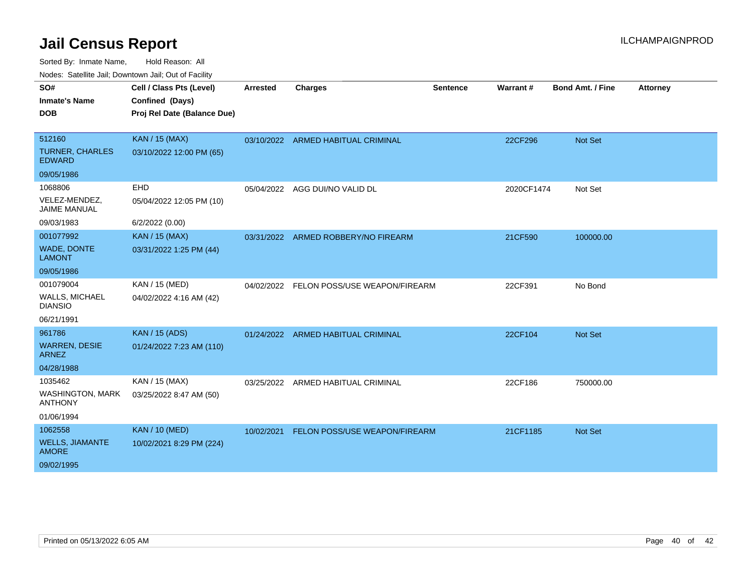# Jail Census Report

ILCHAMPAIGNPROD

Sorted By: Inmate Name, Hold Reason: All

Nodes: Satellite Jail; Downtown Jail; Out of Facility

| SO# / Inmate's Name / DOB | Cell / Class Pts (Level) / Confined (Days) / Proj Rel Date (Balance Due) | Arrested | Charges | Sentence | Warrant # | Bond Amt. / Fine | Attorney |
|---|---|---|---|---|---|---|---|
| 512160<br>TURNER, CHARLES EDWARD<br>09/05/1986 | KAN / 15 (MAX)<br>03/10/2022 12:00 PM (65) | 03/10/2022 | ARMED HABITUAL CRIMINAL | | 22CF296 | Not Set | |
| 1068806<br>VELEZ-MENDEZ, JAIME MANUAL<br>09/03/1983 | EHD<br>05/04/2022 12:05 PM (10)<br>6/2/2022 (0.00) | 05/04/2022 | AGG DUI/NO VALID DL | | 2020CF1474 | Not Set | |
| 001077992<br>WADE, DONTE LAMONT<br>09/05/1986 | KAN / 15 (MAX)<br>03/31/2022 1:25 PM (44) | 03/31/2022 | ARMED ROBBERY/NO FIREARM | | 21CF590 | 100000.00 | |
| 001079004<br>WALLS, MICHAEL DIANSIO<br>06/21/1991 | KAN / 15 (MED)<br>04/02/2022 4:16 AM (42) | 04/02/2022 | FELON POSS/USE WEAPON/FIREARM | | 22CF391 | No Bond | |
| 961786<br>WARREN, DESIE ARNEZ<br>04/28/1988 | KAN / 15 (ADS)<br>01/24/2022 7:23 AM (110) | 01/24/2022 | ARMED HABITUAL CRIMINAL | | 22CF104 | Not Set | |
| 1035462<br>WASHINGTON, MARK ANTHONY<br>01/06/1994 | KAN / 15 (MAX)<br>03/25/2022 8:47 AM (50) | 03/25/2022 | ARMED HABITUAL CRIMINAL | | 22CF186 | 750000.00 | |
| 1062558<br>WELLS, JIAMANTE AMORE<br>09/02/1995 | KAN / 10 (MED)<br>10/02/2021 8:29 PM (224) | 10/02/2021 | FELON POSS/USE WEAPON/FIREARM | | 21CF1185 | Not Set | |

Printed on 05/13/2022 6:05 AM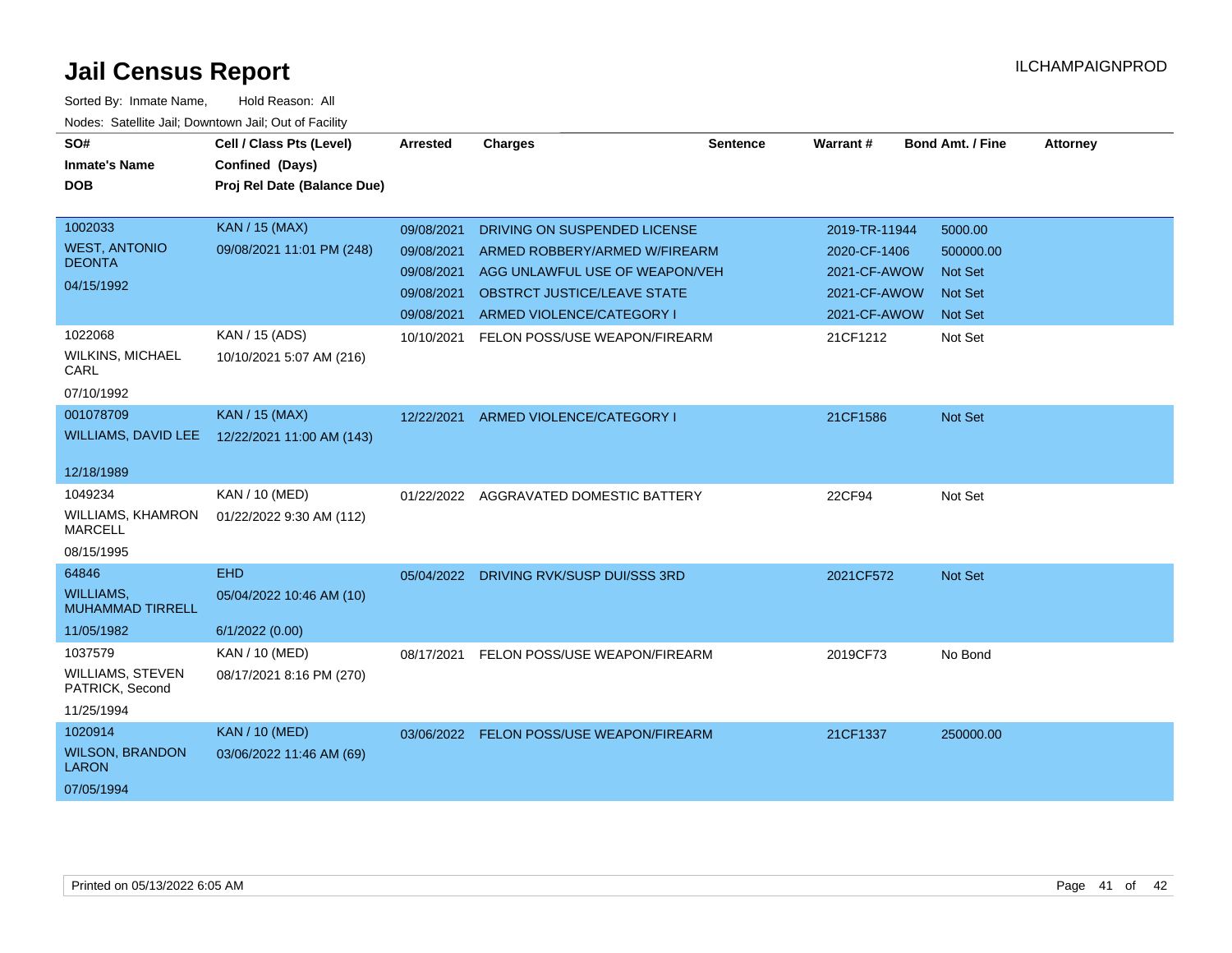# Jail Census Report

ILCHAMPAIGNPROD

Sorted By: Inmate Name, Hold Reason: All

Nodes: Satellite Jail; Downtown Jail; Out of Facility

| SO# / Inmate's Name / DOB | Cell / Class Pts (Level) / Confined (Days) / Proj Rel Date (Balance Due) | Arrested | Charges | Sentence | Warrant # | Bond Amt. / Fine | Attorney |
|---|---|---|---|---|---|---|---|
| 1002033 WEST, ANTONIO DEONTA 04/15/1992 | KAN / 15 (MAX) 09/08/2021 11:01 PM (248) | 09/08/2021 | DRIVING ON SUSPENDED LICENSE | | 2019-TR-11944 | 5000.00 | |
| | | 09/08/2021 | ARMED ROBBERY/ARMED W/FIREARM | | 2020-CF-1406 | 500000.00 | |
| | | 09/08/2021 | AGG UNLAWFUL USE OF WEAPON/VEH | | 2021-CF-AWOW | Not Set | |
| | | 09/08/2021 | OBSTRCT JUSTICE/LEAVE STATE | | 2021-CF-AWOW | Not Set | |
| | | 09/08/2021 | ARMED VIOLENCE/CATEGORY I | | 2021-CF-AWOW | Not Set | |
| 1022068 WILKINS, MICHAEL CARL 07/10/1992 | KAN / 15 (ADS) 10/10/2021 5:07 AM (216) | 10/10/2021 | FELON POSS/USE WEAPON/FIREARM | | 21CF1212 | Not Set | |
| 001078709 WILLIAMS, DAVID LEE 12/18/1989 | KAN / 15 (MAX) 12/22/2021 11:00 AM (143) | 12/22/2021 | ARMED VIOLENCE/CATEGORY I | | 21CF1586 | Not Set | |
| 1049234 WILLIAMS, KHAMRON MARCELL 08/15/1995 | KAN / 10 (MED) 01/22/2022 9:30 AM (112) | 01/22/2022 | AGGRAVATED DOMESTIC BATTERY | | 22CF94 | Not Set | |
| 64846 WILLIAMS, MUHAMMAD TIRRELL 11/05/1982 | EHD 05/04/2022 10:46 AM (10) 6/1/2022 (0.00) | 05/04/2022 | DRIVING RVK/SUSP DUI/SSS 3RD | | 2021CF572 | Not Set | |
| 1037579 WILLIAMS, STEVEN PATRICK, Second 11/25/1994 | KAN / 10 (MED) 08/17/2021 8:16 PM (270) | 08/17/2021 | FELON POSS/USE WEAPON/FIREARM | | 2019CF73 | No Bond | |
| 1020914 WILSON, BRANDON LARON 07/05/1994 | KAN / 10 (MED) 03/06/2022 11:46 AM (69) | 03/06/2022 | FELON POSS/USE WEAPON/FIREARM | | 21CF1337 | 250000.00 | |

Printed on 05/13/2022 6:05 AM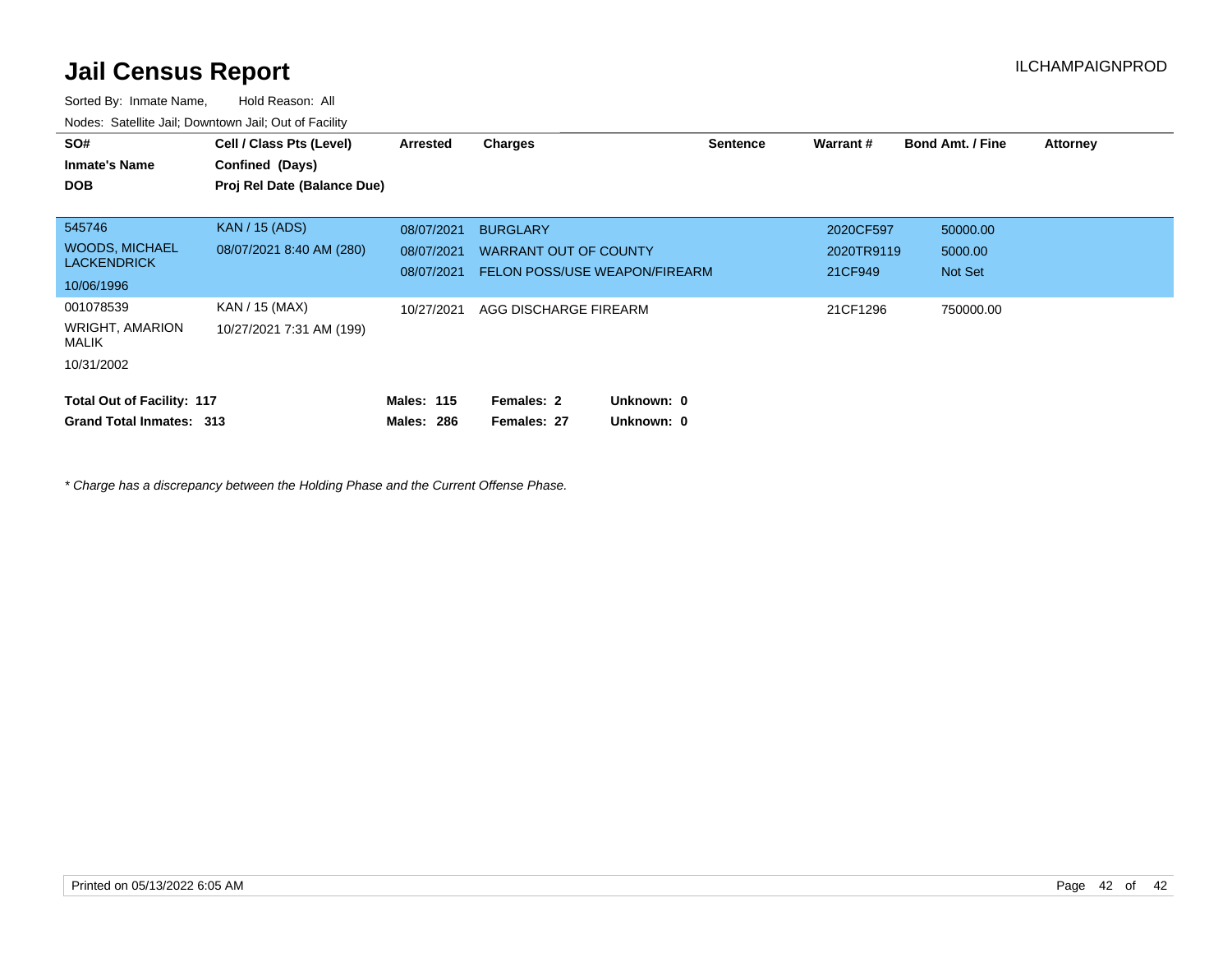# Jail Census Report

ILCHAMPAIGNPROD

Sorted By: Inmate Name, Hold Reason: All

Nodes: Satellite Jail; Downtown Jail; Out of Facility

| SO# / Inmate's Name / DOB | Cell / Class Pts (Level) / Confined (Days) / Proj Rel Date (Balance Due) | Arrested | Charges | Sentence | Warrant # | Bond Amt. / Fine | Attorney |
|---|---|---|---|---|---|---|---|
| 545746 | KAN / 15 (ADS) | 08/07/2021 | BURGLARY | | 2020CF597 | 50000.00 | |
| WOODS, MICHAEL LACKENDRICK | 08/07/2021 8:40 AM (280) | 08/07/2021 | WARRANT OUT OF COUNTY | | 2020TR9119 | 5000.00 | |
| 10/06/1996 | | 08/07/2021 | FELON POSS/USE WEAPON/FIREARM | | 21CF949 | Not Set | |
| 001078539 | KAN / 15 (MAX) | 10/27/2021 | AGG DISCHARGE FIREARM | | 21CF1296 | 750000.00 | |
| WRIGHT, AMARION MALIK | 10/27/2021 7:31 AM (199) | | | | | | |
| 10/31/2002 | | | | | | | |

| | | | |
|---|---|---|---|
| **Total Out of Facility: 117** | **Males: 115** | **Females: 2** | **Unknown: 0** |
| **Grand Total Inmates: 313** | **Males: 286** | **Females: 27** | **Unknown: 0** |

*\* Charge has a discrepancy between the Holding Phase and the Current Offense Phase.*

Printed on 05/13/2022 6:05 AM